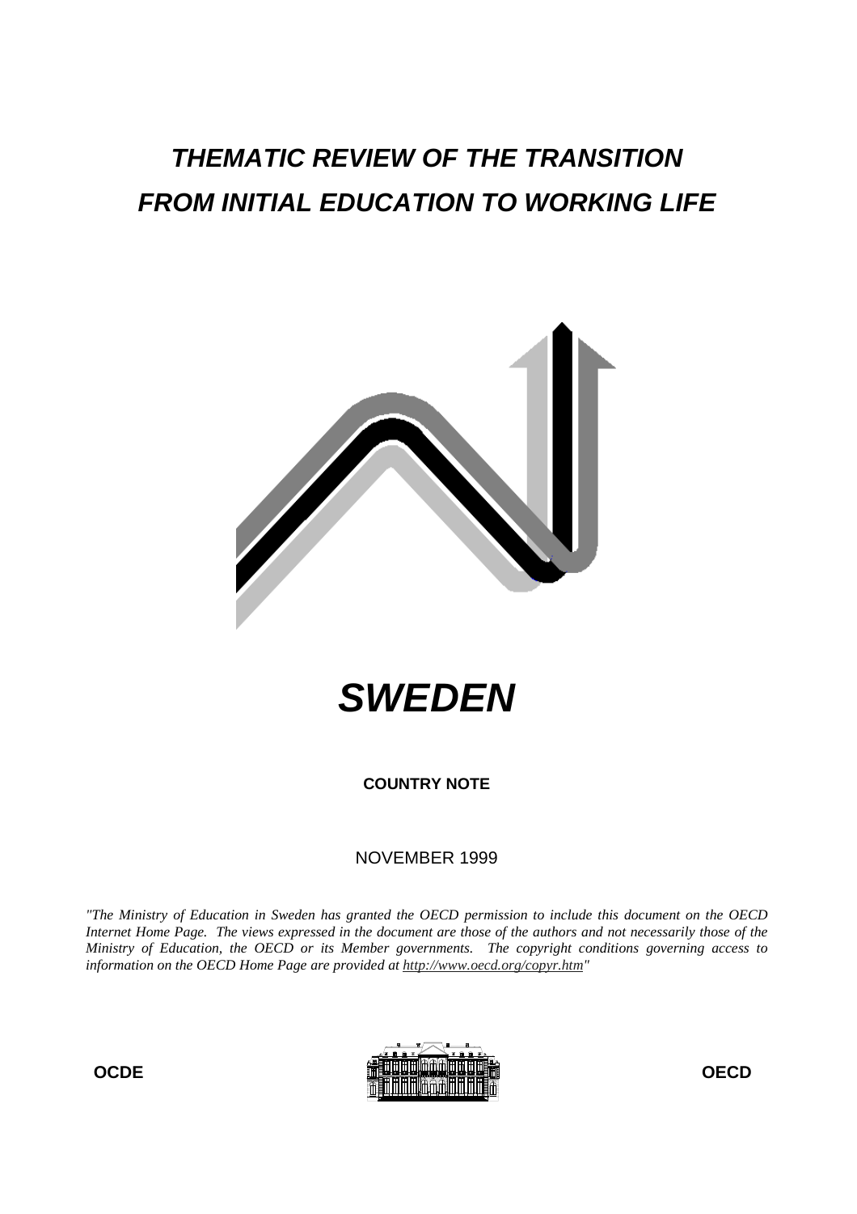# *THEMATIC REVIEW OF THE TRANSITION FROM INITIAL EDUCATION TO WORKING LIFE*

# *SWEDEN*

**COUNTRY NOTE**

NOVEMBER 1999

*"The Ministry of Education in Sweden has granted the OECD permission to include this document on the OECD Internet Home Page. The views expressed in the document are those of the authors and not necessarily those of the Ministry of Education, the OECD or its Member governments. The copyright conditions governing access to information on the OECD Home Page are provided at http://www.oecd.org/copyr.htm"*

**OCDE** **OECD**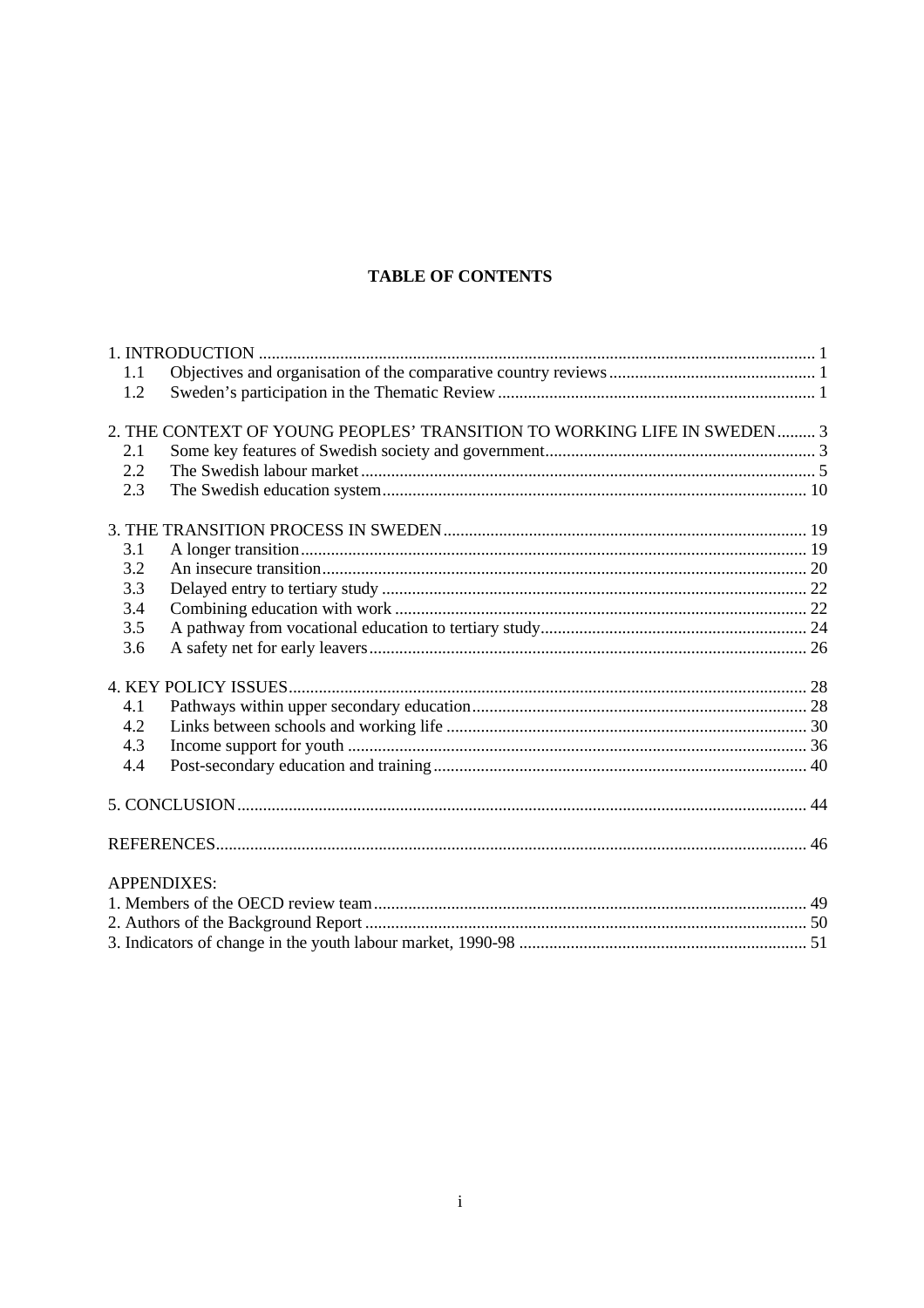## TABLE OF CONTENTS

1. INTRODUCTION ..... 1
   - 1.1 Objectives and organisation of the comparative country reviews ..... 1
   - 1.2 Sweden's participation in the Thematic Review ..... 1

2. THE CONTEXT OF YOUNG PEOPLES' TRANSITION TO WORKING LIFE IN SWEDEN ..... 3
   - 2.1 Some key features of Swedish society and government ..... 3
   - 2.2 The Swedish labour market ..... 5
   - 2.3 The Swedish education system ..... 10

3. THE TRANSITION PROCESS IN SWEDEN ..... 19
   - 3.1 A longer transition ..... 19
   - 3.2 An insecure transition ..... 20
   - 3.3 Delayed entry to tertiary study ..... 22
   - 3.4 Combining education with work ..... 22
   - 3.5 A pathway from vocational education to tertiary study ..... 24
   - 3.6 A safety net for early leavers ..... 26

4. KEY POLICY ISSUES ..... 28
   - 4.1 Pathways within upper secondary education ..... 28
   - 4.2 Links between schools and working life ..... 30
   - 4.3 Income support for youth ..... 36
   - 4.4 Post-secondary education and training ..... 40

5. CONCLUSION ..... 44

REFERENCES ..... 46

APPENDIXES:
1. Members of the OECD review team ..... 49
2. Authors of the Background Report ..... 50
3. Indicators of change in the youth labour market, 1990-98 ..... 51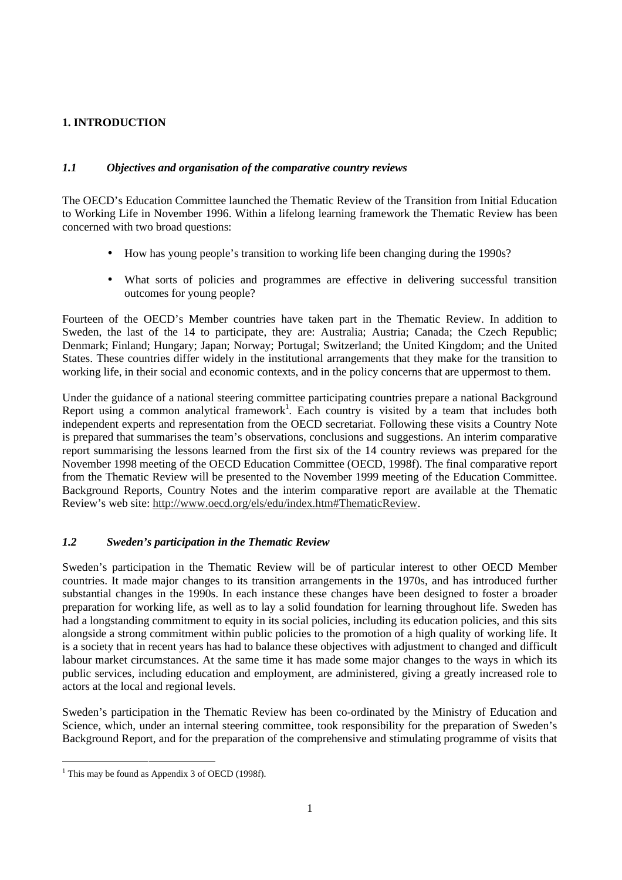# 1. INTRODUCTION

## *1.1 Objectives and organisation of the comparative country reviews*

The OECD's Education Committee launched the Thematic Review of the Transition from Initial Education to Working Life in November 1996. Within a lifelong learning framework the Thematic Review has been concerned with two broad questions:

- How has young people's transition to working life been changing during the 1990s?
- What sorts of policies and programmes are effective in delivering successful transition outcomes for young people?

Fourteen of the OECD's Member countries have taken part in the Thematic Review. In addition to Sweden, the last of the 14 to participate, they are: Australia; Austria; Canada; the Czech Republic; Denmark; Finland; Hungary; Japan; Norway; Portugal; Switzerland; the United Kingdom; and the United States. These countries differ widely in the institutional arrangements that they make for the transition to working life, in their social and economic contexts, and in the policy concerns that are uppermost to them.

Under the guidance of a national steering committee participating countries prepare a national Background Report using a common analytical framework[1]. Each country is visited by a team that includes both independent experts and representation from the OECD secretariat. Following these visits a Country Note is prepared that summarises the team's observations, conclusions and suggestions. An interim comparative report summarising the lessons learned from the first six of the 14 country reviews was prepared for the November 1998 meeting of the OECD Education Committee (OECD, 1998f). The final comparative report from the Thematic Review will be presented to the November 1999 meeting of the Education Committee. Background Reports, Country Notes and the interim comparative report are available at the Thematic Review's web site: http://www.oecd.org/els/edu/index.htm#ThematicReview.

## *1.2 Sweden's participation in the Thematic Review*

Sweden's participation in the Thematic Review will be of particular interest to other OECD Member countries. It made major changes to its transition arrangements in the 1970s, and has introduced further substantial changes in the 1990s. In each instance these changes have been designed to foster a broader preparation for working life, as well as to lay a solid foundation for learning throughout life. Sweden has had a longstanding commitment to equity in its social policies, including its education policies, and this sits alongside a strong commitment within public policies to the promotion of a high quality of working life. It is a society that in recent years has had to balance these objectives with adjustment to changed and difficult labour market circumstances. At the same time it has made some major changes to the ways in which its public services, including education and employment, are administered, giving a greatly increased role to actors at the local and regional levels.

Sweden's participation in the Thematic Review has been co-ordinated by the Ministry of Education and Science, which, under an internal steering committee, took responsibility for the preparation of Sweden's Background Report, and for the preparation of the comprehensive and stimulating programme of visits that

---

[1] This may be found as Appendix 3 of OECD (1998f).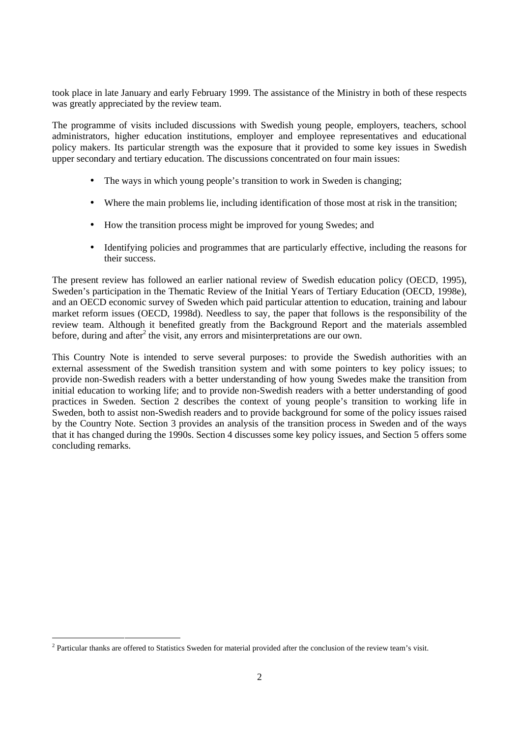took place in late January and early February 1999. The assistance of the Ministry in both of these respects was greatly appreciated by the review team.

The programme of visits included discussions with Swedish young people, employers, teachers, school administrators, higher education institutions, employer and employee representatives and educational policy makers. Its particular strength was the exposure that it provided to some key issues in Swedish upper secondary and tertiary education. The discussions concentrated on four main issues:

- The ways in which young people's transition to work in Sweden is changing;
- Where the main problems lie, including identification of those most at risk in the transition;
- How the transition process might be improved for young Swedes; and
- Identifying policies and programmes that are particularly effective, including the reasons for their success.

The present review has followed an earlier national review of Swedish education policy (OECD, 1995), Sweden's participation in the Thematic Review of the Initial Years of Tertiary Education (OECD, 1998e), and an OECD economic survey of Sweden which paid particular attention to education, training and labour market reform issues (OECD, 1998d). Needless to say, the paper that follows is the responsibility of the review team. Although it benefited greatly from the Background Report and the materials assembled before, during and after[2] the visit, any errors and misinterpretations are our own.

This Country Note is intended to serve several purposes: to provide the Swedish authorities with an external assessment of the Swedish transition system and with some pointers to key policy issues; to provide non-Swedish readers with a better understanding of how young Swedes make the transition from initial education to working life; and to provide non-Swedish readers with a better understanding of good practices in Sweden. Section 2 describes the context of young people's transition to working life in Sweden, both to assist non-Swedish readers and to provide background for some of the policy issues raised by the Country Note. Section 3 provides an analysis of the transition process in Sweden and of the ways that it has changed during the 1990s. Section 4 discusses some key policy issues, and Section 5 offers some concluding remarks.

---

[2] Particular thanks are offered to Statistics Sweden for material provided after the conclusion of the review team's visit.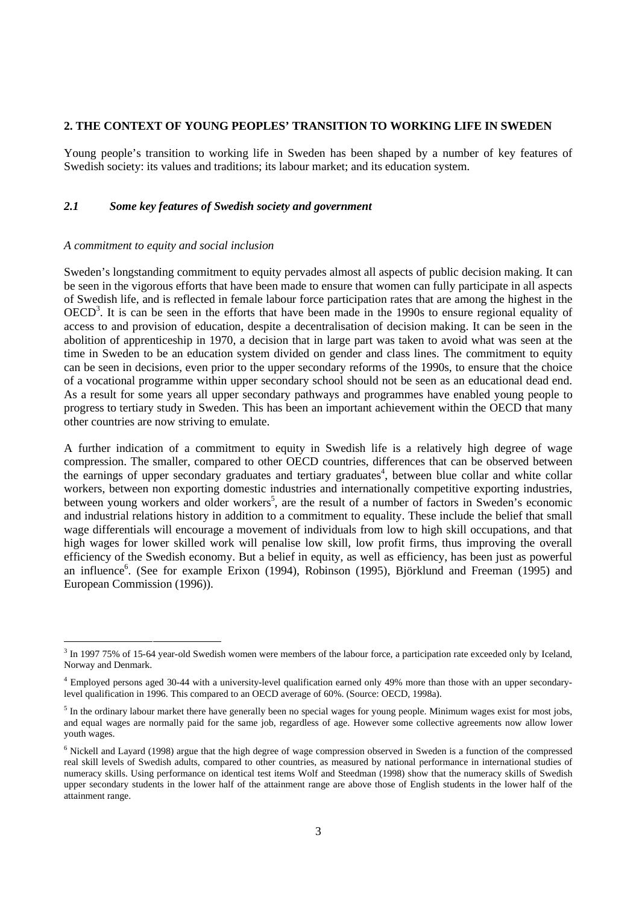## 2. THE CONTEXT OF YOUNG PEOPLES' TRANSITION TO WORKING LIFE IN SWEDEN

Young people's transition to working life in Sweden has been shaped by a number of key features of Swedish society: its values and traditions; its labour market; and its education system.

### *2.1 Some key features of Swedish society and government*

*A commitment to equity and social inclusion*

Sweden's longstanding commitment to equity pervades almost all aspects of public decision making. It can be seen in the vigorous efforts that have been made to ensure that women can fully participate in all aspects of Swedish life, and is reflected in female labour force participation rates that are among the highest in the OECD[3]. It is can be seen in the efforts that have been made in the 1990s to ensure regional equality of access to and provision of education, despite a decentralisation of decision making. It can be seen in the abolition of apprenticeship in 1970, a decision that in large part was taken to avoid what was seen at the time in Sweden to be an education system divided on gender and class lines. The commitment to equity can be seen in decisions, even prior to the upper secondary reforms of the 1990s, to ensure that the choice of a vocational programme within upper secondary school should not be seen as an educational dead end. As a result for some years all upper secondary pathways and programmes have enabled young people to progress to tertiary study in Sweden. This has been an important achievement within the OECD that many other countries are now striving to emulate.

A further indication of a commitment to equity in Swedish life is a relatively high degree of wage compression. The smaller, compared to other OECD countries, differences that can be observed between the earnings of upper secondary graduates and tertiary graduates[4], between blue collar and white collar workers, between non exporting domestic industries and internationally competitive exporting industries, between young workers and older workers[5], are the result of a number of factors in Sweden's economic and industrial relations history in addition to a commitment to equality. These include the belief that small wage differentials will encourage a movement of individuals from low to high skill occupations, and that high wages for lower skilled work will penalise low skill, low profit firms, thus improving the overall efficiency of the Swedish economy. But a belief in equity, as well as efficiency, has been just as powerful an influence[6]. (See for example Erixon (1994), Robinson (1995), Björklund and Freeman (1995) and European Commission (1996)).

---

[3] In 1997 75% of 15-64 year-old Swedish women were members of the labour force, a participation rate exceeded only by Iceland, Norway and Denmark.

[4] Employed persons aged 30-44 with a university-level qualification earned only 49% more than those with an upper secondary-level qualification in 1996. This compared to an OECD average of 60%. (Source: OECD, 1998a).

[5] In the ordinary labour market there have generally been no special wages for young people. Minimum wages exist for most jobs, and equal wages are normally paid for the same job, regardless of age. However some collective agreements now allow lower youth wages.

[6] Nickell and Layard (1998) argue that the high degree of wage compression observed in Sweden is a function of the compressed real skill levels of Swedish adults, compared to other countries, as measured by national performance in international studies of numeracy skills. Using performance on identical test items Wolf and Steedman (1998) show that the numeracy skills of Swedish upper secondary students in the lower half of the attainment range are above those of English students in the lower half of the attainment range.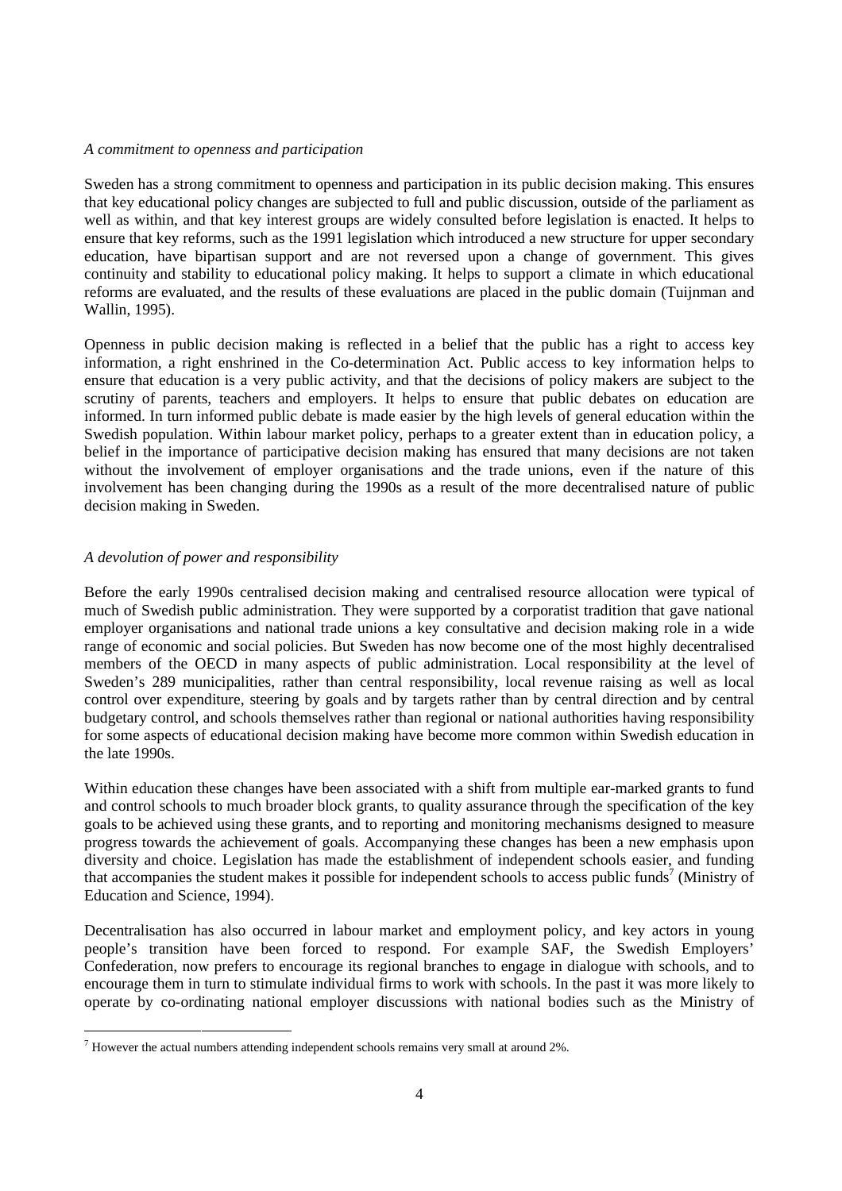*A commitment to openness and participation*

Sweden has a strong commitment to openness and participation in its public decision making. This ensures that key educational policy changes are subjected to full and public discussion, outside of the parliament as well as within, and that key interest groups are widely consulted before legislation is enacted. It helps to ensure that key reforms, such as the 1991 legislation which introduced a new structure for upper secondary education, have bipartisan support and are not reversed upon a change of government. This gives continuity and stability to educational policy making. It helps to support a climate in which educational reforms are evaluated, and the results of these evaluations are placed in the public domain (Tuijnman and Wallin, 1995).

Openness in public decision making is reflected in a belief that the public has a right to access key information, a right enshrined in the Co-determination Act. Public access to key information helps to ensure that education is a very public activity, and that the decisions of policy makers are subject to the scrutiny of parents, teachers and employers. It helps to ensure that public debates on education are informed. In turn informed public debate is made easier by the high levels of general education within the Swedish population. Within labour market policy, perhaps to a greater extent than in education policy, a belief in the importance of participative decision making has ensured that many decisions are not taken without the involvement of employer organisations and the trade unions, even if the nature of this involvement has been changing during the 1990s as a result of the more decentralised nature of public decision making in Sweden.

*A devolution of power and responsibility*

Before the early 1990s centralised decision making and centralised resource allocation were typical of much of Swedish public administration. They were supported by a corporatist tradition that gave national employer organisations and national trade unions a key consultative and decision making role in a wide range of economic and social policies. But Sweden has now become one of the most highly decentralised members of the OECD in many aspects of public administration. Local responsibility at the level of Sweden's 289 municipalities, rather than central responsibility, local revenue raising as well as local control over expenditure, steering by goals and by targets rather than by central direction and by central budgetary control, and schools themselves rather than regional or national authorities having responsibility for some aspects of educational decision making have become more common within Swedish education in the late 1990s.

Within education these changes have been associated with a shift from multiple ear-marked grants to fund and control schools to much broader block grants, to quality assurance through the specification of the key goals to be achieved using these grants, and to reporting and monitoring mechanisms designed to measure progress towards the achievement of goals. Accompanying these changes has been a new emphasis upon diversity and choice. Legislation has made the establishment of independent schools easier, and funding that accompanies the student makes it possible for independent schools to access public funds[7] (Ministry of Education and Science, 1994).

Decentralisation has also occurred in labour market and employment policy, and key actors in young people's transition have been forced to respond. For example SAF, the Swedish Employers' Confederation, now prefers to encourage its regional branches to engage in dialogue with schools, and to encourage them in turn to stimulate individual firms to work with schools. In the past it was more likely to operate by co-ordinating national employer discussions with national bodies such as the Ministry of

[7] However the actual numbers attending independent schools remains very small at around 2%.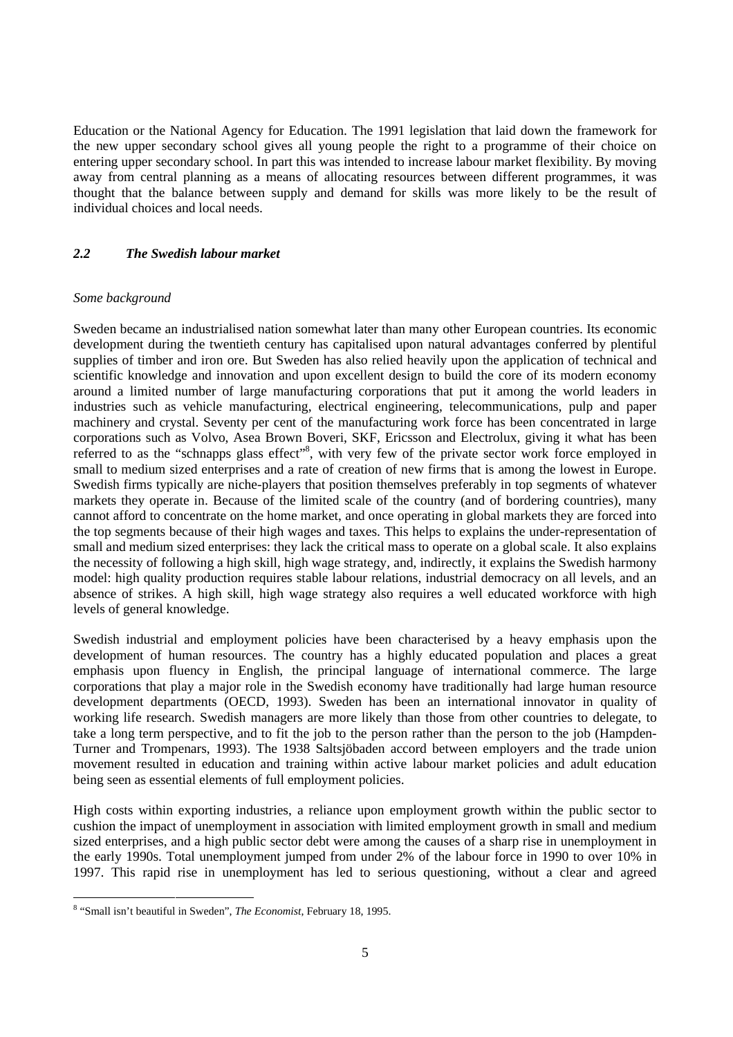Education or the National Agency for Education. The 1991 legislation that laid down the framework for the new upper secondary school gives all young people the right to a programme of their choice on entering upper secondary school. In part this was intended to increase labour market flexibility. By moving away from central planning as a means of allocating resources between different programmes, it was thought that the balance between supply and demand for skills was more likely to be the result of individual choices and local needs.

## *2.2 The Swedish labour market*

*Some background*

Sweden became an industrialised nation somewhat later than many other European countries. Its economic development during the twentieth century has capitalised upon natural advantages conferred by plentiful supplies of timber and iron ore. But Sweden has also relied heavily upon the application of technical and scientific knowledge and innovation and upon excellent design to build the core of its modern economy around a limited number of large manufacturing corporations that put it among the world leaders in industries such as vehicle manufacturing, electrical engineering, telecommunications, pulp and paper machinery and crystal. Seventy per cent of the manufacturing work force has been concentrated in large corporations such as Volvo, Asea Brown Boveri, SKF, Ericsson and Electrolux, giving it what has been referred to as the "schnapps glass effect"[8], with very few of the private sector work force employed in small to medium sized enterprises and a rate of creation of new firms that is among the lowest in Europe. Swedish firms typically are niche-players that position themselves preferably in top segments of whatever markets they operate in. Because of the limited scale of the country (and of bordering countries), many cannot afford to concentrate on the home market, and once operating in global markets they are forced into the top segments because of their high wages and taxes. This helps to explains the under-representation of small and medium sized enterprises: they lack the critical mass to operate on a global scale. It also explains the necessity of following a high skill, high wage strategy, and, indirectly, it explains the Swedish harmony model: high quality production requires stable labour relations, industrial democracy on all levels, and an absence of strikes. A high skill, high wage strategy also requires a well educated workforce with high levels of general knowledge.

Swedish industrial and employment policies have been characterised by a heavy emphasis upon the development of human resources. The country has a highly educated population and places a great emphasis upon fluency in English, the principal language of international commerce. The large corporations that play a major role in the Swedish economy have traditionally had large human resource development departments (OECD, 1993). Sweden has been an international innovator in quality of working life research. Swedish managers are more likely than those from other countries to delegate, to take a long term perspective, and to fit the job to the person rather than the person to the job (Hampden-Turner and Trompenars, 1993). The 1938 Saltsjöbaden accord between employers and the trade union movement resulted in education and training within active labour market policies and adult education being seen as essential elements of full employment policies.

High costs within exporting industries, a reliance upon employment growth within the public sector to cushion the impact of unemployment in association with limited employment growth in small and medium sized enterprises, and a high public sector debt were among the causes of a sharp rise in unemployment in the early 1990s. Total unemployment jumped from under 2% of the labour force in 1990 to over 10% in 1997. This rapid rise in unemployment has led to serious questioning, without a clear and agreed

[8] "Small isn't beautiful in Sweden", *The Economist*, February 18, 1995.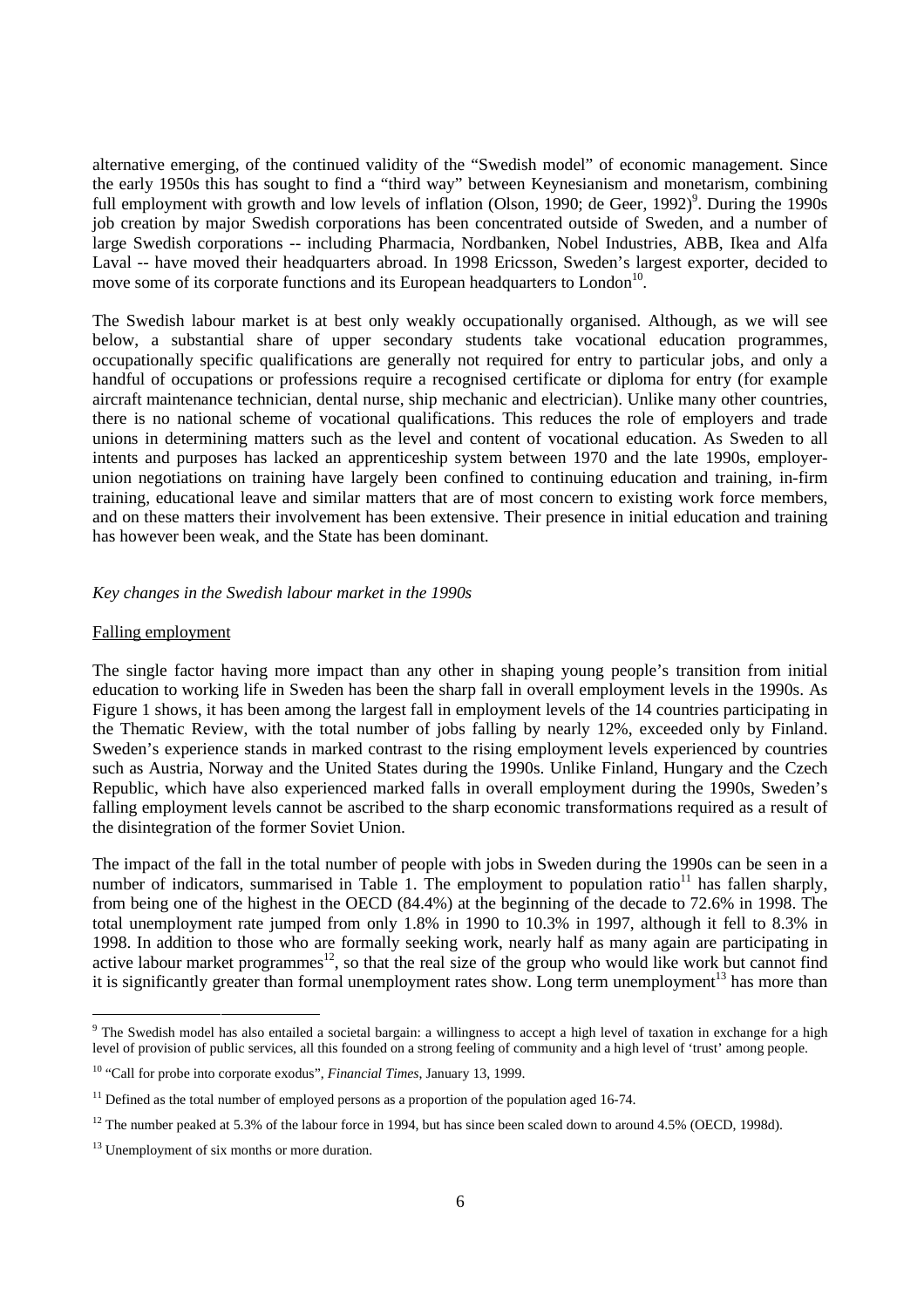alternative emerging, of the continued validity of the "Swedish model" of economic management. Since the early 1950s this has sought to find a "third way" between Keynesianism and monetarism, combining full employment with growth and low levels of inflation (Olson, 1990; de Geer, 1992)[9]. During the 1990s job creation by major Swedish corporations has been concentrated outside of Sweden, and a number of large Swedish corporations -- including Pharmacia, Nordbanken, Nobel Industries, ABB, Ikea and Alfa Laval -- have moved their headquarters abroad. In 1998 Ericsson, Sweden's largest exporter, decided to move some of its corporate functions and its European headquarters to London[10].

The Swedish labour market is at best only weakly occupationally organised. Although, as we will see below, a substantial share of upper secondary students take vocational education programmes, occupationally specific qualifications are generally not required for entry to particular jobs, and only a handful of occupations or professions require a recognised certificate or diploma for entry (for example aircraft maintenance technician, dental nurse, ship mechanic and electrician). Unlike many other countries, there is no national scheme of vocational qualifications. This reduces the role of employers and trade unions in determining matters such as the level and content of vocational education. As Sweden to all intents and purposes has lacked an apprenticeship system between 1970 and the late 1990s, employer-union negotiations on training have largely been confined to continuing education and training, in-firm training, educational leave and similar matters that are of most concern to existing work force members, and on these matters their involvement has been extensive. Their presence in initial education and training has however been weak, and the State has been dominant.

### *Key changes in the Swedish labour market in the 1990s*

#### Falling employment

The single factor having more impact than any other in shaping young people's transition from initial education to working life in Sweden has been the sharp fall in overall employment levels in the 1990s. As Figure 1 shows, it has been among the largest fall in employment levels of the 14 countries participating in the Thematic Review, with the total number of jobs falling by nearly 12%, exceeded only by Finland. Sweden's experience stands in marked contrast to the rising employment levels experienced by countries such as Austria, Norway and the United States during the 1990s. Unlike Finland, Hungary and the Czech Republic, which have also experienced marked falls in overall employment during the 1990s, Sweden's falling employment levels cannot be ascribed to the sharp economic transformations required as a result of the disintegration of the former Soviet Union.

The impact of the fall in the total number of people with jobs in Sweden during the 1990s can be seen in a number of indicators, summarised in Table 1. The employment to population ratio[11] has fallen sharply, from being one of the highest in the OECD (84.4%) at the beginning of the decade to 72.6% in 1998. The total unemployment rate jumped from only 1.8% in 1990 to 10.3% in 1997, although it fell to 8.3% in 1998. In addition to those who are formally seeking work, nearly half as many again are participating in active labour market programmes[12], so that the real size of the group who would like work but cannot find it is significantly greater than formal unemployment rates show. Long term unemployment[13] has more than

---

[9] The Swedish model has also entailed a societal bargain: a willingness to accept a high level of taxation in exchange for a high level of provision of public services, all this founded on a strong feeling of community and a high level of 'trust' among people.

[10] "Call for probe into corporate exodus", *Financial Times*, January 13, 1999.

[11] Defined as the total number of employed persons as a proportion of the population aged 16-74.

[12] The number peaked at 5.3% of the labour force in 1994, but has since been scaled down to around 4.5% (OECD, 1998d).

[13] Unemployment of six months or more duration.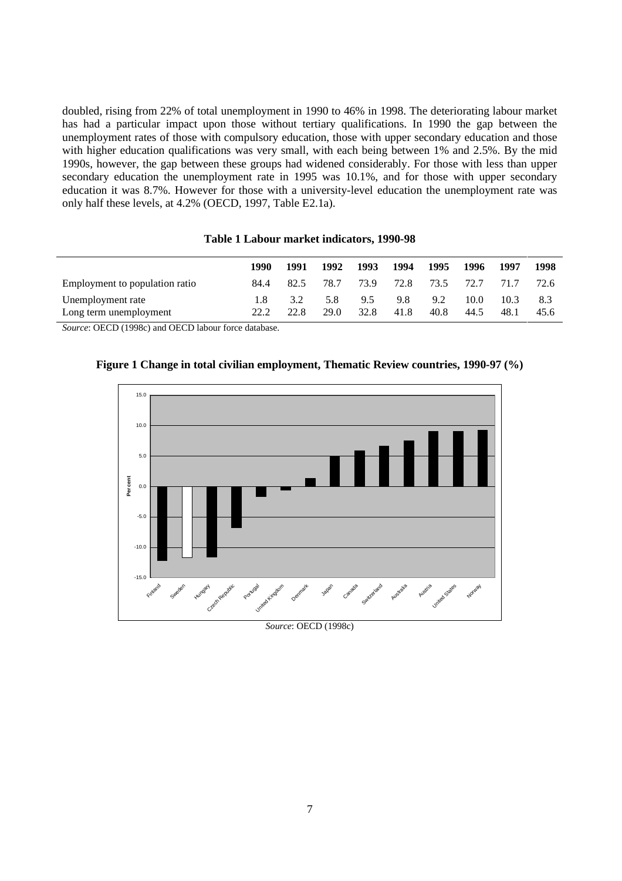doubled, rising from 22% of total unemployment in 1990 to 46% in 1998. The deteriorating labour market has had a particular impact upon those without tertiary qualifications. In 1990 the gap between the unemployment rates of those with compulsory education, those with upper secondary education and those with higher education qualifications was very small, with each being between 1% and 2.5%. By the mid 1990s, however, the gap between these groups had widened considerably. For those with less than upper secondary education the unemployment rate in 1995 was 10.1%, and for those with upper secondary education it was 8.7%. However for those with a university-level education the unemployment rate was only half these levels, at 4.2% (OECD, 1997, Table E2.1a).

**Table 1 Labour market indicators, 1990-98**

| | 1990 | 1991 | 1992 | 1993 | 1994 | 1995 | 1996 | 1997 | 1998 |
|---|---|---|---|---|---|---|---|---|---|
| Employment to population ratio | 84.4 | 82.5 | 78.7 | 73.9 | 72.8 | 73.5 | 72.7 | 71.7 | 72.6 |
| Unemployment rate | 1.8 | 3.2 | 5.8 | 9.5 | 9.8 | 9.2 | 10.0 | 10.3 | 8.3 |
| Long term unemployment | 22.2 | 22.8 | 29.0 | 32.8 | 41.8 | 40.8 | 44.5 | 48.1 | 45.6 |

*Source*: OECD (1998c) and OECD labour force database.

**Figure 1 Change in total civilian employment, Thematic Review countries, 1990-97 (%)**

*Source*: OECD (1998c)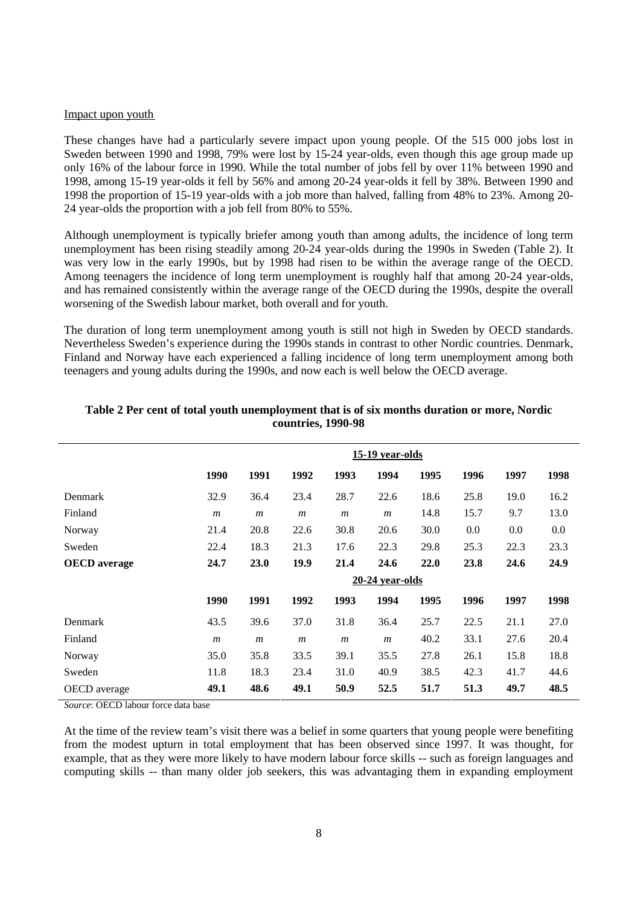Impact upon youth

These changes have had a particularly severe impact upon young people. Of the 515 000 jobs lost in Sweden between 1990 and 1998, 79% were lost by 15-24 year-olds, even though this age group made up only 16% of the labour force in 1990. While the total number of jobs fell by over 11% between 1990 and 1998, among 15-19 year-olds it fell by 56% and among 20-24 year-olds it fell by 38%. Between 1990 and 1998 the proportion of 15-19 year-olds with a job more than halved, falling from 48% to 23%. Among 20-24 year-olds the proportion with a job fell from 80% to 55%.

Although unemployment is typically briefer among youth than among adults, the incidence of long term unemployment has been rising steadily among 20-24 year-olds during the 1990s in Sweden (Table 2). It was very low in the early 1990s, but by 1998 had risen to be within the average range of the OECD. Among teenagers the incidence of long term unemployment is roughly half that among 20-24 year-olds, and has remained consistently within the average range of the OECD during the 1990s, despite the overall worsening of the Swedish labour market, both overall and for youth.

The duration of long term unemployment among youth is still not high in Sweden by OECD standards. Nevertheless Sweden's experience during the 1990s stands in contrast to other Nordic countries. Denmark, Finland and Norway have each experienced a falling incidence of long term unemployment among both teenagers and young adults during the 1990s, and now each is well below the OECD average.

**Table 2 Per cent of total youth unemployment that is of six months duration or more, Nordic countries, 1990-98**

| | 15-19 year-olds | | | | | | | | |
|---|---|---|---|---|---|---|---|---|---|
| | **1990** | **1991** | **1992** | **1993** | **1994** | **1995** | **1996** | **1997** | **1998** |
| Denmark | 32.9 | 36.4 | 23.4 | 28.7 | 22.6 | 18.6 | 25.8 | 19.0 | 16.2 |
| Finland | *m* | *m* | *m* | *m* | *m* | 14.8 | 15.7 | 9.7 | 13.0 |
| Norway | 21.4 | 20.8 | 22.6 | 30.8 | 20.6 | 30.0 | 0.0 | 0.0 | 0.0 |
| Sweden | 22.4 | 18.3 | 21.3 | 17.6 | 22.3 | 29.8 | 25.3 | 22.3 | 23.3 |
| **OECD average** | **24.7** | **23.0** | **19.9** | **21.4** | **24.6** | **22.0** | **23.8** | **24.6** | **24.9** |
| | 20-24 year-olds | | | | | | | | |
| | **1990** | **1991** | **1992** | **1993** | **1994** | **1995** | **1996** | **1997** | **1998** |
| Denmark | 43.5 | 39.6 | 37.0 | 31.8 | 36.4 | 25.7 | 22.5 | 21.1 | 27.0 |
| Finland | *m* | *m* | *m* | *m* | *m* | 40.2 | 33.1 | 27.6 | 20.4 |
| Norway | 35.0 | 35.8 | 33.5 | 39.1 | 35.5 | 27.8 | 26.1 | 15.8 | 18.8 |
| Sweden | 11.8 | 18.3 | 23.4 | 31.0 | 40.9 | 38.5 | 42.3 | 41.7 | 44.6 |
| OECD average | **49.1** | **48.6** | **49.1** | **50.9** | **52.5** | **51.7** | **51.3** | **49.7** | **48.5** |

*Source*: OECD labour force data base

At the time of the review team's visit there was a belief in some quarters that young people were benefiting from the modest upturn in total employment that has been observed since 1997. It was thought, for example, that as they were more likely to have modern labour force skills -- such as foreign languages and computing skills -- than many older job seekers, this was advantaging them in expanding employment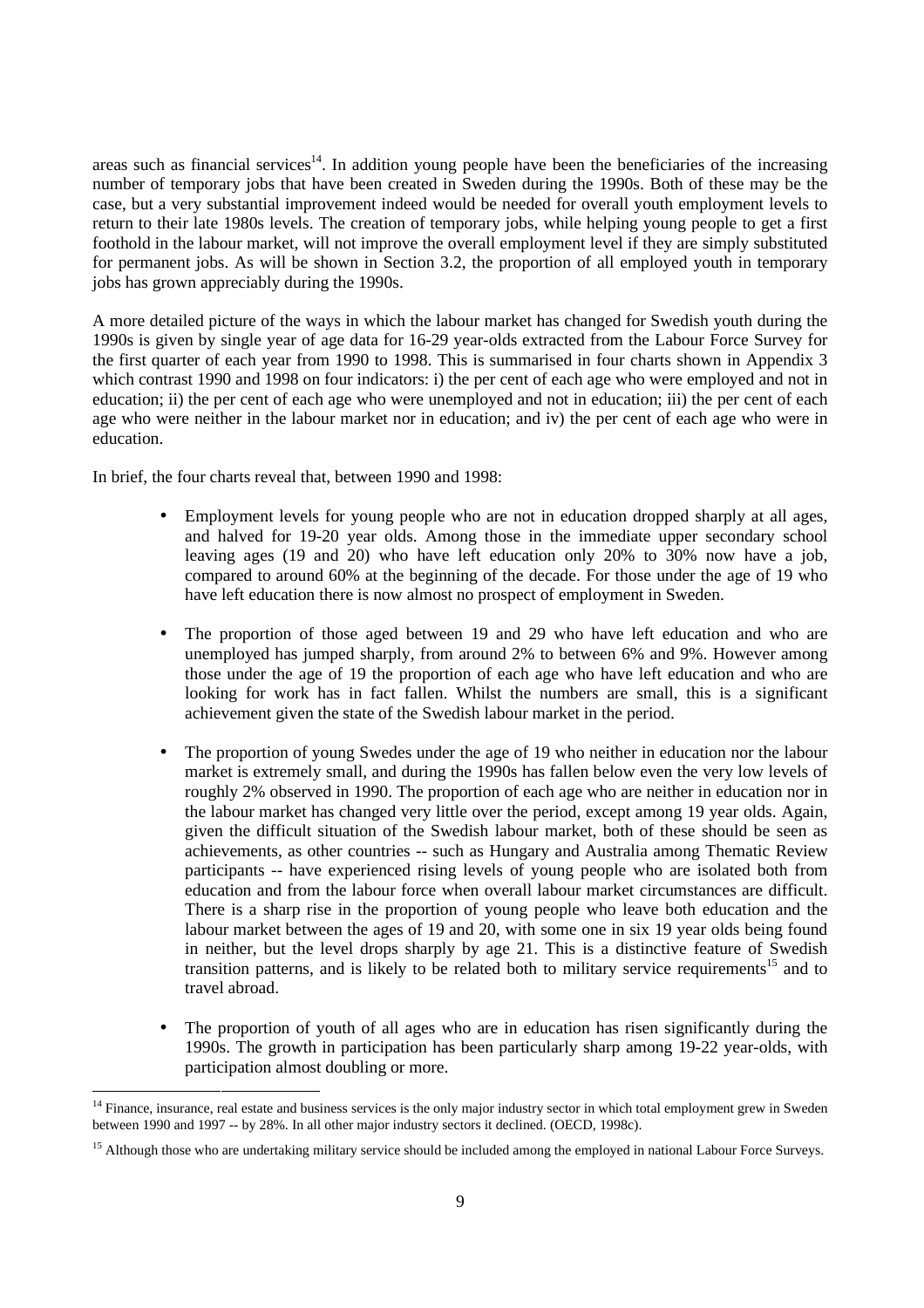areas such as financial services[14]. In addition young people have been the beneficiaries of the increasing number of temporary jobs that have been created in Sweden during the 1990s. Both of these may be the case, but a very substantial improvement indeed would be needed for overall youth employment levels to return to their late 1980s levels. The creation of temporary jobs, while helping young people to get a first foothold in the labour market, will not improve the overall employment level if they are simply substituted for permanent jobs. As will be shown in Section 3.2, the proportion of all employed youth in temporary jobs has grown appreciably during the 1990s.

A more detailed picture of the ways in which the labour market has changed for Swedish youth during the 1990s is given by single year of age data for 16-29 year-olds extracted from the Labour Force Survey for the first quarter of each year from 1990 to 1998. This is summarised in four charts shown in Appendix 3 which contrast 1990 and 1998 on four indicators: i) the per cent of each age who were employed and not in education; ii) the per cent of each age who were unemployed and not in education; iii) the per cent of each age who were neither in the labour market nor in education; and iv) the per cent of each age who were in education.

In brief, the four charts reveal that, between 1990 and 1998:

- Employment levels for young people who are not in education dropped sharply at all ages, and halved for 19-20 year olds. Among those in the immediate upper secondary school leaving ages (19 and 20) who have left education only 20% to 30% now have a job, compared to around 60% at the beginning of the decade. For those under the age of 19 who have left education there is now almost no prospect of employment in Sweden.

- The proportion of those aged between 19 and 29 who have left education and who are unemployed has jumped sharply, from around 2% to between 6% and 9%. However among those under the age of 19 the proportion of each age who have left education and who are looking for work has in fact fallen. Whilst the numbers are small, this is a significant achievement given the state of the Swedish labour market in the period.

- The proportion of young Swedes under the age of 19 who neither in education nor the labour market is extremely small, and during the 1990s has fallen below even the very low levels of roughly 2% observed in 1990. The proportion of each age who are neither in education nor in the labour market has changed very little over the period, except among 19 year olds. Again, given the difficult situation of the Swedish labour market, both of these should be seen as achievements, as other countries -- such as Hungary and Australia among Thematic Review participants -- have experienced rising levels of young people who are isolated both from education and from the labour force when overall labour market circumstances are difficult. There is a sharp rise in the proportion of young people who leave both education and the labour market between the ages of 19 and 20, with some one in six 19 year olds being found in neither, but the level drops sharply by age 21. This is a distinctive feature of Swedish transition patterns, and is likely to be related both to military service requirements[15] and to travel abroad.

- The proportion of youth of all ages who are in education has risen significantly during the 1990s. The growth in participation has been particularly sharp among 19-22 year-olds, with participation almost doubling or more.

---

[14] Finance, insurance, real estate and business services is the only major industry sector in which total employment grew in Sweden between 1990 and 1997 -- by 28%. In all other major industry sectors it declined. (OECD, 1998c).

[15] Although those who are undertaking military service should be included among the employed in national Labour Force Surveys.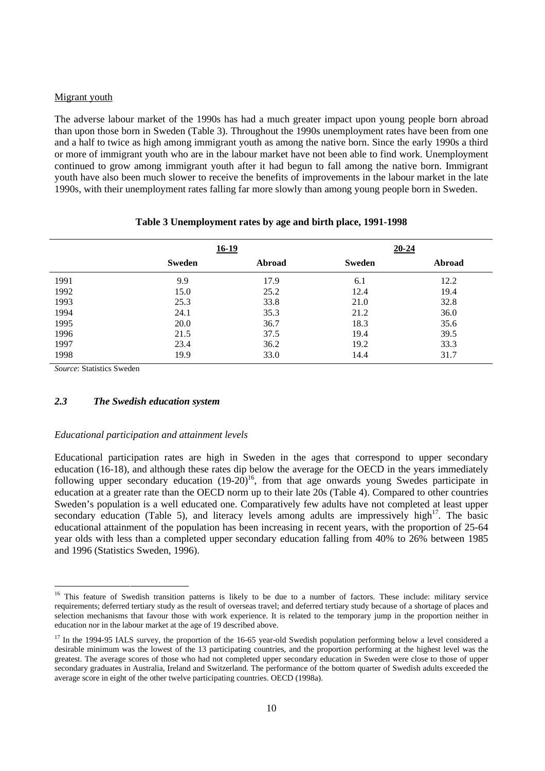Migrant youth

The adverse labour market of the 1990s has had a much greater impact upon young people born abroad than upon those born in Sweden (Table 3). Throughout the 1990s unemployment rates have been from one and a half to twice as high among immigrant youth as among the native born. Since the early 1990s a third or more of immigrant youth who are in the labour market have not been able to find work. Unemployment continued to grow among immigrant youth after it had begun to fall among the native born. Immigrant youth have also been much slower to receive the benefits of improvements in the labour market in the late 1990s, with their unemployment rates falling far more slowly than among young people born in Sweden.

**Table 3 Unemployment rates by age and birth place, 1991-1998**

| | 16-19 | | 20-24 | |
|---|---|---|---|---|
| | **Sweden** | **Abroad** | **Sweden** | **Abroad** |
| 1991 | 9.9 | 17.9 | 6.1 | 12.2 |
| 1992 | 15.0 | 25.2 | 12.4 | 19.4 |
| 1993 | 25.3 | 33.8 | 21.0 | 32.8 |
| 1994 | 24.1 | 35.3 | 21.2 | 36.0 |
| 1995 | 20.0 | 36.7 | 18.3 | 35.6 |
| 1996 | 21.5 | 37.5 | 19.4 | 39.5 |
| 1997 | 23.4 | 36.2 | 19.2 | 33.3 |
| 1998 | 19.9 | 33.0 | 14.4 | 31.7 |

*Source*: Statistics Sweden

### *2.3 The Swedish education system*

*Educational participation and attainment levels*

Educational participation rates are high in Sweden in the ages that correspond to upper secondary education (16-18), and although these rates dip below the average for the OECD in the years immediately following upper secondary education (19-20)[16], from that age onwards young Swedes participate in education at a greater rate than the OECD norm up to their late 20s (Table 4). Compared to other countries Sweden's population is a well educated one. Comparatively few adults have not completed at least upper secondary education (Table 5), and literacy levels among adults are impressively high[17]. The basic educational attainment of the population has been increasing in recent years, with the proportion of 25-64 year olds with less than a completed upper secondary education falling from 40% to 26% between 1985 and 1996 (Statistics Sweden, 1996).

[16] This feature of Swedish transition patterns is likely to be due to a number of factors. These include: military service requirements; deferred tertiary study as the result of overseas travel; and deferred tertiary study because of a shortage of places and selection mechanisms that favour those with work experience. It is related to the temporary jump in the proportion neither in education nor in the labour market at the age of 19 described above.

[17] In the 1994-95 IALS survey, the proportion of the 16-65 year-old Swedish population performing below a level considered a desirable minimum was the lowest of the 13 participating countries, and the proportion performing at the highest level was the greatest. The average scores of those who had not completed upper secondary education in Sweden were close to those of upper secondary graduates in Australia, Ireland and Switzerland. The performance of the bottom quarter of Swedish adults exceeded the average score in eight of the other twelve participating countries. OECD (1998a).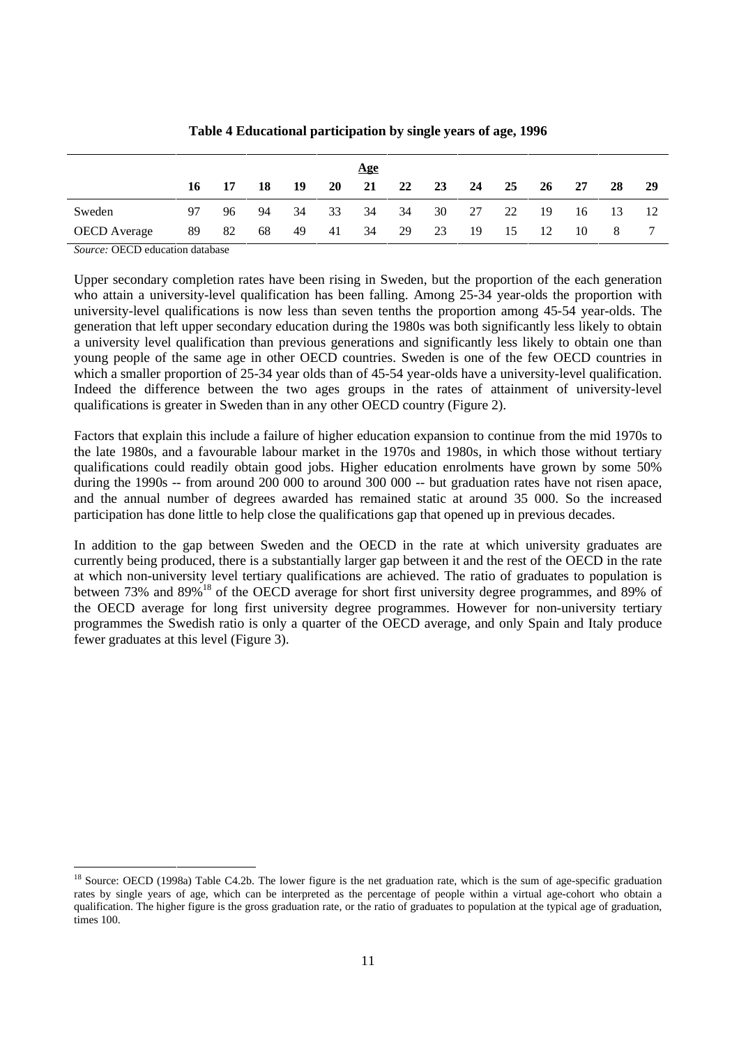**Table 4 Educational participation by single years of age, 1996**

| | Age | | | | | | | | | | | | | |
|---|---|---|---|---|---|---|---|---|---|---|---|---|---|---|
| | **16** | **17** | **18** | **19** | **20** | **21** | **22** | **23** | **24** | **25** | **26** | **27** | **28** | **29** |
| Sweden | 97 | 96 | 94 | 34 | 33 | 34 | 34 | 30 | 27 | 22 | 19 | 16 | 13 | 12 |
| OECD Average | 89 | 82 | 68 | 49 | 41 | 34 | 29 | 23 | 19 | 15 | 12 | 10 | 8 | 7 |

*Source:* OECD education database

Upper secondary completion rates have been rising in Sweden, but the proportion of the each generation who attain a university-level qualification has been falling. Among 25-34 year-olds the proportion with university-level qualifications is now less than seven tenths the proportion among 45-54 year-olds. The generation that left upper secondary education during the 1980s was both significantly less likely to obtain a university level qualification than previous generations and significantly less likely to obtain one than young people of the same age in other OECD countries. Sweden is one of the few OECD countries in which a smaller proportion of 25-34 year olds than of 45-54 year-olds have a university-level qualification. Indeed the difference between the two ages groups in the rates of attainment of university-level qualifications is greater in Sweden than in any other OECD country (Figure 2).

Factors that explain this include a failure of higher education expansion to continue from the mid 1970s to the late 1980s, and a favourable labour market in the 1970s and 1980s, in which those without tertiary qualifications could readily obtain good jobs. Higher education enrolments have grown by some 50% during the 1990s -- from around 200 000 to around 300 000 -- but graduation rates have not risen apace, and the annual number of degrees awarded has remained static at around 35 000. So the increased participation has done little to help close the qualifications gap that opened up in previous decades.

In addition to the gap between Sweden and the OECD in the rate at which university graduates are currently being produced, there is a substantially larger gap between it and the rest of the OECD in the rate at which non-university level tertiary qualifications are achieved. The ratio of graduates to population is between 73% and 89%[18] of the OECD average for short first university degree programmes, and 89% of the OECD average for long first university degree programmes. However for non-university tertiary programmes the Swedish ratio is only a quarter of the OECD average, and only Spain and Italy produce fewer graduates at this level (Figure 3).

[18] Source: OECD (1998a) Table C4.2b. The lower figure is the net graduation rate, which is the sum of age-specific graduation rates by single years of age, which can be interpreted as the percentage of people within a virtual age-cohort who obtain a qualification. The higher figure is the gross graduation rate, or the ratio of graduates to population at the typical age of graduation, times 100.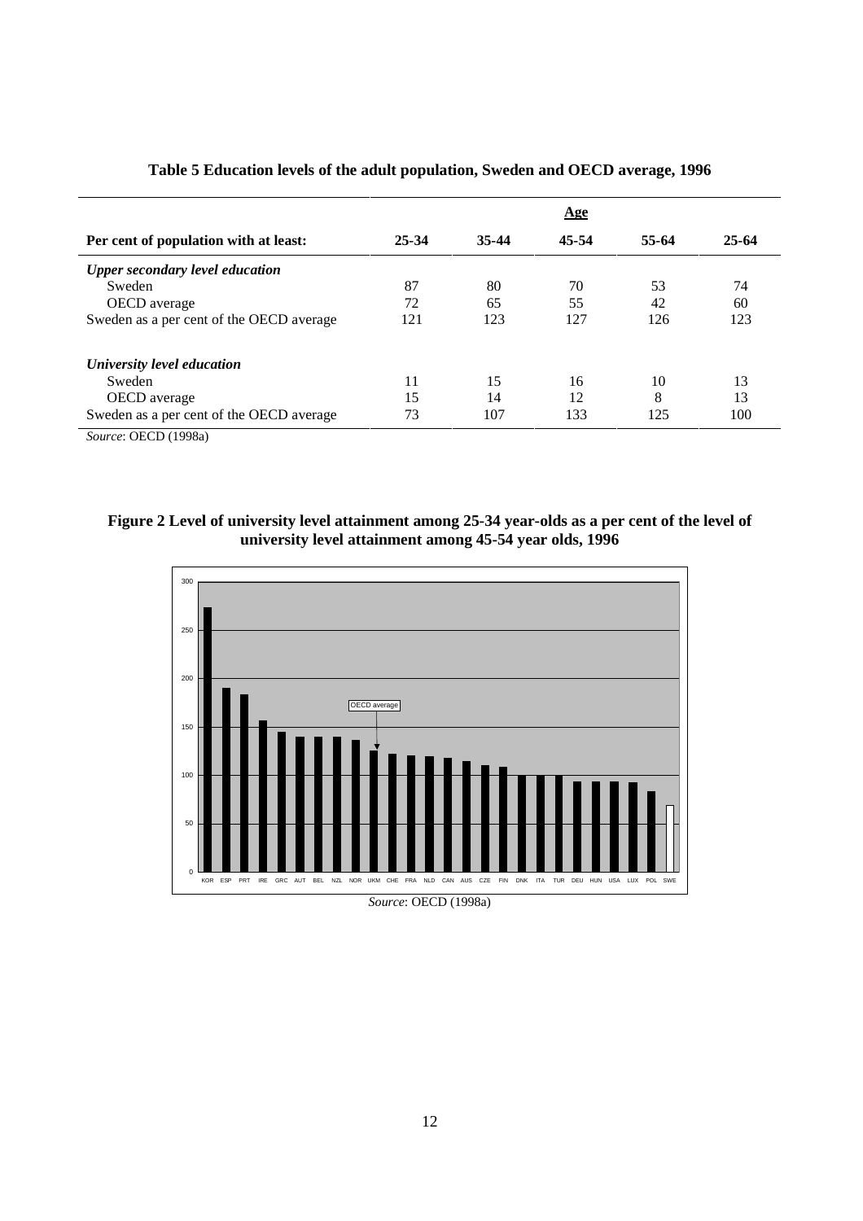**Table 5 Education levels of the adult population, Sweden and OECD average, 1996**

| | Age | | | | |
|---|---|---|---|---|---|
| **Per cent of population with at least:** | **25-34** | **35-44** | **45-54** | **55-64** | **25-64** |
| ***Upper secondary level education*** | | | | | |
| Sweden | 87 | 80 | 70 | 53 | 74 |
| OECD average | 72 | 65 | 55 | 42 | 60 |
| Sweden as a per cent of the OECD average | 121 | 123 | 127 | 126 | 123 |
| ***University level education*** | | | | | |
| Sweden | 11 | 15 | 16 | 10 | 13 |
| OECD average | 15 | 14 | 12 | 8 | 13 |
| Sweden as a per cent of the OECD average | 73 | 107 | 133 | 125 | 100 |

*Source*: OECD (1998a)

**Figure 2 Level of university level attainment among 25-34 year-olds as a per cent of the level of university level attainment among 45-54 year olds, 1996**

*Source*: OECD (1998a)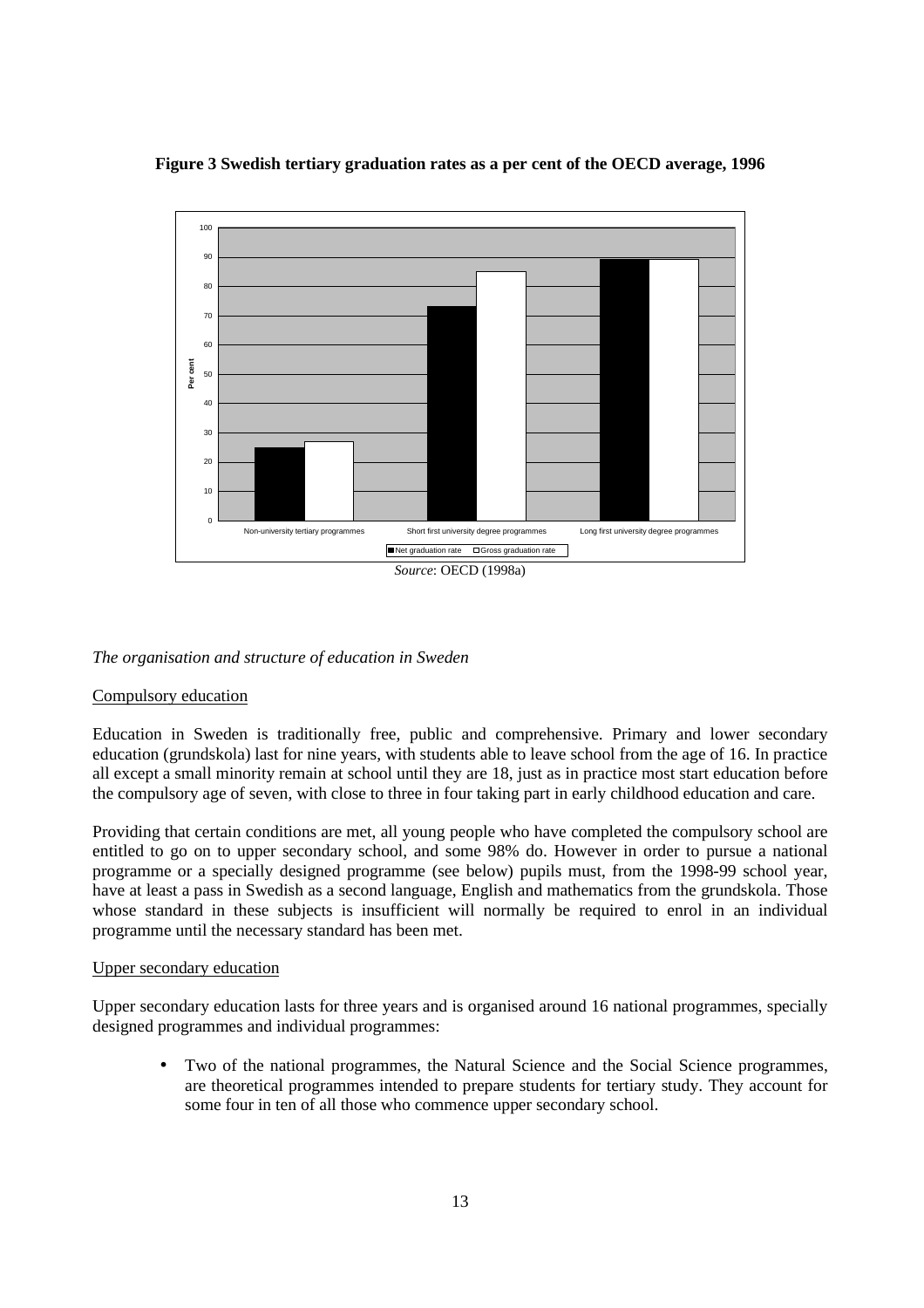**Figure 3 Swedish tertiary graduation rates as a per cent of the OECD average, 1996**

*Source*: OECD (1998a)

*The organisation and structure of education in Sweden*

Compulsory education

Education in Sweden is traditionally free, public and comprehensive. Primary and lower secondary education (grundskola) last for nine years, with students able to leave school from the age of 16. In practice all except a small minority remain at school until they are 18, just as in practice most start education before the compulsory age of seven, with close to three in four taking part in early childhood education and care.

Providing that certain conditions are met, all young people who have completed the compulsory school are entitled to go on to upper secondary school, and some 98% do. However in order to pursue a national programme or a specially designed programme (see below) pupils must, from the 1998-99 school year, have at least a pass in Swedish as a second language, English and mathematics from the grundskola. Those whose standard in these subjects is insufficient will normally be required to enrol in an individual programme until the necessary standard has been met.

Upper secondary education

Upper secondary education lasts for three years and is organised around 16 national programmes, specially designed programmes and individual programmes:

- Two of the national programmes, the Natural Science and the Social Science programmes, are theoretical programmes intended to prepare students for tertiary study. They account for some four in ten of all those who commence upper secondary school.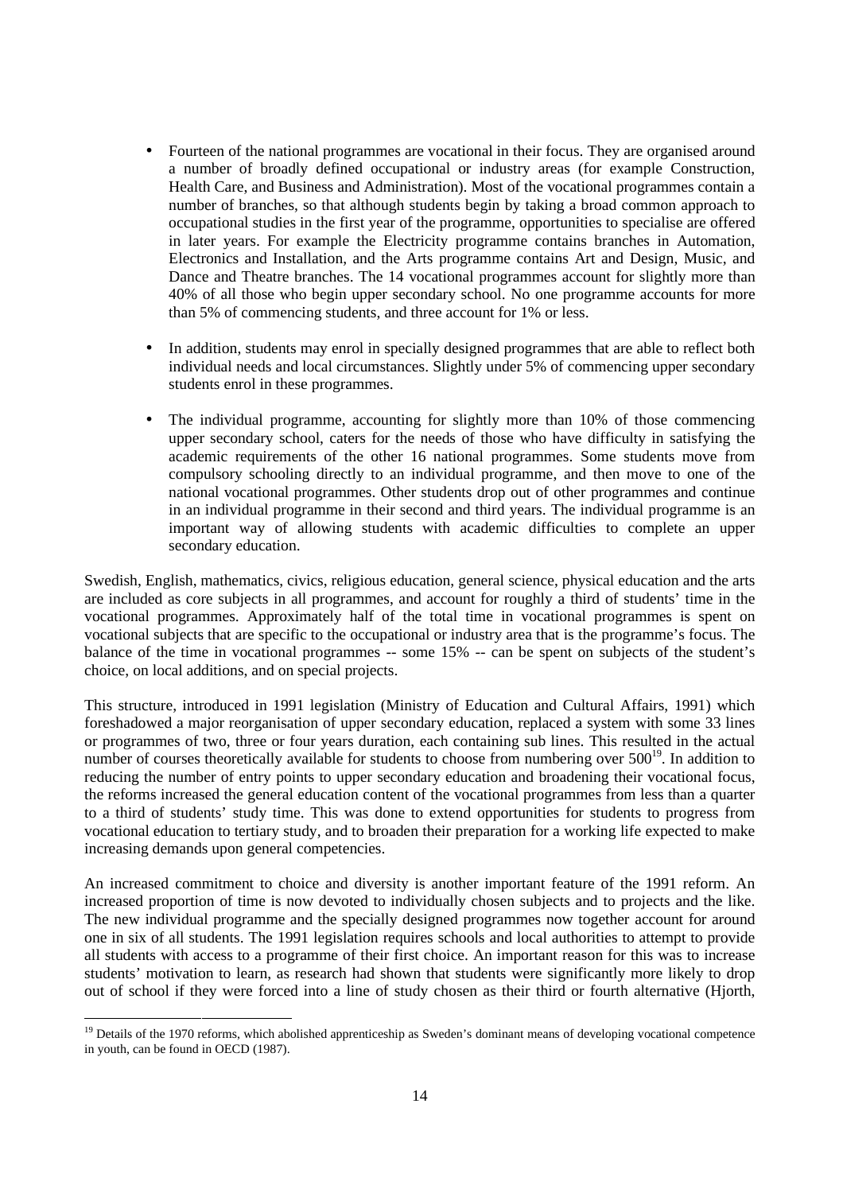- Fourteen of the national programmes are vocational in their focus. They are organised around a number of broadly defined occupational or industry areas (for example Construction, Health Care, and Business and Administration). Most of the vocational programmes contain a number of branches, so that although students begin by taking a broad common approach to occupational studies in the first year of the programme, opportunities to specialise are offered in later years. For example the Electricity programme contains branches in Automation, Electronics and Installation, and the Arts programme contains Art and Design, Music, and Dance and Theatre branches. The 14 vocational programmes account for slightly more than 40% of all those who begin upper secondary school. No one programme accounts for more than 5% of commencing students, and three account for 1% or less.

- In addition, students may enrol in specially designed programmes that are able to reflect both individual needs and local circumstances. Slightly under 5% of commencing upper secondary students enrol in these programmes.

- The individual programme, accounting for slightly more than 10% of those commencing upper secondary school, caters for the needs of those who have difficulty in satisfying the academic requirements of the other 16 national programmes. Some students move from compulsory schooling directly to an individual programme, and then move to one of the national vocational programmes. Other students drop out of other programmes and continue in an individual programme in their second and third years. The individual programme is an important way of allowing students with academic difficulties to complete an upper secondary education.

Swedish, English, mathematics, civics, religious education, general science, physical education and the arts are included as core subjects in all programmes, and account for roughly a third of students' time in the vocational programmes. Approximately half of the total time in vocational programmes is spent on vocational subjects that are specific to the occupational or industry area that is the programme's focus. The balance of the time in vocational programmes -- some 15% -- can be spent on subjects of the student's choice, on local additions, and on special projects.

This structure, introduced in 1991 legislation (Ministry of Education and Cultural Affairs, 1991) which foreshadowed a major reorganisation of upper secondary education, replaced a system with some 33 lines or programmes of two, three or four years duration, each containing sub lines. This resulted in the actual number of courses theoretically available for students to choose from numbering over 500[19]. In addition to reducing the number of entry points to upper secondary education and broadening their vocational focus, the reforms increased the general education content of the vocational programmes from less than a quarter to a third of students' study time. This was done to extend opportunities for students to progress from vocational education to tertiary study, and to broaden their preparation for a working life expected to make increasing demands upon general competencies.

An increased commitment to choice and diversity is another important feature of the 1991 reform. An increased proportion of time is now devoted to individually chosen subjects and to projects and the like. The new individual programme and the specially designed programmes now together account for around one in six of all students. The 1991 legislation requires schools and local authorities to attempt to provide all students with access to a programme of their first choice. An important reason for this was to increase students' motivation to learn, as research had shown that students were significantly more likely to drop out of school if they were forced into a line of study chosen as their third or fourth alternative (Hjorth,

[19] Details of the 1970 reforms, which abolished apprenticeship as Sweden's dominant means of developing vocational competence in youth, can be found in OECD (1987).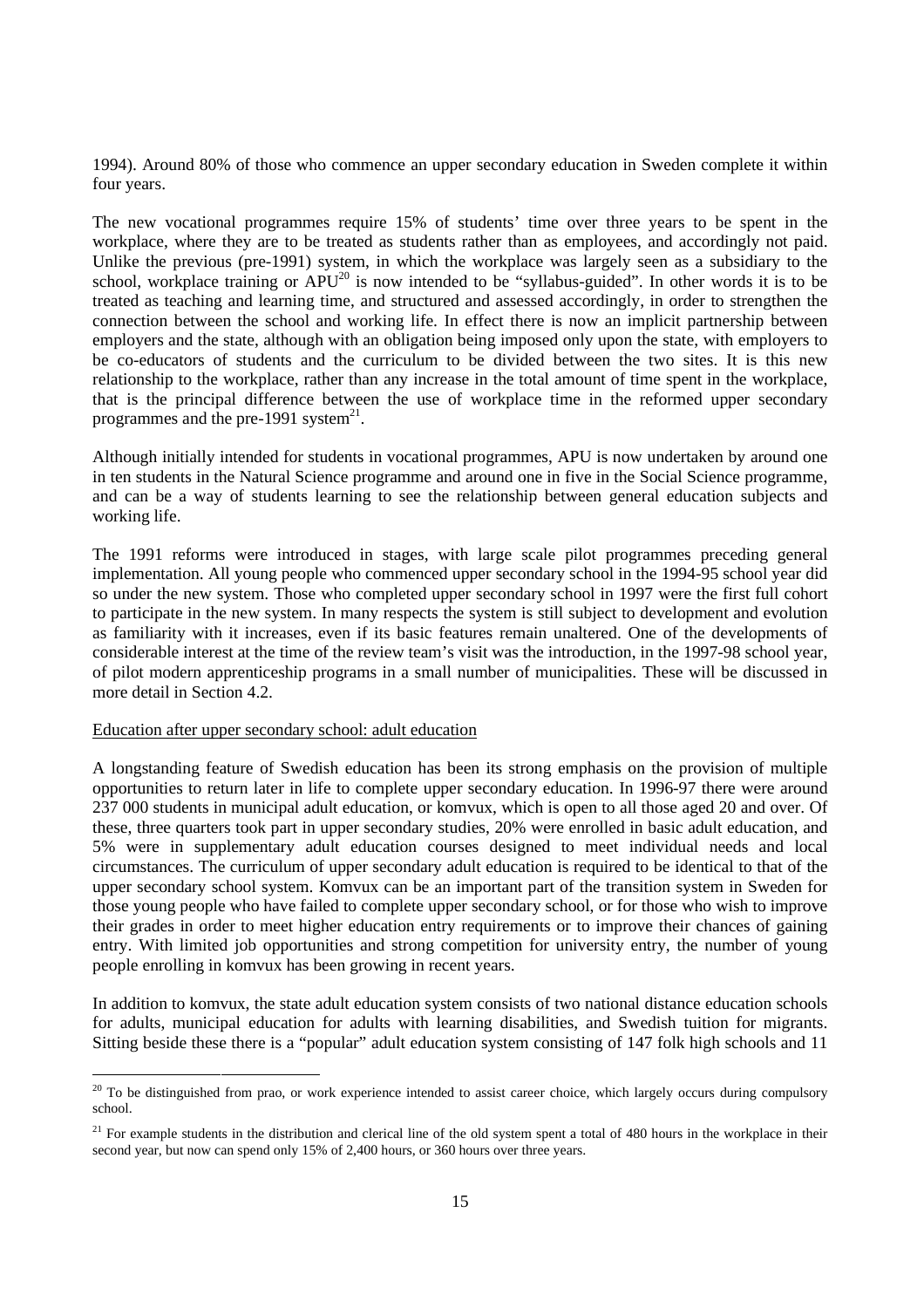1994). Around 80% of those who commence an upper secondary education in Sweden complete it within four years.

The new vocational programmes require 15% of students' time over three years to be spent in the workplace, where they are to be treated as students rather than as employees, and accordingly not paid. Unlike the previous (pre-1991) system, in which the workplace was largely seen as a subsidiary to the school, workplace training or APU[20] is now intended to be "syllabus-guided". In other words it is to be treated as teaching and learning time, and structured and assessed accordingly, in order to strengthen the connection between the school and working life. In effect there is now an implicit partnership between employers and the state, although with an obligation being imposed only upon the state, with employers to be co-educators of students and the curriculum to be divided between the two sites. It is this new relationship to the workplace, rather than any increase in the total amount of time spent in the workplace, that is the principal difference between the use of workplace time in the reformed upper secondary programmes and the pre-1991 system[21].

Although initially intended for students in vocational programmes, APU is now undertaken by around one in ten students in the Natural Science programme and around one in five in the Social Science programme, and can be a way of students learning to see the relationship between general education subjects and working life.

The 1991 reforms were introduced in stages, with large scale pilot programmes preceding general implementation. All young people who commenced upper secondary school in the 1994-95 school year did so under the new system. Those who completed upper secondary school in 1997 were the first full cohort to participate in the new system. In many respects the system is still subject to development and evolution as familiarity with it increases, even if its basic features remain unaltered. One of the developments of considerable interest at the time of the review team's visit was the introduction, in the 1997-98 school year, of pilot modern apprenticeship programs in a small number of municipalities. These will be discussed in more detail in Section 4.2.

Education after upper secondary school: adult education

A longstanding feature of Swedish education has been its strong emphasis on the provision of multiple opportunities to return later in life to complete upper secondary education. In 1996-97 there were around 237 000 students in municipal adult education, or komvux, which is open to all those aged 20 and over. Of these, three quarters took part in upper secondary studies, 20% were enrolled in basic adult education, and 5% were in supplementary adult education courses designed to meet individual needs and local circumstances. The curriculum of upper secondary adult education is required to be identical to that of the upper secondary school system. Komvux can be an important part of the transition system in Sweden for those young people who have failed to complete upper secondary school, or for those who wish to improve their grades in order to meet higher education entry requirements or to improve their chances of gaining entry. With limited job opportunities and strong competition for university entry, the number of young people enrolling in komvux has been growing in recent years.

In addition to komvux, the state adult education system consists of two national distance education schools for adults, municipal education for adults with learning disabilities, and Swedish tuition for migrants. Sitting beside these there is a "popular" adult education system consisting of 147 folk high schools and 11

[20] To be distinguished from prao, or work experience intended to assist career choice, which largely occurs during compulsory school.

[21] For example students in the distribution and clerical line of the old system spent a total of 480 hours in the workplace in their second year, but now can spend only 15% of 2,400 hours, or 360 hours over three years.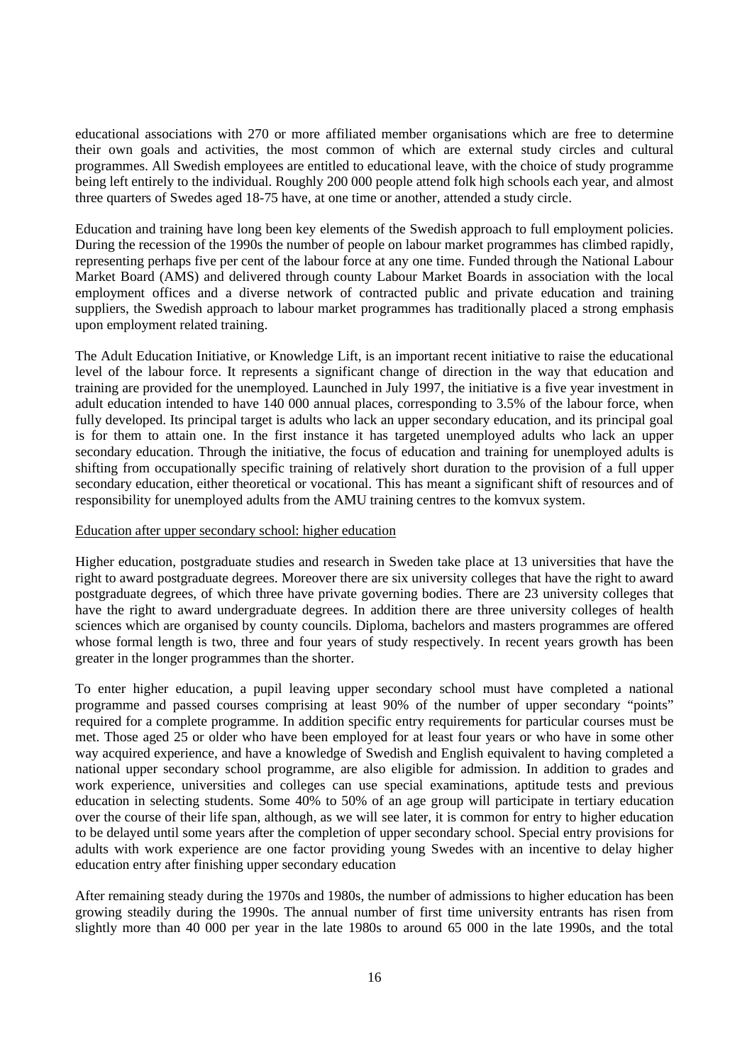educational associations with 270 or more affiliated member organisations which are free to determine their own goals and activities, the most common of which are external study circles and cultural programmes. All Swedish employees are entitled to educational leave, with the choice of study programme being left entirely to the individual. Roughly 200 000 people attend folk high schools each year, and almost three quarters of Swedes aged 18-75 have, at one time or another, attended a study circle.

Education and training have long been key elements of the Swedish approach to full employment policies. During the recession of the 1990s the number of people on labour market programmes has climbed rapidly, representing perhaps five per cent of the labour force at any one time. Funded through the National Labour Market Board (AMS) and delivered through county Labour Market Boards in association with the local employment offices and a diverse network of contracted public and private education and training suppliers, the Swedish approach to labour market programmes has traditionally placed a strong emphasis upon employment related training.

The Adult Education Initiative, or Knowledge Lift, is an important recent initiative to raise the educational level of the labour force. It represents a significant change of direction in the way that education and training are provided for the unemployed. Launched in July 1997, the initiative is a five year investment in adult education intended to have 140 000 annual places, corresponding to 3.5% of the labour force, when fully developed. Its principal target is adults who lack an upper secondary education, and its principal goal is for them to attain one. In the first instance it has targeted unemployed adults who lack an upper secondary education. Through the initiative, the focus of education and training for unemployed adults is shifting from occupationally specific training of relatively short duration to the provision of a full upper secondary education, either theoretical or vocational. This has meant a significant shift of resources and of responsibility for unemployed adults from the AMU training centres to the komvux system.

<u>Education after upper secondary school: higher education</u>

Higher education, postgraduate studies and research in Sweden take place at 13 universities that have the right to award postgraduate degrees. Moreover there are six university colleges that have the right to award postgraduate degrees, of which three have private governing bodies. There are 23 university colleges that have the right to award undergraduate degrees. In addition there are three university colleges of health sciences which are organised by county councils. Diploma, bachelors and masters programmes are offered whose formal length is two, three and four years of study respectively. In recent years growth has been greater in the longer programmes than the shorter.

To enter higher education, a pupil leaving upper secondary school must have completed a national programme and passed courses comprising at least 90% of the number of upper secondary "points" required for a complete programme. In addition specific entry requirements for particular courses must be met. Those aged 25 or older who have been employed for at least four years or who have in some other way acquired experience, and have a knowledge of Swedish and English equivalent to having completed a national upper secondary school programme, are also eligible for admission. In addition to grades and work experience, universities and colleges can use special examinations, aptitude tests and previous education in selecting students. Some 40% to 50% of an age group will participate in tertiary education over the course of their life span, although, as we will see later, it is common for entry to higher education to be delayed until some years after the completion of upper secondary school. Special entry provisions for adults with work experience are one factor providing young Swedes with an incentive to delay higher education entry after finishing upper secondary education

After remaining steady during the 1970s and 1980s, the number of admissions to higher education has been growing steadily during the 1990s. The annual number of first time university entrants has risen from slightly more than 40 000 per year in the late 1980s to around 65 000 in the late 1990s, and the total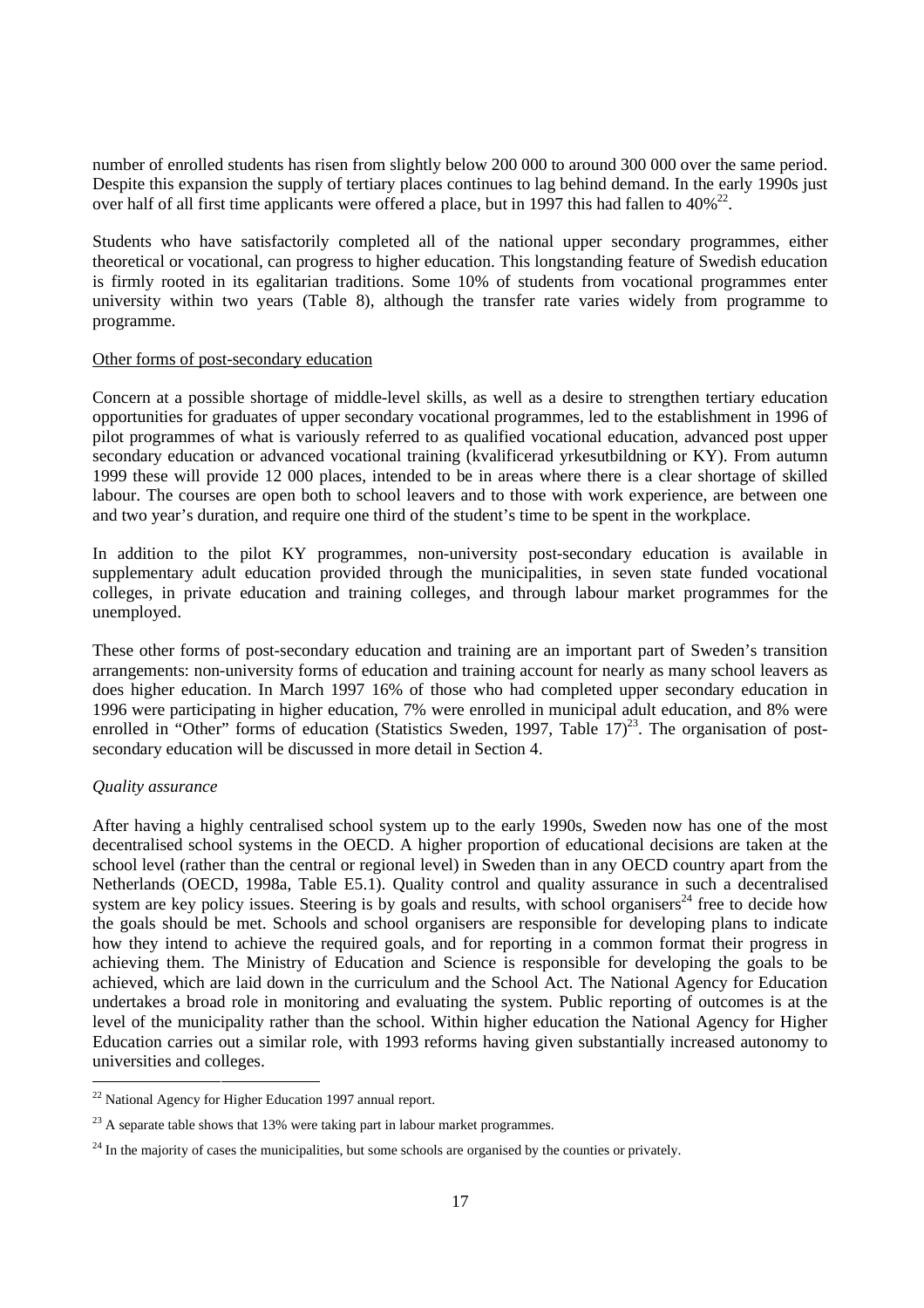number of enrolled students has risen from slightly below 200 000 to around 300 000 over the same period. Despite this expansion the supply of tertiary places continues to lag behind demand. In the early 1990s just over half of all first time applicants were offered a place, but in 1997 this had fallen to 40%[22].

Students who have satisfactorily completed all of the national upper secondary programmes, either theoretical or vocational, can progress to higher education. This longstanding feature of Swedish education is firmly rooted in its egalitarian traditions. Some 10% of students from vocational programmes enter university within two years (Table 8), although the transfer rate varies widely from programme to programme.

Other forms of post-secondary education

Concern at a possible shortage of middle-level skills, as well as a desire to strengthen tertiary education opportunities for graduates of upper secondary vocational programmes, led to the establishment in 1996 of pilot programmes of what is variously referred to as qualified vocational education, advanced post upper secondary education or advanced vocational training (kvalificerad yrkesutbildning or KY). From autumn 1999 these will provide 12 000 places, intended to be in areas where there is a clear shortage of skilled labour. The courses are open both to school leavers and to those with work experience, are between one and two year's duration, and require one third of the student's time to be spent in the workplace.

In addition to the pilot KY programmes, non-university post-secondary education is available in supplementary adult education provided through the municipalities, in seven state funded vocational colleges, in private education and training colleges, and through labour market programmes for the unemployed.

These other forms of post-secondary education and training are an important part of Sweden's transition arrangements: non-university forms of education and training account for nearly as many school leavers as does higher education. In March 1997 16% of those who had completed upper secondary education in 1996 were participating in higher education, 7% were enrolled in municipal adult education, and 8% were enrolled in "Other" forms of education (Statistics Sweden, 1997, Table 17)[23]. The organisation of post-secondary education will be discussed in more detail in Section 4.

*Quality assurance*

After having a highly centralised school system up to the early 1990s, Sweden now has one of the most decentralised school systems in the OECD. A higher proportion of educational decisions are taken at the school level (rather than the central or regional level) in Sweden than in any OECD country apart from the Netherlands (OECD, 1998a, Table E5.1). Quality control and quality assurance in such a decentralised system are key policy issues. Steering is by goals and results, with school organisers[24] free to decide how the goals should be met. Schools and school organisers are responsible for developing plans to indicate how they intend to achieve the required goals, and for reporting in a common format their progress in achieving them. The Ministry of Education and Science is responsible for developing the goals to be achieved, which are laid down in the curriculum and the School Act. The National Agency for Education undertakes a broad role in monitoring and evaluating the system. Public reporting of outcomes is at the level of the municipality rather than the school. Within higher education the National Agency for Higher Education carries out a similar role, with 1993 reforms having given substantially increased autonomy to universities and colleges.

[22] National Agency for Higher Education 1997 annual report.

[23] A separate table shows that 13% were taking part in labour market programmes.

[24] In the majority of cases the municipalities, but some schools are organised by the counties or privately.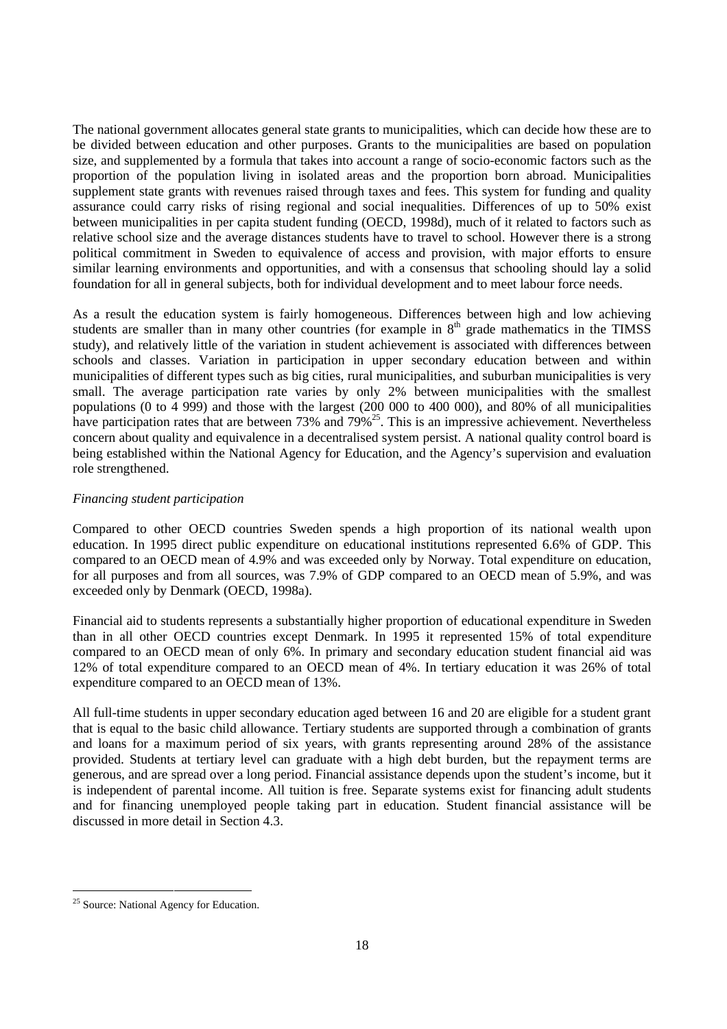The national government allocates general state grants to municipalities, which can decide how these are to be divided between education and other purposes. Grants to the municipalities are based on population size, and supplemented by a formula that takes into account a range of socio-economic factors such as the proportion of the population living in isolated areas and the proportion born abroad. Municipalities supplement state grants with revenues raised through taxes and fees. This system for funding and quality assurance could carry risks of rising regional and social inequalities. Differences of up to 50% exist between municipalities in per capita student funding (OECD, 1998d), much of it related to factors such as relative school size and the average distances students have to travel to school. However there is a strong political commitment in Sweden to equivalence of access and provision, with major efforts to ensure similar learning environments and opportunities, and with a consensus that schooling should lay a solid foundation for all in general subjects, both for individual development and to meet labour force needs.

As a result the education system is fairly homogeneous. Differences between high and low achieving students are smaller than in many other countries (for example in 8th grade mathematics in the TIMSS study), and relatively little of the variation in student achievement is associated with differences between schools and classes. Variation in participation in upper secondary education between and within municipalities of different types such as big cities, rural municipalities, and suburban municipalities is very small. The average participation rate varies by only 2% between municipalities with the smallest populations (0 to 4 999) and those with the largest (200 000 to 400 000), and 80% of all municipalities have participation rates that are between 73% and 79%[25]. This is an impressive achievement. Nevertheless concern about quality and equivalence in a decentralised system persist. A national quality control board is being established within the National Agency for Education, and the Agency's supervision and evaluation role strengthened.

*Financing student participation*

Compared to other OECD countries Sweden spends a high proportion of its national wealth upon education. In 1995 direct public expenditure on educational institutions represented 6.6% of GDP. This compared to an OECD mean of 4.9% and was exceeded only by Norway. Total expenditure on education, for all purposes and from all sources, was 7.9% of GDP compared to an OECD mean of 5.9%, and was exceeded only by Denmark (OECD, 1998a).

Financial aid to students represents a substantially higher proportion of educational expenditure in Sweden than in all other OECD countries except Denmark. In 1995 it represented 15% of total expenditure compared to an OECD mean of only 6%. In primary and secondary education student financial aid was 12% of total expenditure compared to an OECD mean of 4%. In tertiary education it was 26% of total expenditure compared to an OECD mean of 13%.

All full-time students in upper secondary education aged between 16 and 20 are eligible for a student grant that is equal to the basic child allowance. Tertiary students are supported through a combination of grants and loans for a maximum period of six years, with grants representing around 28% of the assistance provided. Students at tertiary level can graduate with a high debt burden, but the repayment terms are generous, and are spread over a long period. Financial assistance depends upon the student's income, but it is independent of parental income. All tuition is free. Separate systems exist for financing adult students and for financing unemployed people taking part in education. Student financial assistance will be discussed in more detail in Section 4.3.

---

[25] Source: National Agency for Education.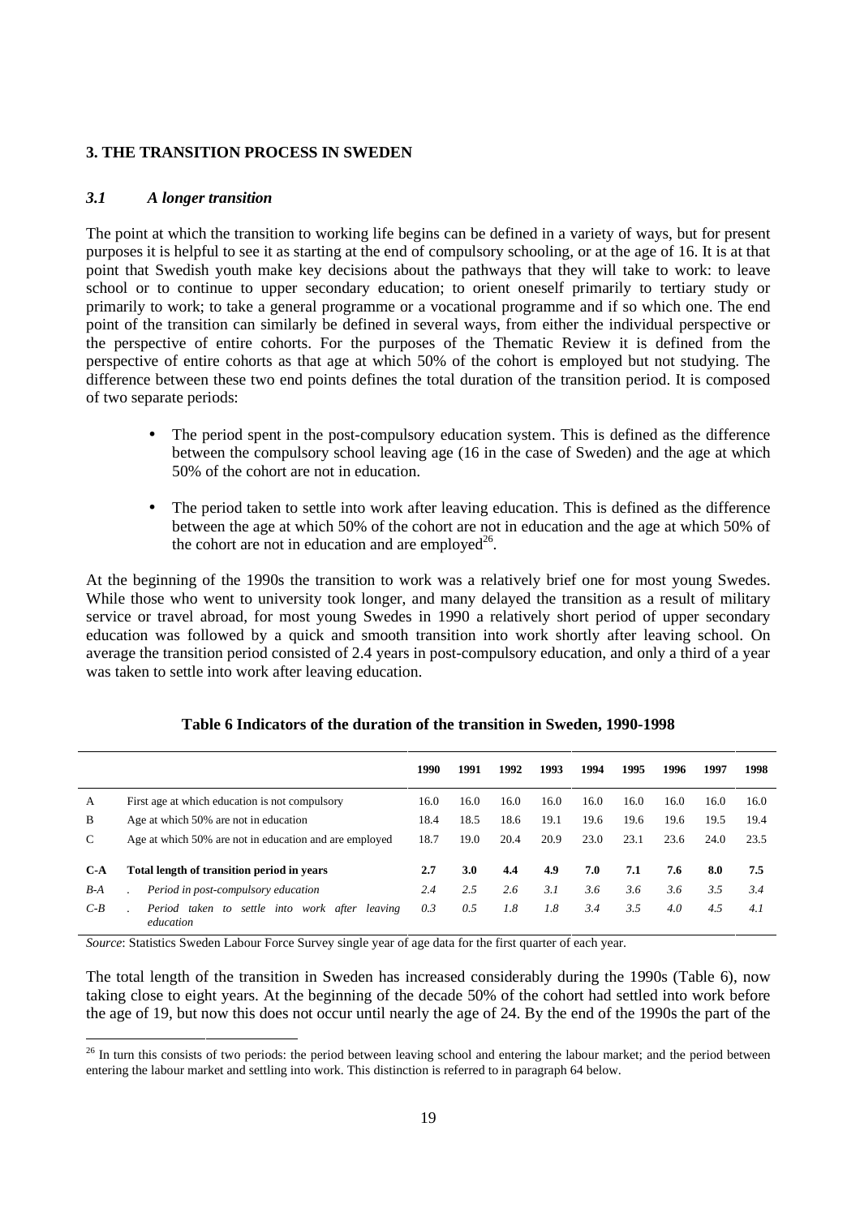## 3. THE TRANSITION PROCESS IN SWEDEN

### *3.1 A longer transition*

The point at which the transition to working life begins can be defined in a variety of ways, but for present purposes it is helpful to see it as starting at the end of compulsory schooling, or at the age of 16. It is at that point that Swedish youth make key decisions about the pathways that they will take to work: to leave school or to continue to upper secondary education; to orient oneself primarily to tertiary study or primarily to work; to take a general programme or a vocational programme and if so which one. The end point of the transition can similarly be defined in several ways, from either the individual perspective or the perspective of entire cohorts. For the purposes of the Thematic Review it is defined from the perspective of entire cohorts as that age at which 50% of the cohort is employed but not studying. The difference between these two end points defines the total duration of the transition period. It is composed of two separate periods:

- The period spent in the post-compulsory education system. This is defined as the difference between the compulsory school leaving age (16 in the case of Sweden) and the age at which 50% of the cohort are not in education.
- The period taken to settle into work after leaving education. This is defined as the difference between the age at which 50% of the cohort are not in education and the age at which 50% of the cohort are not in education and are employed[26].

At the beginning of the 1990s the transition to work was a relatively brief one for most young Swedes. While those who went to university took longer, and many delayed the transition as a result of military service or travel abroad, for most young Swedes in 1990 a relatively short period of upper secondary education was followed by a quick and smooth transition into work shortly after leaving school. On average the transition period consisted of 2.4 years in post-compulsory education, and only a third of a year was taken to settle into work after leaving education.

**Table 6 Indicators of the duration of the transition in Sweden, 1990-1998**

| | | 1990 | 1991 | 1992 | 1993 | 1994 | 1995 | 1996 | 1997 | 1998 |
|---|---|---|---|---|---|---|---|---|---|---|
| A | First age at which education is not compulsory | 16.0 | 16.0 | 16.0 | 16.0 | 16.0 | 16.0 | 16.0 | 16.0 | 16.0 |
| B | Age at which 50% are not in education | 18.4 | 18.5 | 18.6 | 19.1 | 19.6 | 19.6 | 19.6 | 19.5 | 19.4 |
| C | Age at which 50% are not in education and are employed | 18.7 | 19.0 | 20.4 | 20.9 | 23.0 | 23.1 | 23.6 | 24.0 | 23.5 |
| **C-A** | **Total length of transition period in years** | **2.7** | **3.0** | **4.4** | **4.9** | **7.0** | **7.1** | **7.6** | **8.0** | **7.5** |
| *B-A* | . *Period in post-compulsory education* | *2.4* | *2.5* | *2.6* | *3.1* | *3.6* | *3.6* | *3.6* | *3.5* | *3.4* |
| *C-B* | . *Period taken to settle into work after leaving education* | *0.3* | *0.5* | *1.8* | *1.8* | *3.4* | *3.5* | *4.0* | *4.5* | *4.1* |

*Source*: Statistics Sweden Labour Force Survey single year of age data for the first quarter of each year.

The total length of the transition in Sweden has increased considerably during the 1990s (Table 6), now taking close to eight years. At the beginning of the decade 50% of the cohort had settled into work before the age of 19, but now this does not occur until nearly the age of 24. By the end of the 1990s the part of the

[26] In turn this consists of two periods: the period between leaving school and entering the labour market; and the period between entering the labour market and settling into work. This distinction is referred to in paragraph 64 below.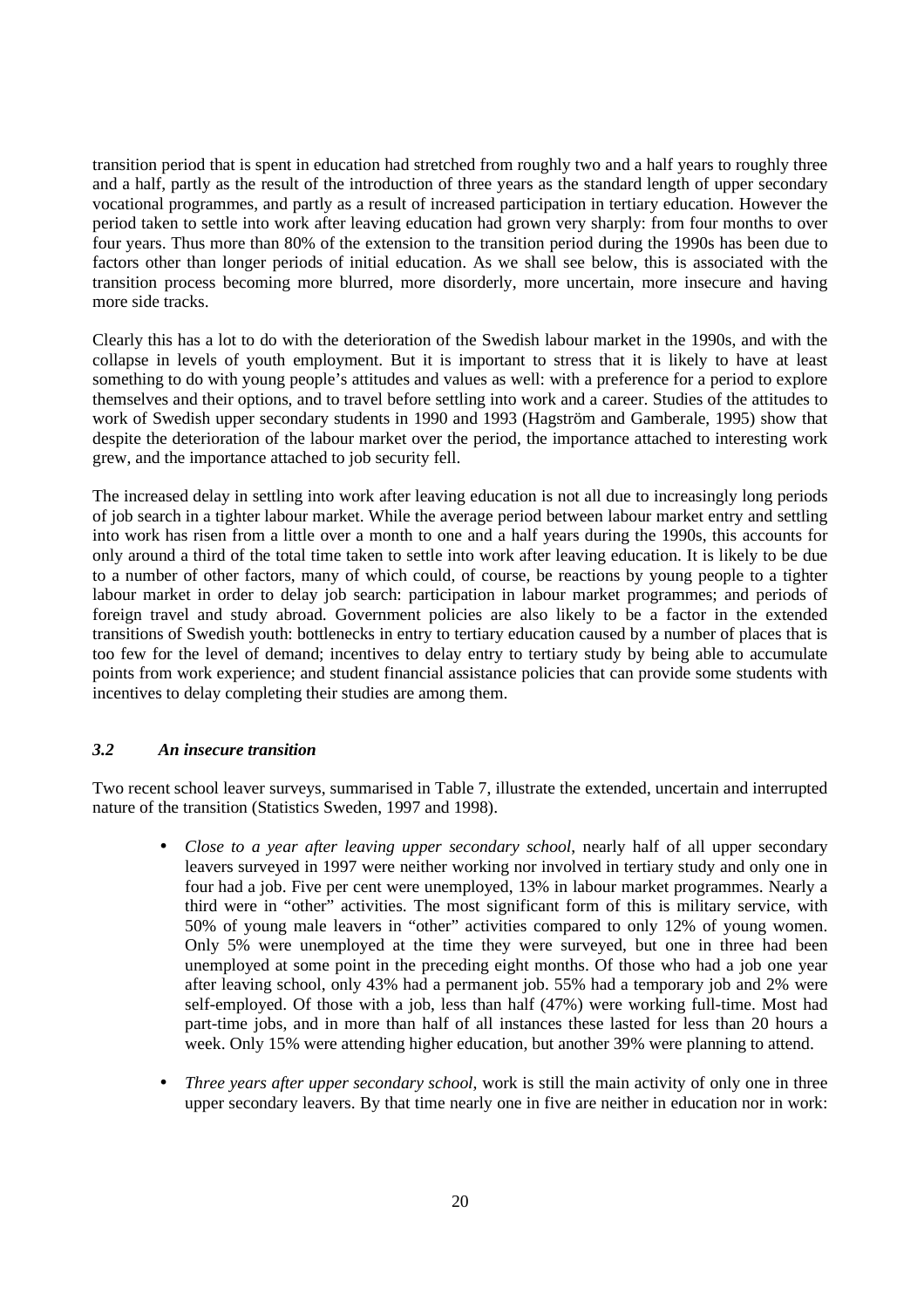transition period that is spent in education had stretched from roughly two and a half years to roughly three and a half, partly as the result of the introduction of three years as the standard length of upper secondary vocational programmes, and partly as a result of increased participation in tertiary education. However the period taken to settle into work after leaving education had grown very sharply: from four months to over four years. Thus more than 80% of the extension to the transition period during the 1990s has been due to factors other than longer periods of initial education. As we shall see below, this is associated with the transition process becoming more blurred, more disorderly, more uncertain, more insecure and having more side tracks.

Clearly this has a lot to do with the deterioration of the Swedish labour market in the 1990s, and with the collapse in levels of youth employment. But it is important to stress that it is likely to have at least something to do with young people's attitudes and values as well: with a preference for a period to explore themselves and their options, and to travel before settling into work and a career. Studies of the attitudes to work of Swedish upper secondary students in 1990 and 1993 (Hagström and Gamberale, 1995) show that despite the deterioration of the labour market over the period, the importance attached to interesting work grew, and the importance attached to job security fell.

The increased delay in settling into work after leaving education is not all due to increasingly long periods of job search in a tighter labour market. While the average period between labour market entry and settling into work has risen from a little over a month to one and a half years during the 1990s, this accounts for only around a third of the total time taken to settle into work after leaving education. It is likely to be due to a number of other factors, many of which could, of course, be reactions by young people to a tighter labour market in order to delay job search: participation in labour market programmes; and periods of foreign travel and study abroad. Government policies are also likely to be a factor in the extended transitions of Swedish youth: bottlenecks in entry to tertiary education caused by a number of places that is too few for the level of demand; incentives to delay entry to tertiary study by being able to accumulate points from work experience; and student financial assistance policies that can provide some students with incentives to delay completing their studies are among them.

### *3.2 An insecure transition*

Two recent school leaver surveys, summarised in Table 7, illustrate the extended, uncertain and interrupted nature of the transition (Statistics Sweden, 1997 and 1998).

- *Close to a year after leaving upper secondary school*, nearly half of all upper secondary leavers surveyed in 1997 were neither working nor involved in tertiary study and only one in four had a job. Five per cent were unemployed, 13% in labour market programmes. Nearly a third were in "other" activities. The most significant form of this is military service, with 50% of young male leavers in "other" activities compared to only 12% of young women. Only 5% were unemployed at the time they were surveyed, but one in three had been unemployed at some point in the preceding eight months. Of those who had a job one year after leaving school, only 43% had a permanent job. 55% had a temporary job and 2% were self-employed. Of those with a job, less than half (47%) were working full-time. Most had part-time jobs, and in more than half of all instances these lasted for less than 20 hours a week. Only 15% were attending higher education, but another 39% were planning to attend.

- *Three years after upper secondary school*, work is still the main activity of only one in three upper secondary leavers. By that time nearly one in five are neither in education nor in work: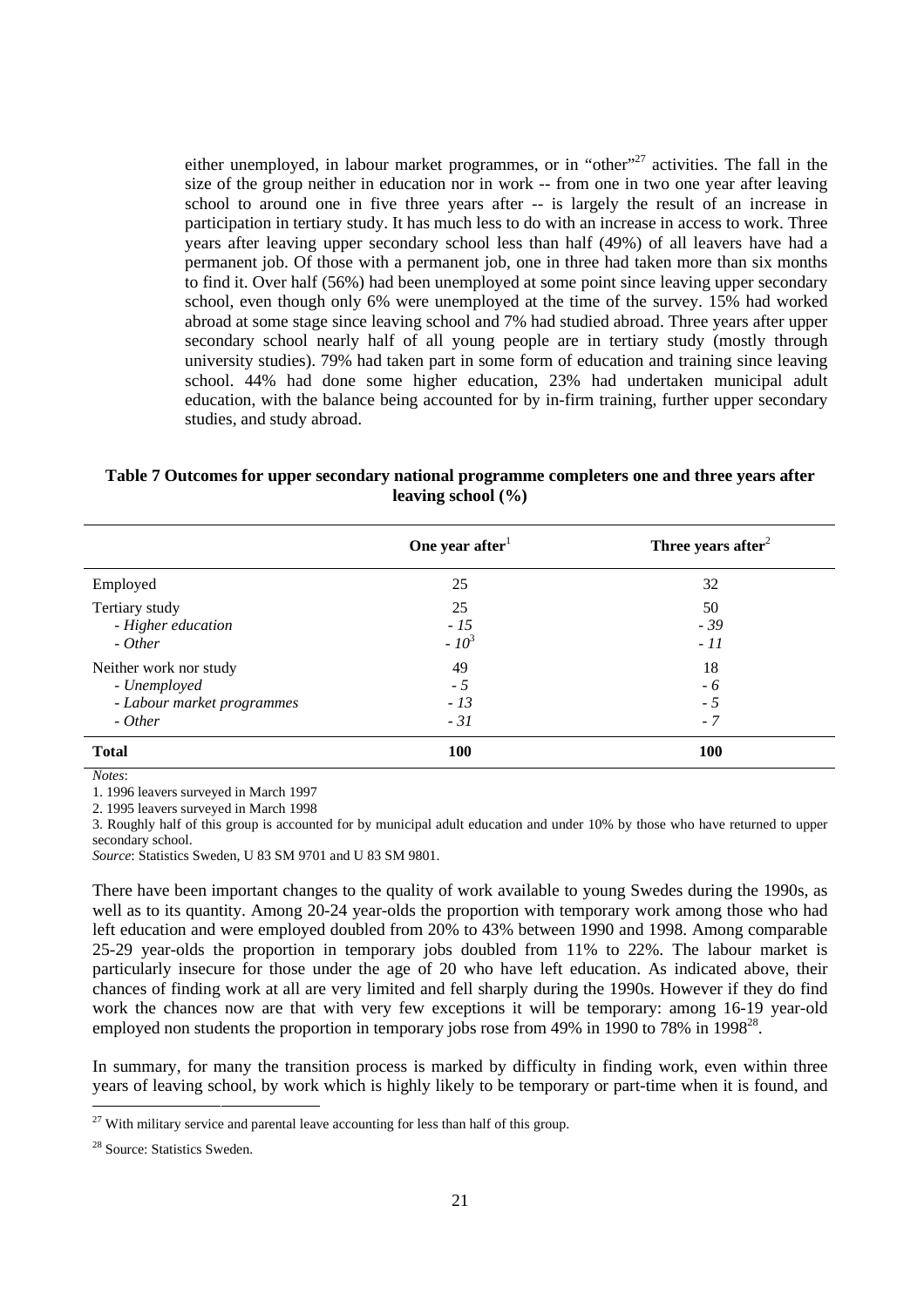either unemployed, in labour market programmes, or in "other"[27] activities. The fall in the size of the group neither in education nor in work -- from one in two one year after leaving school to around one in five three years after -- is largely the result of an increase in participation in tertiary study. It has much less to do with an increase in access to work. Three years after leaving upper secondary school less than half (49%) of all leavers have had a permanent job. Of those with a permanent job, one in three had taken more than six months to find it. Over half (56%) had been unemployed at some point since leaving upper secondary school, even though only 6% were unemployed at the time of the survey. 15% had worked abroad at some stage since leaving school and 7% had studied abroad. Three years after upper secondary school nearly half of all young people are in tertiary study (mostly through university studies). 79% had taken part in some form of education and training since leaving school. 44% had done some higher education, 23% had undertaken municipal adult education, with the balance being accounted for by in-firm training, further upper secondary studies, and study abroad.

**Table 7 Outcomes for upper secondary national programme completers one and three years after leaving school (%)**

| | One year after[1] | Three years after[2] |
|---|---|---|
| Employed | 25 | 32 |
| Tertiary study | 25 | 50 |
| *- Higher education* | *- 15* | *- 39* |
| *- Other* | *- 10*[3] | *- 11* |
| Neither work nor study | 49 | 18 |
| *- Unemployed* | *- 5* | *- 6* |
| *- Labour market programmes* | *- 13* | *- 5* |
| *- Other* | *- 31* | *- 7* |
| **Total** | **100** | **100** |

*Notes*:

1. 1996 leavers surveyed in March 1997
2. 1995 leavers surveyed in March 1998
3. Roughly half of this group is accounted for by municipal adult education and under 10% by those who have returned to upper secondary school.

*Source*: Statistics Sweden, U 83 SM 9701 and U 83 SM 9801.

There have been important changes to the quality of work available to young Swedes during the 1990s, as well as to its quantity. Among 20-24 year-olds the proportion with temporary work among those who had left education and were employed doubled from 20% to 43% between 1990 and 1998. Among comparable 25-29 year-olds the proportion in temporary jobs doubled from 11% to 22%. The labour market is particularly insecure for those under the age of 20 who have left education. As indicated above, their chances of finding work at all are very limited and fell sharply during the 1990s. However if they do find work the chances now are that with very few exceptions it will be temporary: among 16-19 year-old employed non students the proportion in temporary jobs rose from 49% in 1990 to 78% in 1998[28].

In summary, for many the transition process is marked by difficulty in finding work, even within three years of leaving school, by work which is highly likely to be temporary or part-time when it is found, and

[27] With military service and parental leave accounting for less than half of this group.

[28] Source: Statistics Sweden.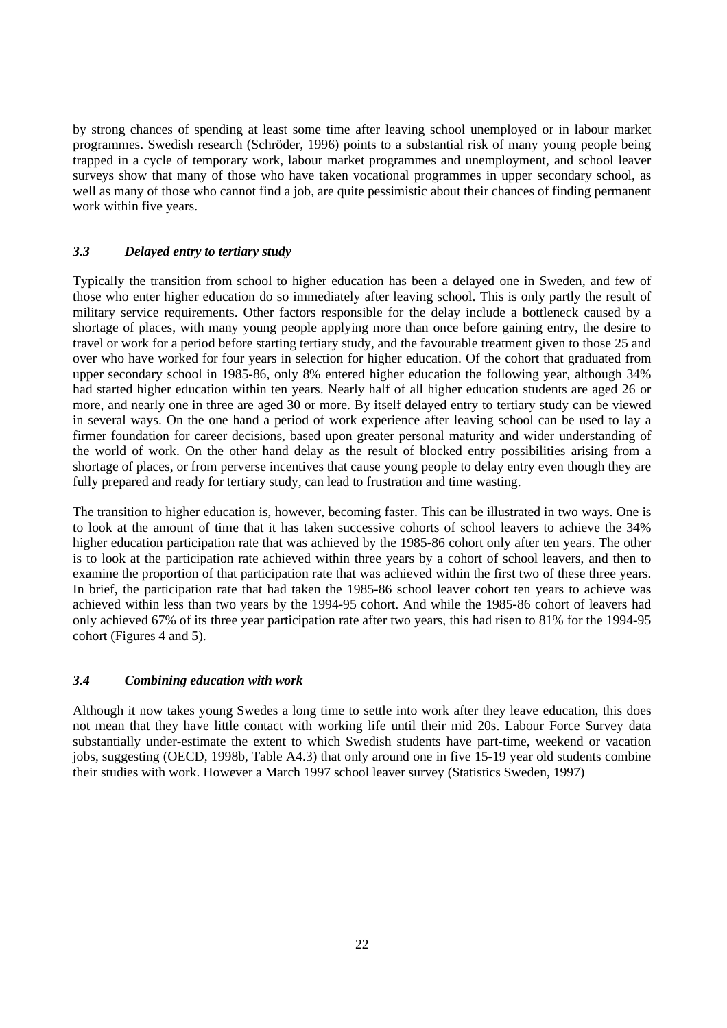by strong chances of spending at least some time after leaving school unemployed or in labour market programmes. Swedish research (Schröder, 1996) points to a substantial risk of many young people being trapped in a cycle of temporary work, labour market programmes and unemployment, and school leaver surveys show that many of those who have taken vocational programmes in upper secondary school, as well as many of those who cannot find a job, are quite pessimistic about their chances of finding permanent work within five years.

### *3.3 Delayed entry to tertiary study*

Typically the transition from school to higher education has been a delayed one in Sweden, and few of those who enter higher education do so immediately after leaving school. This is only partly the result of military service requirements. Other factors responsible for the delay include a bottleneck caused by a shortage of places, with many young people applying more than once before gaining entry, the desire to travel or work for a period before starting tertiary study, and the favourable treatment given to those 25 and over who have worked for four years in selection for higher education. Of the cohort that graduated from upper secondary school in 1985-86, only 8% entered higher education the following year, although 34% had started higher education within ten years. Nearly half of all higher education students are aged 26 or more, and nearly one in three are aged 30 or more. By itself delayed entry to tertiary study can be viewed in several ways. On the one hand a period of work experience after leaving school can be used to lay a firmer foundation for career decisions, based upon greater personal maturity and wider understanding of the world of work. On the other hand delay as the result of blocked entry possibilities arising from a shortage of places, or from perverse incentives that cause young people to delay entry even though they are fully prepared and ready for tertiary study, can lead to frustration and time wasting.

The transition to higher education is, however, becoming faster. This can be illustrated in two ways. One is to look at the amount of time that it has taken successive cohorts of school leavers to achieve the 34% higher education participation rate that was achieved by the 1985-86 cohort only after ten years. The other is to look at the participation rate achieved within three years by a cohort of school leavers, and then to examine the proportion of that participation rate that was achieved within the first two of these three years. In brief, the participation rate that had taken the 1985-86 school leaver cohort ten years to achieve was achieved within less than two years by the 1994-95 cohort. And while the 1985-86 cohort of leavers had only achieved 67% of its three year participation rate after two years, this had risen to 81% for the 1994-95 cohort (Figures 4 and 5).

### *3.4 Combining education with work*

Although it now takes young Swedes a long time to settle into work after they leave education, this does not mean that they have little contact with working life until their mid 20s. Labour Force Survey data substantially under-estimate the extent to which Swedish students have part-time, weekend or vacation jobs, suggesting (OECD, 1998b, Table A4.3) that only around one in five 15-19 year old students combine their studies with work. However a March 1997 school leaver survey (Statistics Sweden, 1997)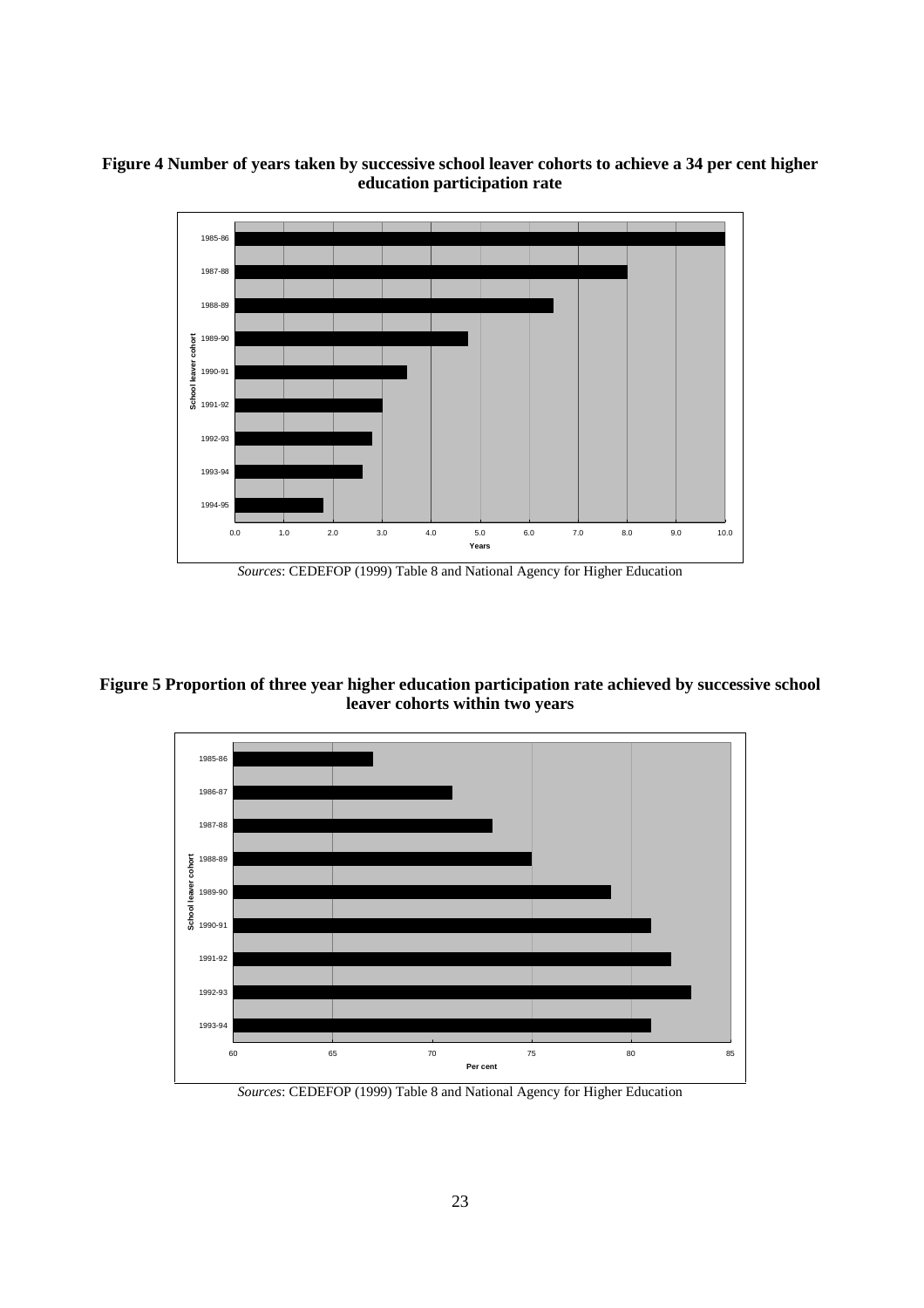**Figure 4 Number of years taken by successive school leaver cohorts to achieve a 34 per cent higher education participation rate**

*Sources*: CEDEFOP (1999) Table 8 and National Agency for Higher Education

**Figure 5 Proportion of three year higher education participation rate achieved by successive school leaver cohorts within two years**

*Sources*: CEDEFOP (1999) Table 8 and National Agency for Higher Education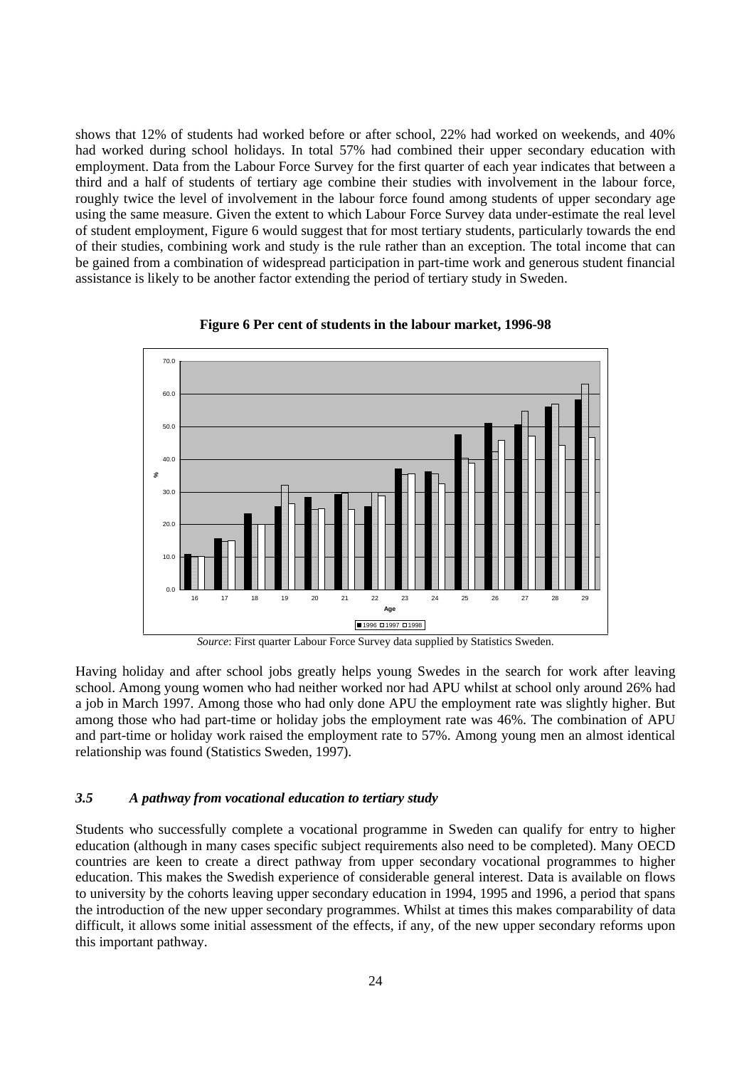shows that 12% of students had worked before or after school, 22% had worked on weekends, and 40% had worked during school holidays. In total 57% had combined their upper secondary education with employment. Data from the Labour Force Survey for the first quarter of each year indicates that between a third and a half of students of tertiary age combine their studies with involvement in the labour force, roughly twice the level of involvement in the labour force found among students of upper secondary age using the same measure. Given the extent to which Labour Force Survey data under-estimate the real level of student employment, Figure 6 would suggest that for most tertiary students, particularly towards the end of their studies, combining work and study is the rule rather than an exception. The total income that can be gained from a combination of widespread participation in part-time work and generous student financial assistance is likely to be another factor extending the period of tertiary study in Sweden.

**Figure 6 Per cent of students in the labour market, 1996-98**

*Source*: First quarter Labour Force Survey data supplied by Statistics Sweden.

Having holiday and after school jobs greatly helps young Swedes in the search for work after leaving school. Among young women who had neither worked nor had APU whilst at school only around 26% had a job in March 1997. Among those who had only done APU the employment rate was slightly higher. But among those who had part-time or holiday jobs the employment rate was 46%. The combination of APU and part-time or holiday work raised the employment rate to 57%. Among young men an almost identical relationship was found (Statistics Sweden, 1997).

### *3.5 A pathway from vocational education to tertiary study*

Students who successfully complete a vocational programme in Sweden can qualify for entry to higher education (although in many cases specific subject requirements also need to be completed). Many OECD countries are keen to create a direct pathway from upper secondary vocational programmes to higher education. This makes the Swedish experience of considerable general interest. Data is available on flows to university by the cohorts leaving upper secondary education in 1994, 1995 and 1996, a period that spans the introduction of the new upper secondary programmes. Whilst at times this makes comparability of data difficult, it allows some initial assessment of the effects, if any, of the new upper secondary reforms upon this important pathway.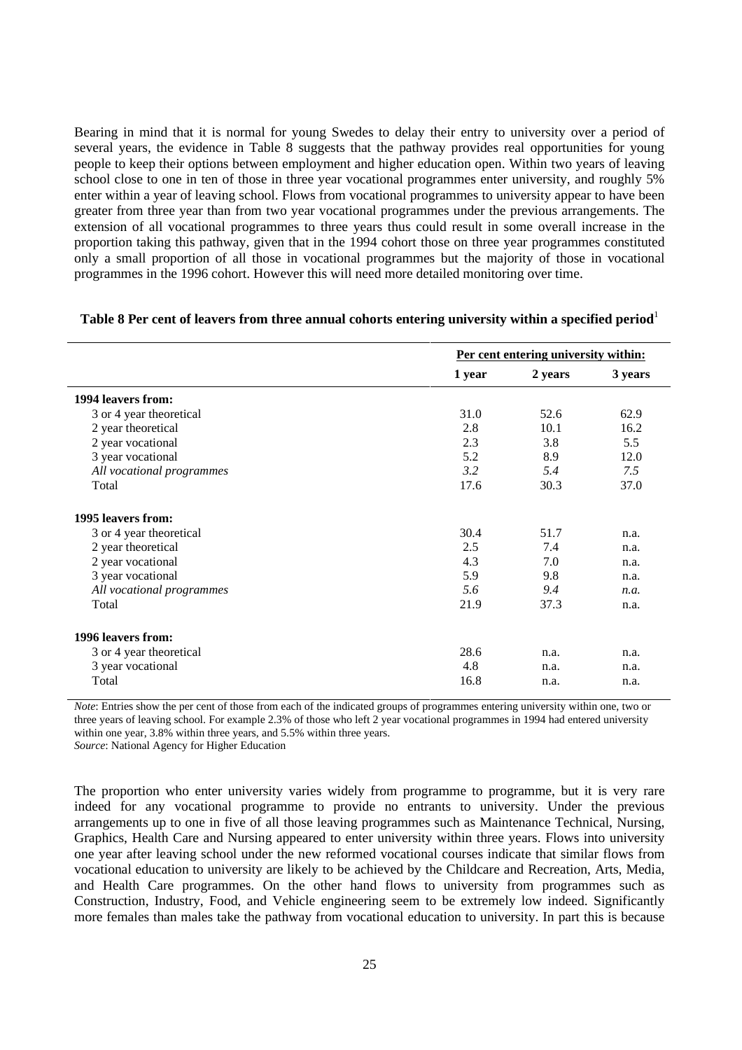Bearing in mind that it is normal for young Swedes to delay their entry to university over a period of several years, the evidence in Table 8 suggests that the pathway provides real opportunities for young people to keep their options between employment and higher education open. Within two years of leaving school close to one in ten of those in three year vocational programmes enter university, and roughly 5% enter within a year of leaving school. Flows from vocational programmes to university appear to have been greater from three year than from two year vocational programmes under the previous arrangements. The extension of all vocational programmes to three years thus could result in some overall increase in the proportion taking this pathway, given that in the 1994 cohort those on three year programmes constituted only a small proportion of all those in vocational programmes but the majority of those in vocational programmes in the 1996 cohort. However this will need more detailed monitoring over time.

**Table 8 Per cent of leavers from three annual cohorts entering university within a specified period**[1]

| | Per cent entering university within: | | |
|---|---|---|---|
| | **1 year** | **2 years** | **3 years** |
| **1994 leavers from:** | | | |
| 3 or 4 year theoretical | 31.0 | 52.6 | 62.9 |
| 2 year theoretical | 2.8 | 10.1 | 16.2 |
| 2 year vocational | 2.3 | 3.8 | 5.5 |
| 3 year vocational | 5.2 | 8.9 | 12.0 |
| *All vocational programmes* | *3.2* | *5.4* | *7.5* |
| Total | 17.6 | 30.3 | 37.0 |
| **1995 leavers from:** | | | |
| 3 or 4 year theoretical | 30.4 | 51.7 | n.a. |
| 2 year theoretical | 2.5 | 7.4 | n.a. |
| 2 year vocational | 4.3 | 7.0 | n.a. |
| 3 year vocational | 5.9 | 9.8 | n.a. |
| *All vocational programmes* | *5.6* | *9.4* | *n.a.* |
| Total | 21.9 | 37.3 | n.a. |
| **1996 leavers from:** | | | |
| 3 or 4 year theoretical | 28.6 | n.a. | n.a. |
| 3 year vocational | 4.8 | n.a. | n.a. |
| Total | 16.8 | n.a. | n.a. |

*Note*: Entries show the per cent of those from each of the indicated groups of programmes entering university within one, two or three years of leaving school. For example 2.3% of those who left 2 year vocational programmes in 1994 had entered university within one year, 3.8% within three years, and 5.5% within three years.
*Source*: National Agency for Higher Education

The proportion who enter university varies widely from programme to programme, but it is very rare indeed for any vocational programme to provide no entrants to university. Under the previous arrangements up to one in five of all those leaving programmes such as Maintenance Technical, Nursing, Graphics, Health Care and Nursing appeared to enter university within three years. Flows into university one year after leaving school under the new reformed vocational courses indicate that similar flows from vocational education to university are likely to be achieved by the Childcare and Recreation, Arts, Media, and Health Care programmes. On the other hand flows to university from programmes such as Construction, Industry, Food, and Vehicle engineering seem to be extremely low indeed. Significantly more females than males take the pathway from vocational education to university. In part this is because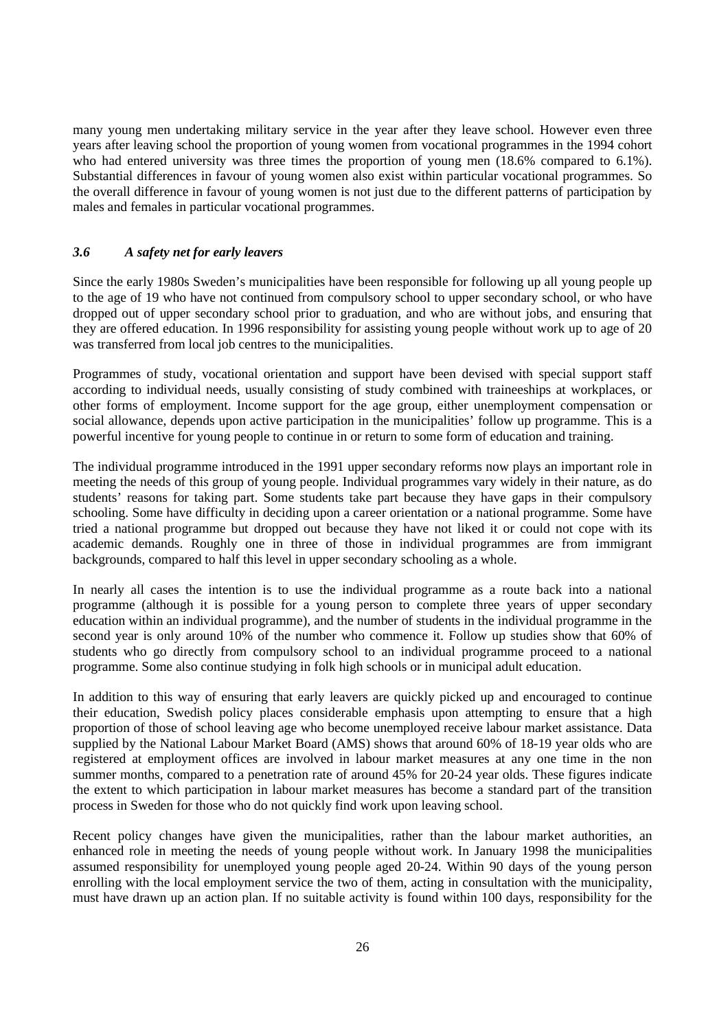many young men undertaking military service in the year after they leave school. However even three years after leaving school the proportion of young women from vocational programmes in the 1994 cohort who had entered university was three times the proportion of young men (18.6% compared to 6.1%). Substantial differences in favour of young women also exist within particular vocational programmes. So the overall difference in favour of young women is not just due to the different patterns of participation by males and females in particular vocational programmes.

### *3.6 A safety net for early leavers*

Since the early 1980s Sweden's municipalities have been responsible for following up all young people up to the age of 19 who have not continued from compulsory school to upper secondary school, or who have dropped out of upper secondary school prior to graduation, and who are without jobs, and ensuring that they are offered education. In 1996 responsibility for assisting young people without work up to age of 20 was transferred from local job centres to the municipalities.

Programmes of study, vocational orientation and support have been devised with special support staff according to individual needs, usually consisting of study combined with traineeships at workplaces, or other forms of employment. Income support for the age group, either unemployment compensation or social allowance, depends upon active participation in the municipalities' follow up programme. This is a powerful incentive for young people to continue in or return to some form of education and training.

The individual programme introduced in the 1991 upper secondary reforms now plays an important role in meeting the needs of this group of young people. Individual programmes vary widely in their nature, as do students' reasons for taking part. Some students take part because they have gaps in their compulsory schooling. Some have difficulty in deciding upon a career orientation or a national programme. Some have tried a national programme but dropped out because they have not liked it or could not cope with its academic demands. Roughly one in three of those in individual programmes are from immigrant backgrounds, compared to half this level in upper secondary schooling as a whole.

In nearly all cases the intention is to use the individual programme as a route back into a national programme (although it is possible for a young person to complete three years of upper secondary education within an individual programme), and the number of students in the individual programme in the second year is only around 10% of the number who commence it. Follow up studies show that 60% of students who go directly from compulsory school to an individual programme proceed to a national programme. Some also continue studying in folk high schools or in municipal adult education.

In addition to this way of ensuring that early leavers are quickly picked up and encouraged to continue their education, Swedish policy places considerable emphasis upon attempting to ensure that a high proportion of those of school leaving age who become unemployed receive labour market assistance. Data supplied by the National Labour Market Board (AMS) shows that around 60% of 18-19 year olds who are registered at employment offices are involved in labour market measures at any one time in the non summer months, compared to a penetration rate of around 45% for 20-24 year olds. These figures indicate the extent to which participation in labour market measures has become a standard part of the transition process in Sweden for those who do not quickly find work upon leaving school.

Recent policy changes have given the municipalities, rather than the labour market authorities, an enhanced role in meeting the needs of young people without work. In January 1998 the municipalities assumed responsibility for unemployed young people aged 20-24. Within 90 days of the young person enrolling with the local employment service the two of them, acting in consultation with the municipality, must have drawn up an action plan. If no suitable activity is found within 100 days, responsibility for the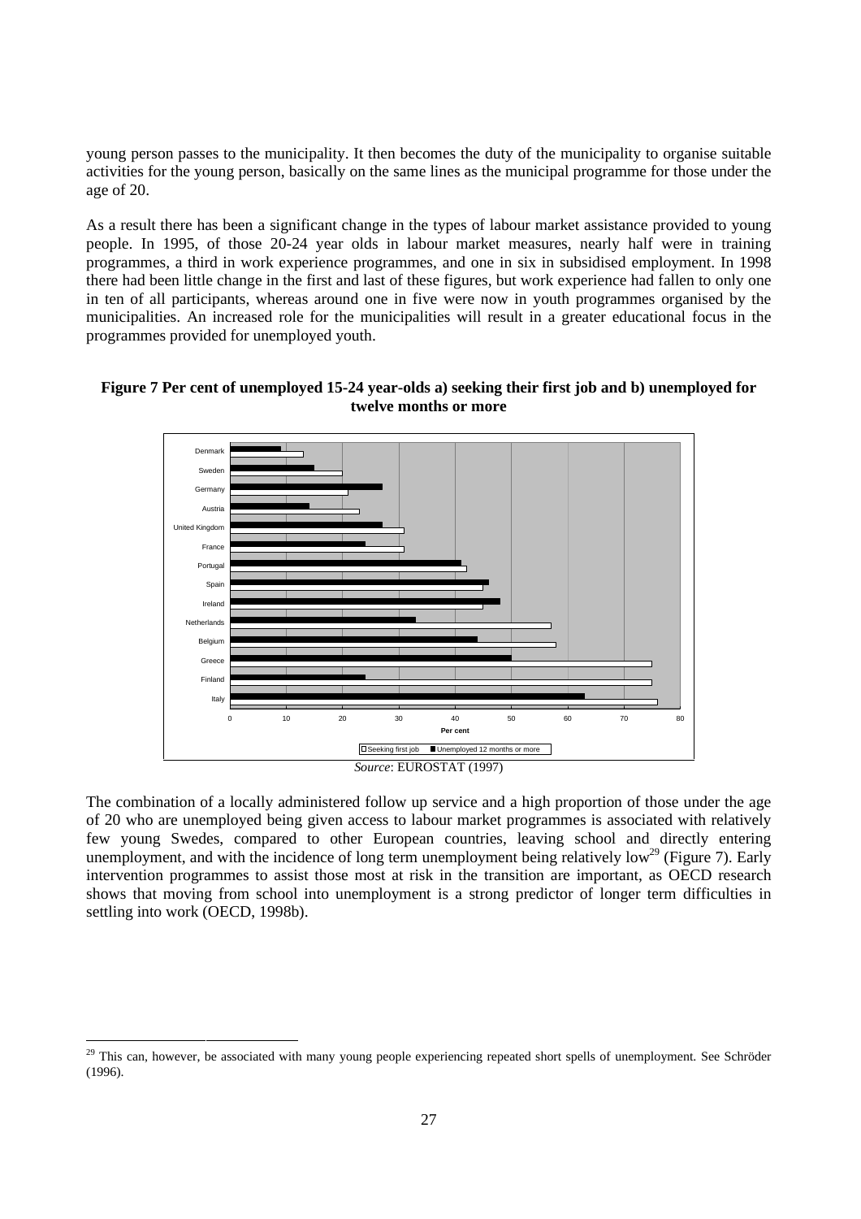young person passes to the municipality. It then becomes the duty of the municipality to organise suitable activities for the young person, basically on the same lines as the municipal programme for those under the age of 20.

As a result there has been a significant change in the types of labour market assistance provided to young people. In 1995, of those 20-24 year olds in labour market measures, nearly half were in training programmes, a third in work experience programmes, and one in six in subsidised employment. In 1998 there had been little change in the first and last of these figures, but work experience had fallen to only one in ten of all participants, whereas around one in five were now in youth programmes organised by the municipalities. An increased role for the municipalities will result in a greater educational focus in the programmes provided for unemployed youth.

**Figure 7 Per cent of unemployed 15-24 year-olds a) seeking their first job and b) unemployed for twelve months or more**

*Source*: EUROSTAT (1997)

The combination of a locally administered follow up service and a high proportion of those under the age of 20 who are unemployed being given access to labour market programmes is associated with relatively few young Swedes, compared to other European countries, leaving school and directly entering unemployment, and with the incidence of long term unemployment being relatively low[29] (Figure 7). Early intervention programmes to assist those most at risk in the transition are important, as OECD research shows that moving from school into unemployment is a strong predictor of longer term difficulties in settling into work (OECD, 1998b).

[29] This can, however, be associated with many young people experiencing repeated short spells of unemployment. See Schröder (1996).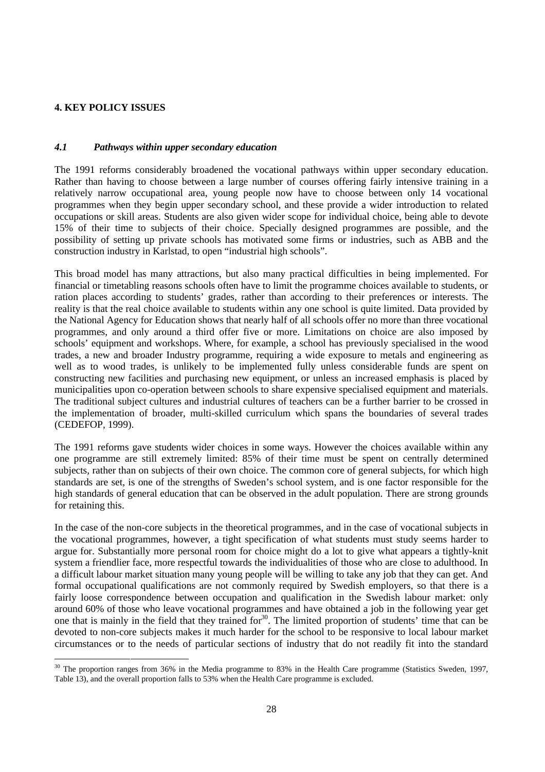## 4. KEY POLICY ISSUES

### *4.1 Pathways within upper secondary education*

The 1991 reforms considerably broadened the vocational pathways within upper secondary education. Rather than having to choose between a large number of courses offering fairly intensive training in a relatively narrow occupational area, young people now have to choose between only 14 vocational programmes when they begin upper secondary school, and these provide a wider introduction to related occupations or skill areas. Students are also given wider scope for individual choice, being able to devote 15% of their time to subjects of their choice. Specially designed programmes are possible, and the possibility of setting up private schools has motivated some firms or industries, such as ABB and the construction industry in Karlstad, to open "industrial high schools".

This broad model has many attractions, but also many practical difficulties in being implemented. For financial or timetabling reasons schools often have to limit the programme choices available to students, or ration places according to students' grades, rather than according to their preferences or interests. The reality is that the real choice available to students within any one school is quite limited. Data provided by the National Agency for Education shows that nearly half of all schools offer no more than three vocational programmes, and only around a third offer five or more. Limitations on choice are also imposed by schools' equipment and workshops. Where, for example, a school has previously specialised in the wood trades, a new and broader Industry programme, requiring a wide exposure to metals and engineering as well as to wood trades, is unlikely to be implemented fully unless considerable funds are spent on constructing new facilities and purchasing new equipment, or unless an increased emphasis is placed by municipalities upon co-operation between schools to share expensive specialised equipment and materials. The traditional subject cultures and industrial cultures of teachers can be a further barrier to be crossed in the implementation of broader, multi-skilled curriculum which spans the boundaries of several trades (CEDEFOP, 1999).

The 1991 reforms gave students wider choices in some ways. However the choices available within any one programme are still extremely limited: 85% of their time must be spent on centrally determined subjects, rather than on subjects of their own choice. The common core of general subjects, for which high standards are set, is one of the strengths of Sweden's school system, and is one factor responsible for the high standards of general education that can be observed in the adult population. There are strong grounds for retaining this.

In the case of the non-core subjects in the theoretical programmes, and in the case of vocational subjects in the vocational programmes, however, a tight specification of what students must study seems harder to argue for. Substantially more personal room for choice might do a lot to give what appears a tightly-knit system a friendlier face, more respectful towards the individualities of those who are close to adulthood. In a difficult labour market situation many young people will be willing to take any job that they can get. And formal occupational qualifications are not commonly required by Swedish employers, so that there is a fairly loose correspondence between occupation and qualification in the Swedish labour market: only around 60% of those who leave vocational programmes and have obtained a job in the following year get one that is mainly in the field that they trained for[30]. The limited proportion of students' time that can be devoted to non-core subjects makes it much harder for the school to be responsive to local labour market circumstances or to the needs of particular sections of industry that do not readily fit into the standard

[30] The proportion ranges from 36% in the Media programme to 83% in the Health Care programme (Statistics Sweden, 1997, Table 13), and the overall proportion falls to 53% when the Health Care programme is excluded.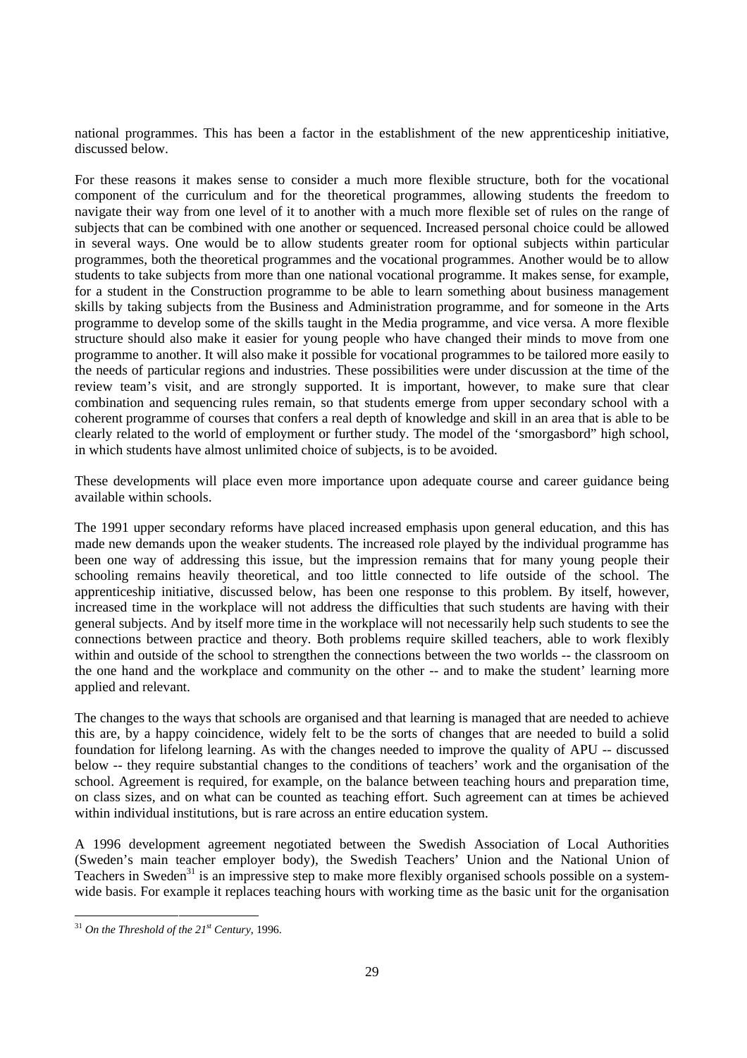national programmes. This has been a factor in the establishment of the new apprenticeship initiative, discussed below.

For these reasons it makes sense to consider a much more flexible structure, both for the vocational component of the curriculum and for the theoretical programmes, allowing students the freedom to navigate their way from one level of it to another with a much more flexible set of rules on the range of subjects that can be combined with one another or sequenced. Increased personal choice could be allowed in several ways. One would be to allow students greater room for optional subjects within particular programmes, both the theoretical programmes and the vocational programmes. Another would be to allow students to take subjects from more than one national vocational programme. It makes sense, for example, for a student in the Construction programme to be able to learn something about business management skills by taking subjects from the Business and Administration programme, and for someone in the Arts programme to develop some of the skills taught in the Media programme, and vice versa. A more flexible structure should also make it easier for young people who have changed their minds to move from one programme to another. It will also make it possible for vocational programmes to be tailored more easily to the needs of particular regions and industries. These possibilities were under discussion at the time of the review team's visit, and are strongly supported. It is important, however, to make sure that clear combination and sequencing rules remain, so that students emerge from upper secondary school with a coherent programme of courses that confers a real depth of knowledge and skill in an area that is able to be clearly related to the world of employment or further study. The model of the 'smorgasbord" high school, in which students have almost unlimited choice of subjects, is to be avoided.

These developments will place even more importance upon adequate course and career guidance being available within schools.

The 1991 upper secondary reforms have placed increased emphasis upon general education, and this has made new demands upon the weaker students. The increased role played by the individual programme has been one way of addressing this issue, but the impression remains that for many young people their schooling remains heavily theoretical, and too little connected to life outside of the school. The apprenticeship initiative, discussed below, has been one response to this problem. By itself, however, increased time in the workplace will not address the difficulties that such students are having with their general subjects. And by itself more time in the workplace will not necessarily help such students to see the connections between practice and theory. Both problems require skilled teachers, able to work flexibly within and outside of the school to strengthen the connections between the two worlds -- the classroom on the one hand and the workplace and community on the other -- and to make the student' learning more applied and relevant.

The changes to the ways that schools are organised and that learning is managed that are needed to achieve this are, by a happy coincidence, widely felt to be the sorts of changes that are needed to build a solid foundation for lifelong learning. As with the changes needed to improve the quality of APU -- discussed below -- they require substantial changes to the conditions of teachers' work and the organisation of the school. Agreement is required, for example, on the balance between teaching hours and preparation time, on class sizes, and on what can be counted as teaching effort. Such agreement can at times be achieved within individual institutions, but is rare across an entire education system.

A 1996 development agreement negotiated between the Swedish Association of Local Authorities (Sweden's main teacher employer body), the Swedish Teachers' Union and the National Union of Teachers in Sweden[31] is an impressive step to make more flexibly organised schools possible on a system-wide basis. For example it replaces teaching hours with working time as the basic unit for the organisation

[31] *On the Threshold of the 21st Century*, 1996.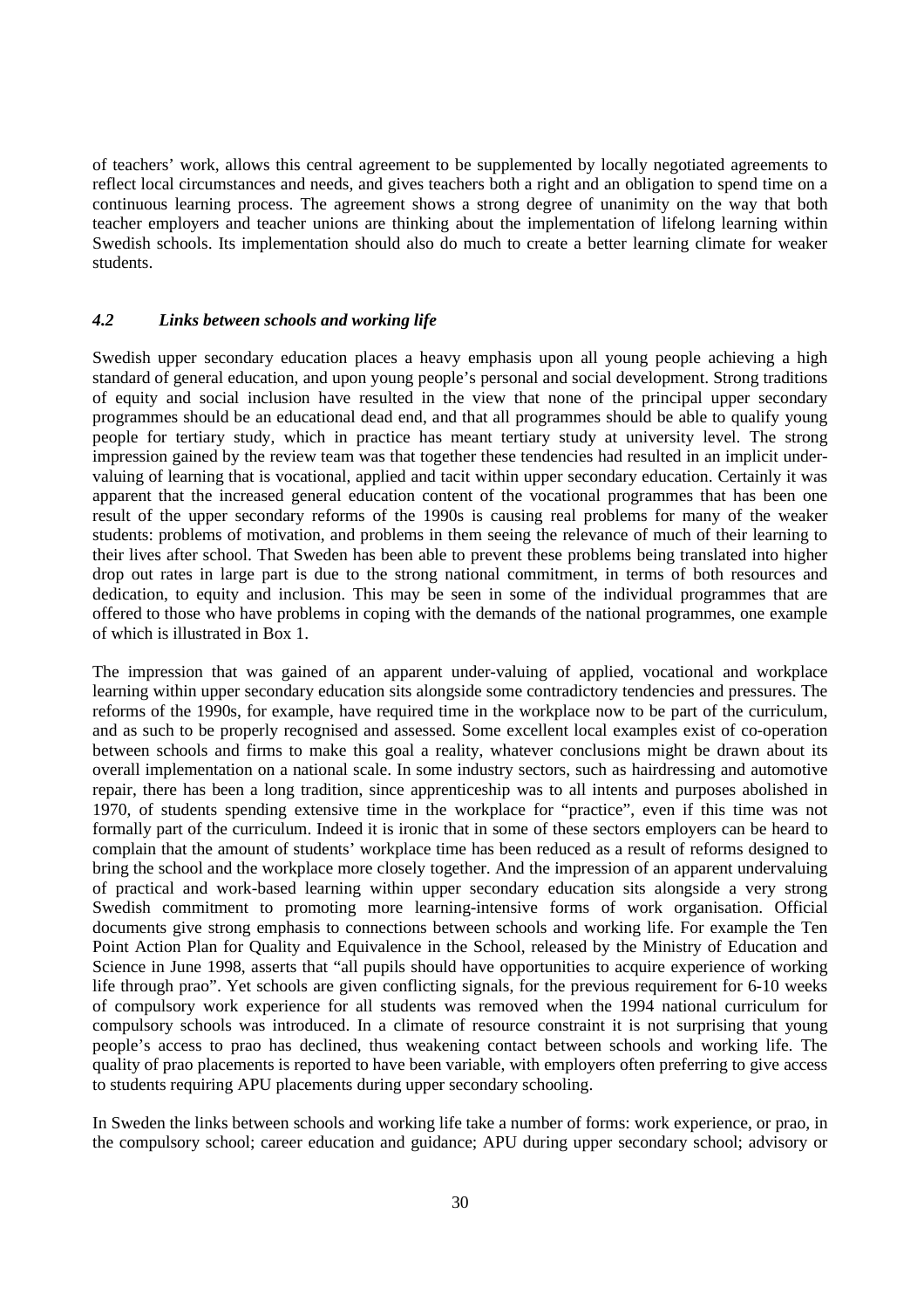of teachers' work, allows this central agreement to be supplemented by locally negotiated agreements to reflect local circumstances and needs, and gives teachers both a right and an obligation to spend time on a continuous learning process. The agreement shows a strong degree of unanimity on the way that both teacher employers and teacher unions are thinking about the implementation of lifelong learning within Swedish schools. Its implementation should also do much to create a better learning climate for weaker students.

### *4.2 Links between schools and working life*

Swedish upper secondary education places a heavy emphasis upon all young people achieving a high standard of general education, and upon young people's personal and social development. Strong traditions of equity and social inclusion have resulted in the view that none of the principal upper secondary programmes should be an educational dead end, and that all programmes should be able to qualify young people for tertiary study, which in practice has meant tertiary study at university level. The strong impression gained by the review team was that together these tendencies had resulted in an implicit under-valuing of learning that is vocational, applied and tacit within upper secondary education. Certainly it was apparent that the increased general education content of the vocational programmes that has been one result of the upper secondary reforms of the 1990s is causing real problems for many of the weaker students: problems of motivation, and problems in them seeing the relevance of much of their learning to their lives after school. That Sweden has been able to prevent these problems being translated into higher drop out rates in large part is due to the strong national commitment, in terms of both resources and dedication, to equity and inclusion. This may be seen in some of the individual programmes that are offered to those who have problems in coping with the demands of the national programmes, one example of which is illustrated in Box 1.

The impression that was gained of an apparent under-valuing of applied, vocational and workplace learning within upper secondary education sits alongside some contradictory tendencies and pressures. The reforms of the 1990s, for example, have required time in the workplace now to be part of the curriculum, and as such to be properly recognised and assessed. Some excellent local examples exist of co-operation between schools and firms to make this goal a reality, whatever conclusions might be drawn about its overall implementation on a national scale. In some industry sectors, such as hairdressing and automotive repair, there has been a long tradition, since apprenticeship was to all intents and purposes abolished in 1970, of students spending extensive time in the workplace for "practice", even if this time was not formally part of the curriculum. Indeed it is ironic that in some of these sectors employers can be heard to complain that the amount of students' workplace time has been reduced as a result of reforms designed to bring the school and the workplace more closely together. And the impression of an apparent undervaluing of practical and work-based learning within upper secondary education sits alongside a very strong Swedish commitment to promoting more learning-intensive forms of work organisation. Official documents give strong emphasis to connections between schools and working life. For example the Ten Point Action Plan for Quality and Equivalence in the School, released by the Ministry of Education and Science in June 1998, asserts that "all pupils should have opportunities to acquire experience of working life through prao". Yet schools are given conflicting signals, for the previous requirement for 6-10 weeks of compulsory work experience for all students was removed when the 1994 national curriculum for compulsory schools was introduced. In a climate of resource constraint it is not surprising that young people's access to prao has declined, thus weakening contact between schools and working life. The quality of prao placements is reported to have been variable, with employers often preferring to give access to students requiring APU placements during upper secondary schooling.

In Sweden the links between schools and working life take a number of forms: work experience, or prao, in the compulsory school; career education and guidance; APU during upper secondary school; advisory or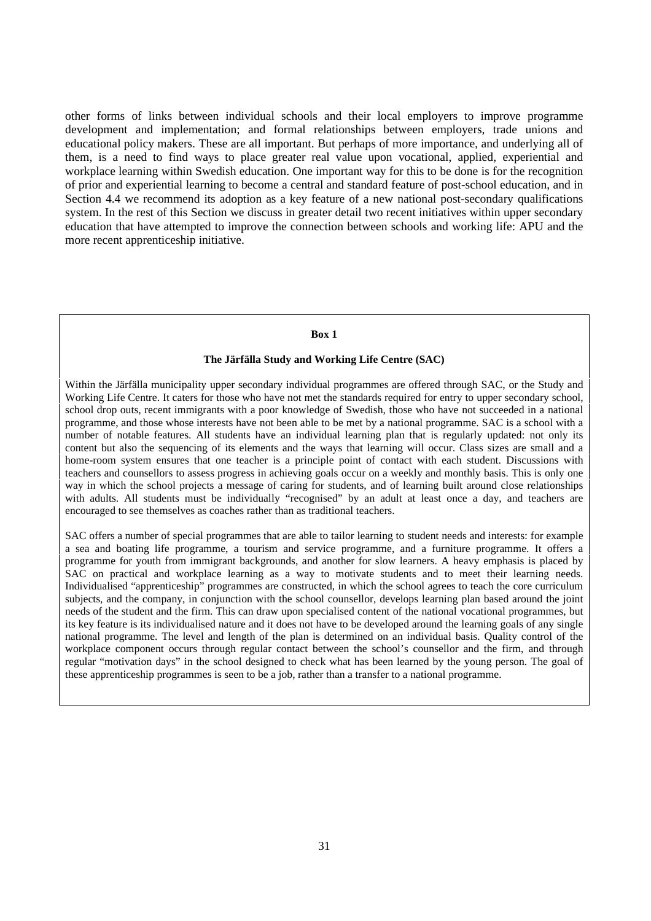other forms of links between individual schools and their local employers to improve programme development and implementation; and formal relationships between employers, trade unions and educational policy makers. These are all important. But perhaps of more importance, and underlying all of them, is a need to find ways to place greater real value upon vocational, applied, experiential and workplace learning within Swedish education. One important way for this to be done is for the recognition of prior and experiential learning to become a central and standard feature of post-school education, and in Section 4.4 we recommend its adoption as a key feature of a new national post-secondary qualifications system. In the rest of this Section we discuss in greater detail two recent initiatives within upper secondary education that have attempted to improve the connection between schools and working life: APU and the more recent apprenticeship initiative.

**Box 1**

**The Järfälla Study and Working Life Centre (SAC)**

Within the Järfälla municipality upper secondary individual programmes are offered through SAC, or the Study and Working Life Centre. It caters for those who have not met the standards required for entry to upper secondary school, school drop outs, recent immigrants with a poor knowledge of Swedish, those who have not succeeded in a national programme, and those whose interests have not been able to be met by a national programme. SAC is a school with a number of notable features. All students have an individual learning plan that is regularly updated: not only its content but also the sequencing of its elements and the ways that learning will occur. Class sizes are small and a home-room system ensures that one teacher is a principle point of contact with each student. Discussions with teachers and counsellors to assess progress in achieving goals occur on a weekly and monthly basis. This is only one way in which the school projects a message of caring for students, and of learning built around close relationships with adults. All students must be individually "recognised" by an adult at least once a day, and teachers are encouraged to see themselves as coaches rather than as traditional teachers.

SAC offers a number of special programmes that are able to tailor learning to student needs and interests: for example a sea and boating life programme, a tourism and service programme, and a furniture programme. It offers a programme for youth from immigrant backgrounds, and another for slow learners. A heavy emphasis is placed by SAC on practical and workplace learning as a way to motivate students and to meet their learning needs. Individualised "apprenticeship" programmes are constructed, in which the school agrees to teach the core curriculum subjects, and the company, in conjunction with the school counsellor, develops learning plan based around the joint needs of the student and the firm. This can draw upon specialised content of the national vocational programmes, but its key feature is its individualised nature and it does not have to be developed around the learning goals of any single national programme. The level and length of the plan is determined on an individual basis. Quality control of the workplace component occurs through regular contact between the school's counsellor and the firm, and through regular "motivation days" in the school designed to check what has been learned by the young person. The goal of these apprenticeship programmes is seen to be a job, rather than a transfer to a national programme.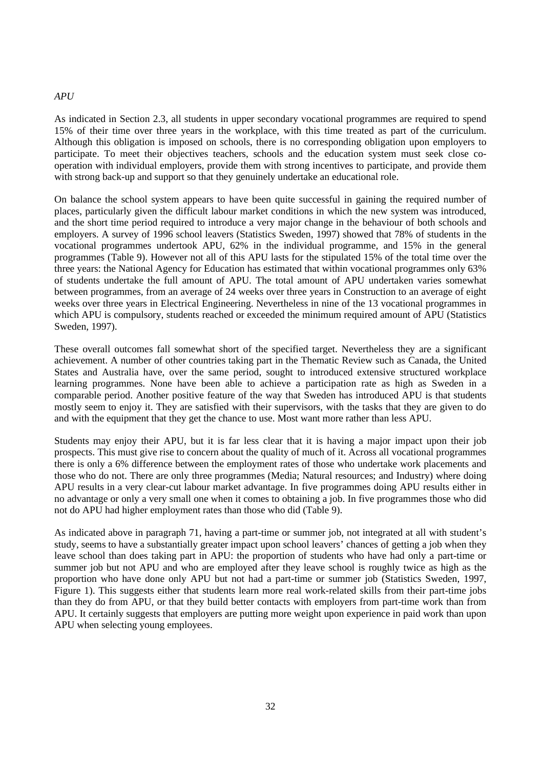*APU*

As indicated in Section 2.3, all students in upper secondary vocational programmes are required to spend 15% of their time over three years in the workplace, with this time treated as part of the curriculum. Although this obligation is imposed on schools, there is no corresponding obligation upon employers to participate. To meet their objectives teachers, schools and the education system must seek close co-operation with individual employers, provide them with strong incentives to participate, and provide them with strong back-up and support so that they genuinely undertake an educational role.

On balance the school system appears to have been quite successful in gaining the required number of places, particularly given the difficult labour market conditions in which the new system was introduced, and the short time period required to introduce a very major change in the behaviour of both schools and employers. A survey of 1996 school leavers (Statistics Sweden, 1997) showed that 78% of students in the vocational programmes undertook APU, 62% in the individual programme, and 15% in the general programmes (Table 9). However not all of this APU lasts for the stipulated 15% of the total time over the three years: the National Agency for Education has estimated that within vocational programmes only 63% of students undertake the full amount of APU. The total amount of APU undertaken varies somewhat between programmes, from an average of 24 weeks over three years in Construction to an average of eight weeks over three years in Electrical Engineering. Nevertheless in nine of the 13 vocational programmes in which APU is compulsory, students reached or exceeded the minimum required amount of APU (Statistics Sweden, 1997).

These overall outcomes fall somewhat short of the specified target. Nevertheless they are a significant achievement. A number of other countries taking part in the Thematic Review such as Canada, the United States and Australia have, over the same period, sought to introduced extensive structured workplace learning programmes. None have been able to achieve a participation rate as high as Sweden in a comparable period. Another positive feature of the way that Sweden has introduced APU is that students mostly seem to enjoy it. They are satisfied with their supervisors, with the tasks that they are given to do and with the equipment that they get the chance to use. Most want more rather than less APU.

Students may enjoy their APU, but it is far less clear that it is having a major impact upon their job prospects. This must give rise to concern about the quality of much of it. Across all vocational programmes there is only a 6% difference between the employment rates of those who undertake work placements and those who do not. There are only three programmes (Media; Natural resources; and Industry) where doing APU results in a very clear-cut labour market advantage. In five programmes doing APU results either in no advantage or only a very small one when it comes to obtaining a job. In five programmes those who did not do APU had higher employment rates than those who did (Table 9).

As indicated above in paragraph 71, having a part-time or summer job, not integrated at all with student's study, seems to have a substantially greater impact upon school leavers' chances of getting a job when they leave school than does taking part in APU: the proportion of students who have had only a part-time or summer job but not APU and who are employed after they leave school is roughly twice as high as the proportion who have done only APU but not had a part-time or summer job (Statistics Sweden, 1997, Figure 1). This suggests either that students learn more real work-related skills from their part-time jobs than they do from APU, or that they build better contacts with employers from part-time work than from APU. It certainly suggests that employers are putting more weight upon experience in paid work than upon APU when selecting young employees.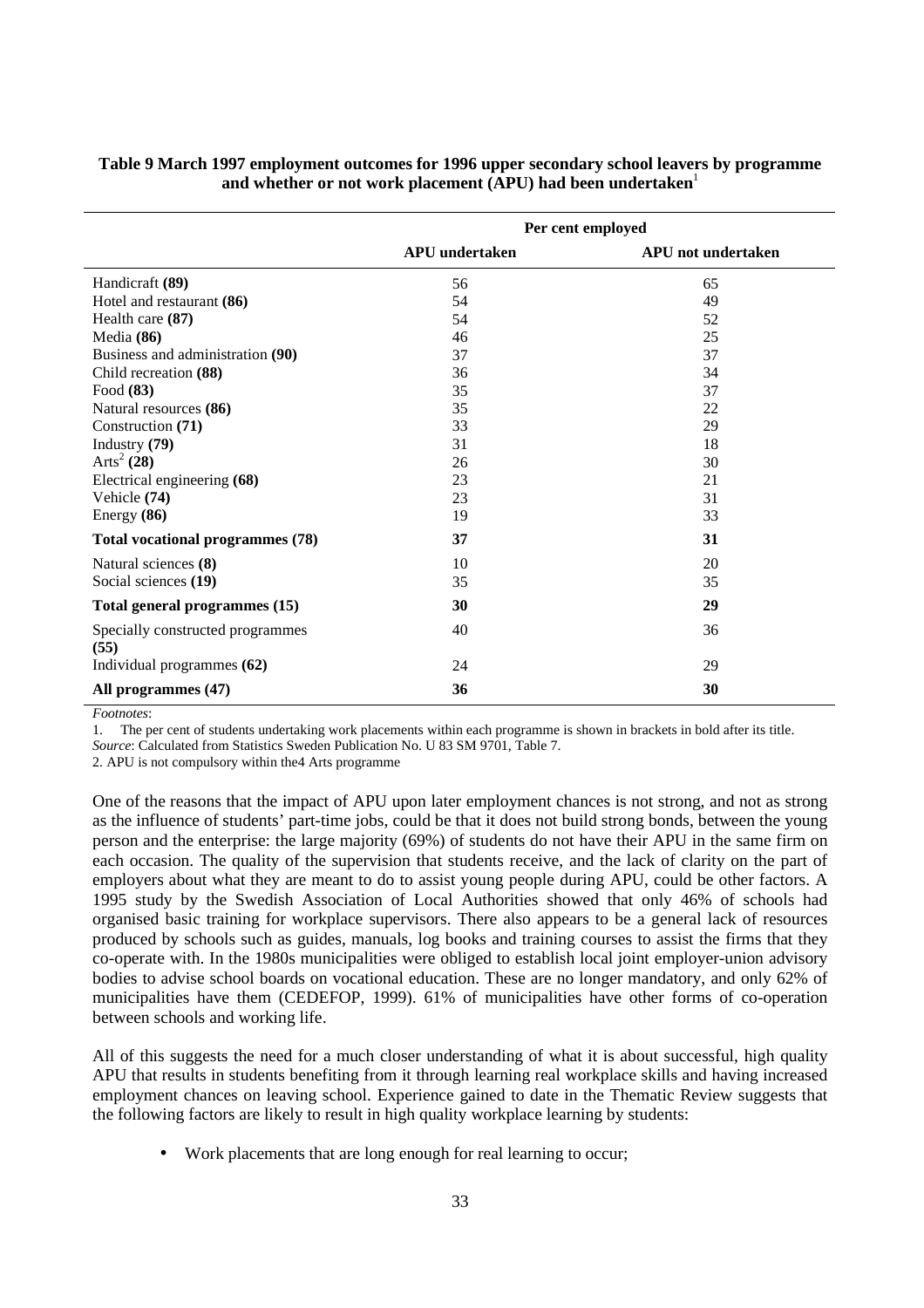**Table 9 March 1997 employment outcomes for 1996 upper secondary school leavers by programme and whether or not work placement (APU) had been undertaken**[1]

| | Per cent employed | |
|---|---|---|
| | **APU undertaken** | **APU not undertaken** |
| Handicraft **(89)** | 56 | 65 |
| Hotel and restaurant **(86)** | 54 | 49 |
| Health care **(87)** | 54 | 52 |
| Media **(86)** | 46 | 25 |
| Business and administration **(90)** | 37 | 37 |
| Child recreation **(88)** | 36 | 34 |
| Food **(83)** | 35 | 37 |
| Natural resources **(86)** | 35 | 22 |
| Construction **(71)** | 33 | 29 |
| Industry **(79)** | 31 | 18 |
| Arts[2] **(28)** | 26 | 30 |
| Electrical engineering **(68)** | 23 | 21 |
| Vehicle **(74)** | 23 | 31 |
| Energy **(86)** | 19 | 33 |
| **Total vocational programmes (78)** | **37** | **31** |
| Natural sciences **(8)** | 10 | 20 |
| Social sciences **(19)** | 35 | 35 |
| **Total general programmes (15)** | **30** | **29** |
| Specially constructed programmes **(55)** | 40 | 36 |
| Individual programmes **(62)** | 24 | 29 |
| **All programmes (47)** | **36** | **30** |

*Footnotes*:

1. The per cent of students undertaking work placements within each programme is shown in brackets in bold after its title.

*Source*: Calculated from Statistics Sweden Publication No. U 83 SM 9701, Table 7.

2. APU is not compulsory within the4 Arts programme

One of the reasons that the impact of APU upon later employment chances is not strong, and not as strong as the influence of students' part-time jobs, could be that it does not build strong bonds, between the young person and the enterprise: the large majority (69%) of students do not have their APU in the same firm on each occasion. The quality of the supervision that students receive, and the lack of clarity on the part of employers about what they are meant to do to assist young people during APU, could be other factors. A 1995 study by the Swedish Association of Local Authorities showed that only 46% of schools had organised basic training for workplace supervisors. There also appears to be a general lack of resources produced by schools such as guides, manuals, log books and training courses to assist the firms that they co-operate with. In the 1980s municipalities were obliged to establish local joint employer-union advisory bodies to advise school boards on vocational education. These are no longer mandatory, and only 62% of municipalities have them (CEDEFOP, 1999). 61% of municipalities have other forms of co-operation between schools and working life.

All of this suggests the need for a much closer understanding of what it is about successful, high quality APU that results in students benefiting from it through learning real workplace skills and having increased employment chances on leaving school. Experience gained to date in the Thematic Review suggests that the following factors are likely to result in high quality workplace learning by students:

- Work placements that are long enough for real learning to occur;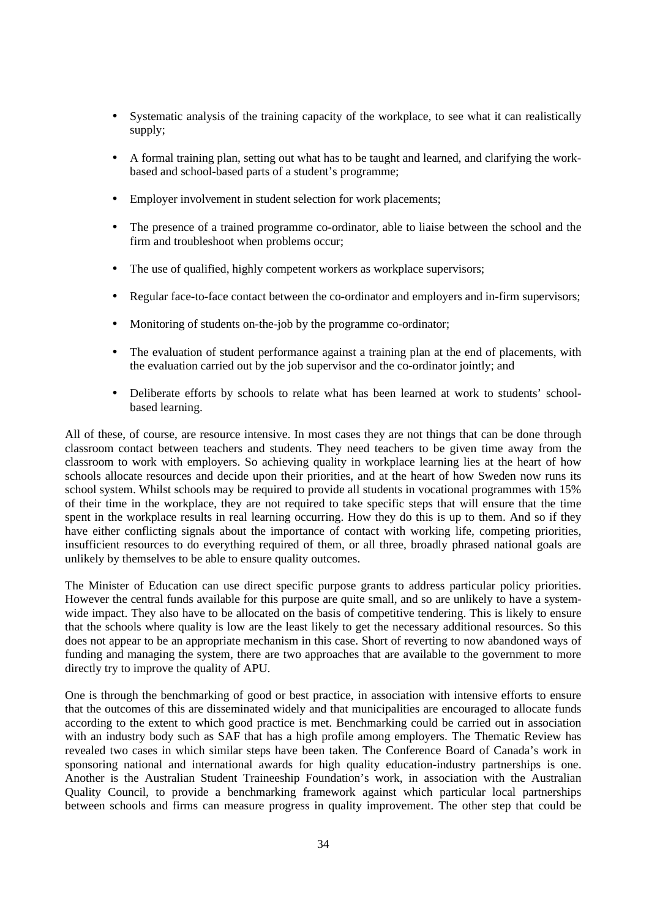- Systematic analysis of the training capacity of the workplace, to see what it can realistically supply;
- A formal training plan, setting out what has to be taught and learned, and clarifying the work-based and school-based parts of a student's programme;
- Employer involvement in student selection for work placements;
- The presence of a trained programme co-ordinator, able to liaise between the school and the firm and troubleshoot when problems occur;
- The use of qualified, highly competent workers as workplace supervisors;
- Regular face-to-face contact between the co-ordinator and employers and in-firm supervisors;
- Monitoring of students on-the-job by the programme co-ordinator;
- The evaluation of student performance against a training plan at the end of placements, with the evaluation carried out by the job supervisor and the co-ordinator jointly; and
- Deliberate efforts by schools to relate what has been learned at work to students' school-based learning.

All of these, of course, are resource intensive. In most cases they are not things that can be done through classroom contact between teachers and students. They need teachers to be given time away from the classroom to work with employers. So achieving quality in workplace learning lies at the heart of how schools allocate resources and decide upon their priorities, and at the heart of how Sweden now runs its school system. Whilst schools may be required to provide all students in vocational programmes with 15% of their time in the workplace, they are not required to take specific steps that will ensure that the time spent in the workplace results in real learning occurring. How they do this is up to them. And so if they have either conflicting signals about the importance of contact with working life, competing priorities, insufficient resources to do everything required of them, or all three, broadly phrased national goals are unlikely by themselves to be able to ensure quality outcomes.

The Minister of Education can use direct specific purpose grants to address particular policy priorities. However the central funds available for this purpose are quite small, and so are unlikely to have a system-wide impact. They also have to be allocated on the basis of competitive tendering. This is likely to ensure that the schools where quality is low are the least likely to get the necessary additional resources. So this does not appear to be an appropriate mechanism in this case. Short of reverting to now abandoned ways of funding and managing the system, there are two approaches that are available to the government to more directly try to improve the quality of APU.

One is through the benchmarking of good or best practice, in association with intensive efforts to ensure that the outcomes of this are disseminated widely and that municipalities are encouraged to allocate funds according to the extent to which good practice is met. Benchmarking could be carried out in association with an industry body such as SAF that has a high profile among employers. The Thematic Review has revealed two cases in which similar steps have been taken. The Conference Board of Canada's work in sponsoring national and international awards for high quality education-industry partnerships is one. Another is the Australian Student Traineeship Foundation's work, in association with the Australian Quality Council, to provide a benchmarking framework against which particular local partnerships between schools and firms can measure progress in quality improvement. The other step that could be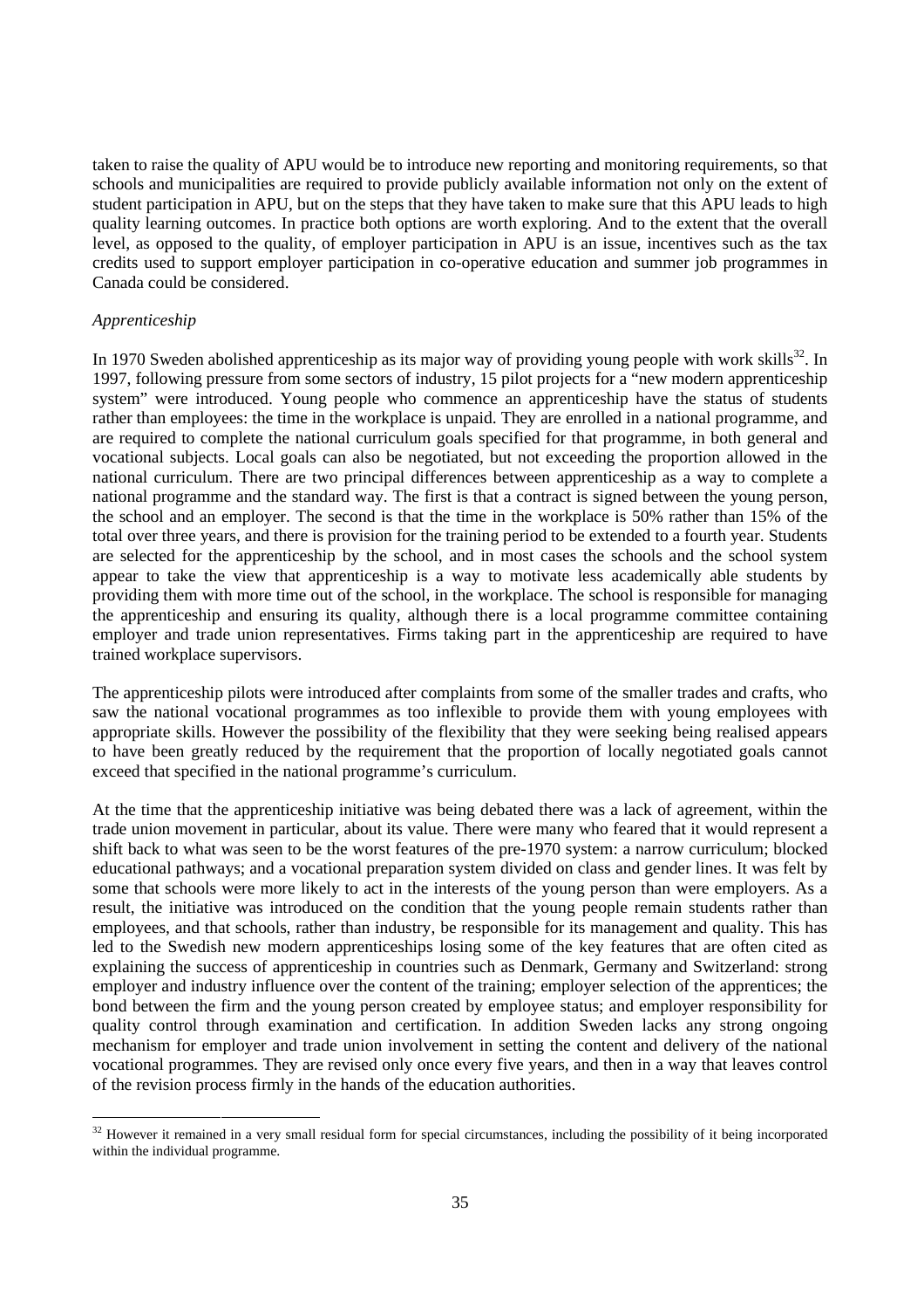taken to raise the quality of APU would be to introduce new reporting and monitoring requirements, so that schools and municipalities are required to provide publicly available information not only on the extent of student participation in APU, but on the steps that they have taken to make sure that this APU leads to high quality learning outcomes. In practice both options are worth exploring. And to the extent that the overall level, as opposed to the quality, of employer participation in APU is an issue, incentives such as the tax credits used to support employer participation in co-operative education and summer job programmes in Canada could be considered.

*Apprenticeship*

In 1970 Sweden abolished apprenticeship as its major way of providing young people with work skills[32]. In 1997, following pressure from some sectors of industry, 15 pilot projects for a "new modern apprenticeship system" were introduced. Young people who commence an apprenticeship have the status of students rather than employees: the time in the workplace is unpaid. They are enrolled in a national programme, and are required to complete the national curriculum goals specified for that programme, in both general and vocational subjects. Local goals can also be negotiated, but not exceeding the proportion allowed in the national curriculum. There are two principal differences between apprenticeship as a way to complete a national programme and the standard way. The first is that a contract is signed between the young person, the school and an employer. The second is that the time in the workplace is 50% rather than 15% of the total over three years, and there is provision for the training period to be extended to a fourth year. Students are selected for the apprenticeship by the school, and in most cases the schools and the school system appear to take the view that apprenticeship is a way to motivate less academically able students by providing them with more time out of the school, in the workplace. The school is responsible for managing the apprenticeship and ensuring its quality, although there is a local programme committee containing employer and trade union representatives. Firms taking part in the apprenticeship are required to have trained workplace supervisors.

The apprenticeship pilots were introduced after complaints from some of the smaller trades and crafts, who saw the national vocational programmes as too inflexible to provide them with young employees with appropriate skills. However the possibility of the flexibility that they were seeking being realised appears to have been greatly reduced by the requirement that the proportion of locally negotiated goals cannot exceed that specified in the national programme's curriculum.

At the time that the apprenticeship initiative was being debated there was a lack of agreement, within the trade union movement in particular, about its value. There were many who feared that it would represent a shift back to what was seen to be the worst features of the pre-1970 system: a narrow curriculum; blocked educational pathways; and a vocational preparation system divided on class and gender lines. It was felt by some that schools were more likely to act in the interests of the young person than were employers. As a result, the initiative was introduced on the condition that the young people remain students rather than employees, and that schools, rather than industry, be responsible for its management and quality. This has led to the Swedish new modern apprenticeships losing some of the key features that are often cited as explaining the success of apprenticeship in countries such as Denmark, Germany and Switzerland: strong employer and industry influence over the content of the training; employer selection of the apprentices; the bond between the firm and the young person created by employee status; and employer responsibility for quality control through examination and certification. In addition Sweden lacks any strong ongoing mechanism for employer and trade union involvement in setting the content and delivery of the national vocational programmes. They are revised only once every five years, and then in a way that leaves control of the revision process firmly in the hands of the education authorities.

[32] However it remained in a very small residual form for special circumstances, including the possibility of it being incorporated within the individual programme.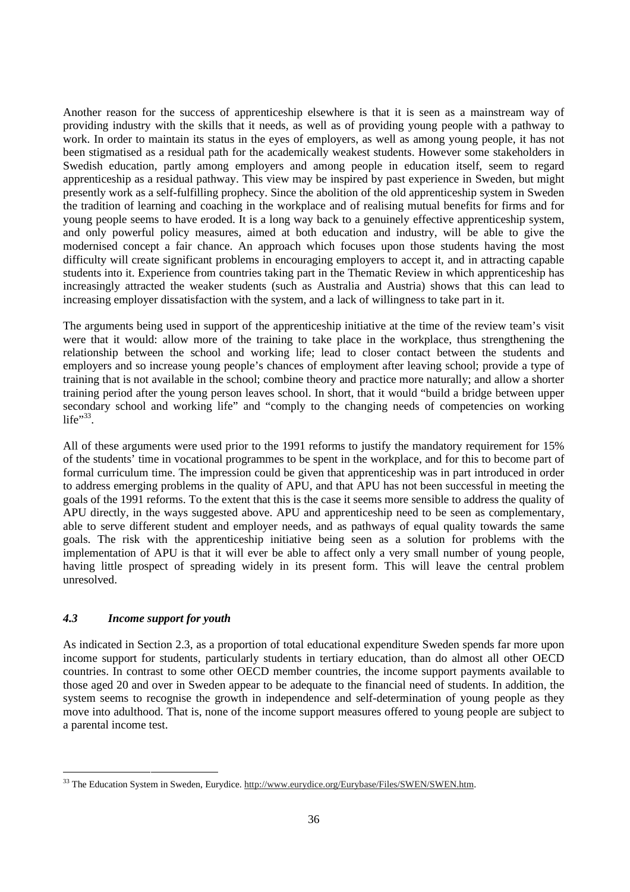Another reason for the success of apprenticeship elsewhere is that it is seen as a mainstream way of providing industry with the skills that it needs, as well as of providing young people with a pathway to work. In order to maintain its status in the eyes of employers, as well as among young people, it has not been stigmatised as a residual path for the academically weakest students. However some stakeholders in Swedish education, partly among employers and among people in education itself, seem to regard apprenticeship as a residual pathway. This view may be inspired by past experience in Sweden, but might presently work as a self-fulfilling prophecy. Since the abolition of the old apprenticeship system in Sweden the tradition of learning and coaching in the workplace and of realising mutual benefits for firms and for young people seems to have eroded. It is a long way back to a genuinely effective apprenticeship system, and only powerful policy measures, aimed at both education and industry, will be able to give the modernised concept a fair chance. An approach which focuses upon those students having the most difficulty will create significant problems in encouraging employers to accept it, and in attracting capable students into it. Experience from countries taking part in the Thematic Review in which apprenticeship has increasingly attracted the weaker students (such as Australia and Austria) shows that this can lead to increasing employer dissatisfaction with the system, and a lack of willingness to take part in it.

The arguments being used in support of the apprenticeship initiative at the time of the review team's visit were that it would: allow more of the training to take place in the workplace, thus strengthening the relationship between the school and working life; lead to closer contact between the students and employers and so increase young people's chances of employment after leaving school; provide a type of training that is not available in the school; combine theory and practice more naturally; and allow a shorter training period after the young person leaves school. In short, that it would "build a bridge between upper secondary school and working life" and "comply to the changing needs of competencies on working life"[33].

All of these arguments were used prior to the 1991 reforms to justify the mandatory requirement for 15% of the students' time in vocational programmes to be spent in the workplace, and for this to become part of formal curriculum time. The impression could be given that apprenticeship was in part introduced in order to address emerging problems in the quality of APU, and that APU has not been successful in meeting the goals of the 1991 reforms. To the extent that this is the case it seems more sensible to address the quality of APU directly, in the ways suggested above. APU and apprenticeship need to be seen as complementary, able to serve different student and employer needs, and as pathways of equal quality towards the same goals. The risk with the apprenticeship initiative being seen as a solution for problems with the implementation of APU is that it will ever be able to affect only a very small number of young people, having little prospect of spreading widely in its present form. This will leave the central problem unresolved.

### *4.3 Income support for youth*

As indicated in Section 2.3, as a proportion of total educational expenditure Sweden spends far more upon income support for students, particularly students in tertiary education, than do almost all other OECD countries. In contrast to some other OECD member countries, the income support payments available to those aged 20 and over in Sweden appear to be adequate to the financial need of students. In addition, the system seems to recognise the growth in independence and self-determination of young people as they move into adulthood. That is, none of the income support measures offered to young people are subject to a parental income test.

---

[33] The Education System in Sweden, Eurydice. http://www.eurydice.org/Eurybase/Files/SWEN/SWEN.htm.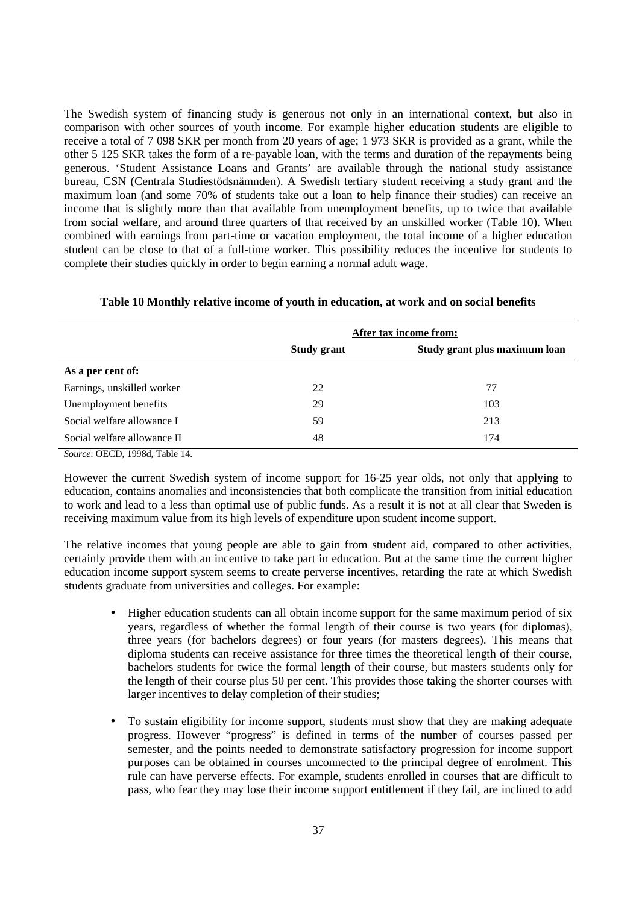The Swedish system of financing study is generous not only in an international context, but also in comparison with other sources of youth income. For example higher education students are eligible to receive a total of 7 098 SKR per month from 20 years of age; 1 973 SKR is provided as a grant, while the other 5 125 SKR takes the form of a re-payable loan, with the terms and duration of the repayments being generous. 'Student Assistance Loans and Grants' are available through the national study assistance bureau, CSN (Centrala Studiestödsnämnden). A Swedish tertiary student receiving a study grant and the maximum loan (and some 70% of students take out a loan to help finance their studies) can receive an income that is slightly more than that available from unemployment benefits, up to twice that available from social welfare, and around three quarters of that received by an unskilled worker (Table 10). When combined with earnings from part-time or vacation employment, the total income of a higher education student can be close to that of a full-time worker. This possibility reduces the incentive for students to complete their studies quickly in order to begin earning a normal adult wage.

**Table 10 Monthly relative income of youth in education, at work and on social benefits**

| | After tax income from: | |
|---|---|---|
| | **Study grant** | **Study grant plus maximum loan** |
| **As a per cent of:** | | |
| Earnings, unskilled worker | 22 | 77 |
| Unemployment benefits | 29 | 103 |
| Social welfare allowance I | 59 | 213 |
| Social welfare allowance II | 48 | 174 |

*Source*: OECD, 1998d, Table 14.

However the current Swedish system of income support for 16-25 year olds, not only that applying to education, contains anomalies and inconsistencies that both complicate the transition from initial education to work and lead to a less than optimal use of public funds. As a result it is not at all clear that Sweden is receiving maximum value from its high levels of expenditure upon student income support.

The relative incomes that young people are able to gain from student aid, compared to other activities, certainly provide them with an incentive to take part in education. But at the same time the current higher education income support system seems to create perverse incentives, retarding the rate at which Swedish students graduate from universities and colleges. For example:

- Higher education students can all obtain income support for the same maximum period of six years, regardless of whether the formal length of their course is two years (for diplomas), three years (for bachelors degrees) or four years (for masters degrees). This means that diploma students can receive assistance for three times the theoretical length of their course, bachelors students for twice the formal length of their course, but masters students only for the length of their course plus 50 per cent. This provides those taking the shorter courses with larger incentives to delay completion of their studies;

- To sustain eligibility for income support, students must show that they are making adequate progress. However "progress" is defined in terms of the number of courses passed per semester, and the points needed to demonstrate satisfactory progression for income support purposes can be obtained in courses unconnected to the principal degree of enrolment. This rule can have perverse effects. For example, students enrolled in courses that are difficult to pass, who fear they may lose their income support entitlement if they fail, are inclined to add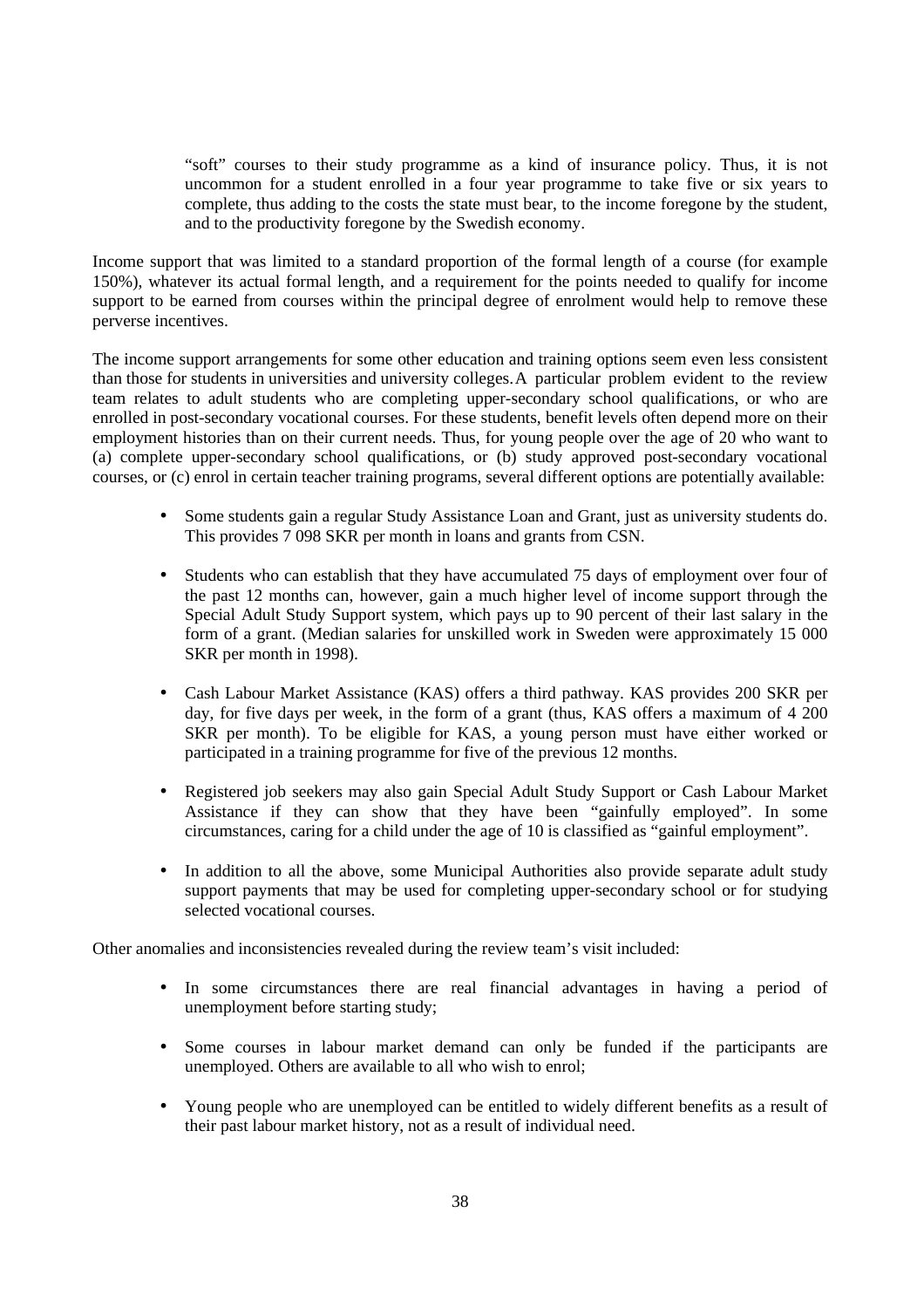> "soft" courses to their study programme as a kind of insurance policy. Thus, it is not uncommon for a student enrolled in a four year programme to take five or six years to complete, thus adding to the costs the state must bear, to the income foregone by the student, and to the productivity foregone by the Swedish economy.

Income support that was limited to a standard proportion of the formal length of a course (for example 150%), whatever its actual formal length, and a requirement for the points needed to qualify for income support to be earned from courses within the principal degree of enrolment would help to remove these perverse incentives.

The income support arrangements for some other education and training options seem even less consistent than those for students in universities and university colleges. A particular problem evident to the review team relates to adult students who are completing upper-secondary school qualifications, or who are enrolled in post-secondary vocational courses. For these students, benefit levels often depend more on their employment histories than on their current needs. Thus, for young people over the age of 20 who want to (a) complete upper-secondary school qualifications, or (b) study approved post-secondary vocational courses, or (c) enrol in certain teacher training programs, several different options are potentially available:

- Some students gain a regular Study Assistance Loan and Grant, just as university students do. This provides 7 098 SKR per month in loans and grants from CSN.
- Students who can establish that they have accumulated 75 days of employment over four of the past 12 months can, however, gain a much higher level of income support through the Special Adult Study Support system, which pays up to 90 percent of their last salary in the form of a grant. (Median salaries for unskilled work in Sweden were approximately 15 000 SKR per month in 1998).
- Cash Labour Market Assistance (KAS) offers a third pathway. KAS provides 200 SKR per day, for five days per week, in the form of a grant (thus, KAS offers a maximum of 4 200 SKR per month). To be eligible for KAS, a young person must have either worked or participated in a training programme for five of the previous 12 months.
- Registered job seekers may also gain Special Adult Study Support or Cash Labour Market Assistance if they can show that they have been "gainfully employed". In some circumstances, caring for a child under the age of 10 is classified as "gainful employment".
- In addition to all the above, some Municipal Authorities also provide separate adult study support payments that may be used for completing upper-secondary school or for studying selected vocational courses.

Other anomalies and inconsistencies revealed during the review team's visit included:

- In some circumstances there are real financial advantages in having a period of unemployment before starting study;
- Some courses in labour market demand can only be funded if the participants are unemployed. Others are available to all who wish to enrol;
- Young people who are unemployed can be entitled to widely different benefits as a result of their past labour market history, not as a result of individual need.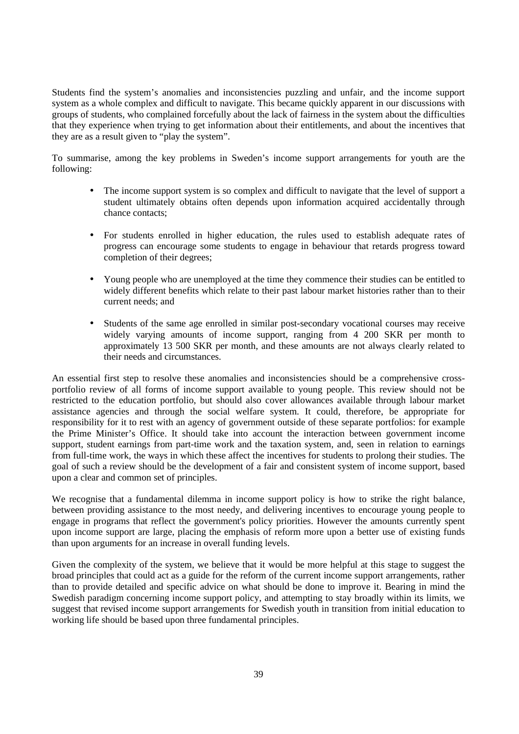Students find the system's anomalies and inconsistencies puzzling and unfair, and the income support system as a whole complex and difficult to navigate. This became quickly apparent in our discussions with groups of students, who complained forcefully about the lack of fairness in the system about the difficulties that they experience when trying to get information about their entitlements, and about the incentives that they are as a result given to "play the system".

To summarise, among the key problems in Sweden's income support arrangements for youth are the following:

- The income support system is so complex and difficult to navigate that the level of support a student ultimately obtains often depends upon information acquired accidentally through chance contacts;

- For students enrolled in higher education, the rules used to establish adequate rates of progress can encourage some students to engage in behaviour that retards progress toward completion of their degrees;

- Young people who are unemployed at the time they commence their studies can be entitled to widely different benefits which relate to their past labour market histories rather than to their current needs; and

- Students of the same age enrolled in similar post-secondary vocational courses may receive widely varying amounts of income support, ranging from 4 200 SKR per month to approximately 13 500 SKR per month, and these amounts are not always clearly related to their needs and circumstances.

An essential first step to resolve these anomalies and inconsistencies should be a comprehensive cross-portfolio review of all forms of income support available to young people. This review should not be restricted to the education portfolio, but should also cover allowances available through labour market assistance agencies and through the social welfare system. It could, therefore, be appropriate for responsibility for it to rest with an agency of government outside of these separate portfolios: for example the Prime Minister's Office. It should take into account the interaction between government income support, student earnings from part-time work and the taxation system, and, seen in relation to earnings from full-time work, the ways in which these affect the incentives for students to prolong their studies. The goal of such a review should be the development of a fair and consistent system of income support, based upon a clear and common set of principles.

We recognise that a fundamental dilemma in income support policy is how to strike the right balance, between providing assistance to the most needy, and delivering incentives to encourage young people to engage in programs that reflect the government's policy priorities. However the amounts currently spent upon income support are large, placing the emphasis of reform more upon a better use of existing funds than upon arguments for an increase in overall funding levels.

Given the complexity of the system, we believe that it would be more helpful at this stage to suggest the broad principles that could act as a guide for the reform of the current income support arrangements, rather than to provide detailed and specific advice on what should be done to improve it. Bearing in mind the Swedish paradigm concerning income support policy, and attempting to stay broadly within its limits, we suggest that revised income support arrangements for Swedish youth in transition from initial education to working life should be based upon three fundamental principles.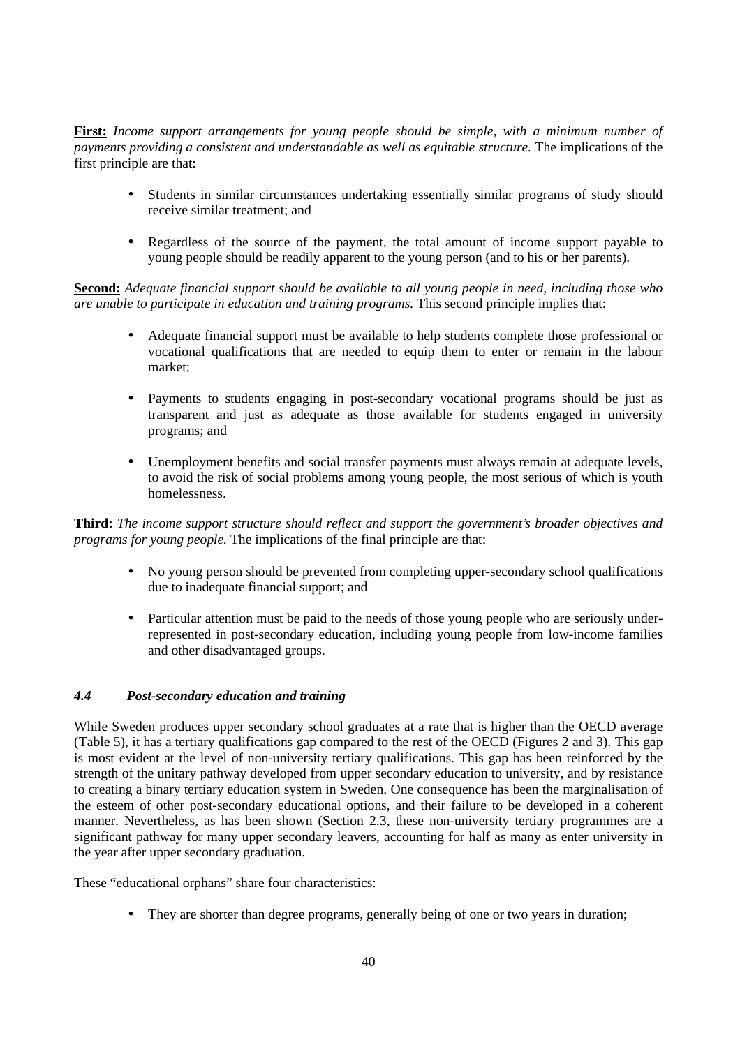**First:** *Income support arrangements for young people should be simple, with a minimum number of payments providing a consistent and understandable as well as equitable structure.* The implications of the first principle are that:

- Students in similar circumstances undertaking essentially similar programs of study should receive similar treatment; and
- Regardless of the source of the payment, the total amount of income support payable to young people should be readily apparent to the young person (and to his or her parents).

**Second:** *Adequate financial support should be available to all young people in need, including those who are unable to participate in education and training programs.* This second principle implies that:

- Adequate financial support must be available to help students complete those professional or vocational qualifications that are needed to equip them to enter or remain in the labour market;
- Payments to students engaging in post-secondary vocational programs should be just as transparent and just as adequate as those available for students engaged in university programs; and
- Unemployment benefits and social transfer payments must always remain at adequate levels, to avoid the risk of social problems among young people, the most serious of which is youth homelessness.

**Third:** *The income support structure should reflect and support the government's broader objectives and programs for young people.* The implications of the final principle are that:

- No young person should be prevented from completing upper-secondary school qualifications due to inadequate financial support; and
- Particular attention must be paid to the needs of those young people who are seriously under-represented in post-secondary education, including young people from low-income families and other disadvantaged groups.

### *4.4 Post-secondary education and training*

While Sweden produces upper secondary school graduates at a rate that is higher than the OECD average (Table 5), it has a tertiary qualifications gap compared to the rest of the OECD (Figures 2 and 3). This gap is most evident at the level of non-university tertiary qualifications. This gap has been reinforced by the strength of the unitary pathway developed from upper secondary education to university, and by resistance to creating a binary tertiary education system in Sweden. One consequence has been the marginalisation of the esteem of other post-secondary educational options, and their failure to be developed in a coherent manner. Nevertheless, as has been shown (Section 2.3, these non-university tertiary programmes are a significant pathway for many upper secondary leavers, accounting for half as many as enter university in the year after upper secondary graduation.

These "educational orphans" share four characteristics:

- They are shorter than degree programs, generally being of one or two years in duration;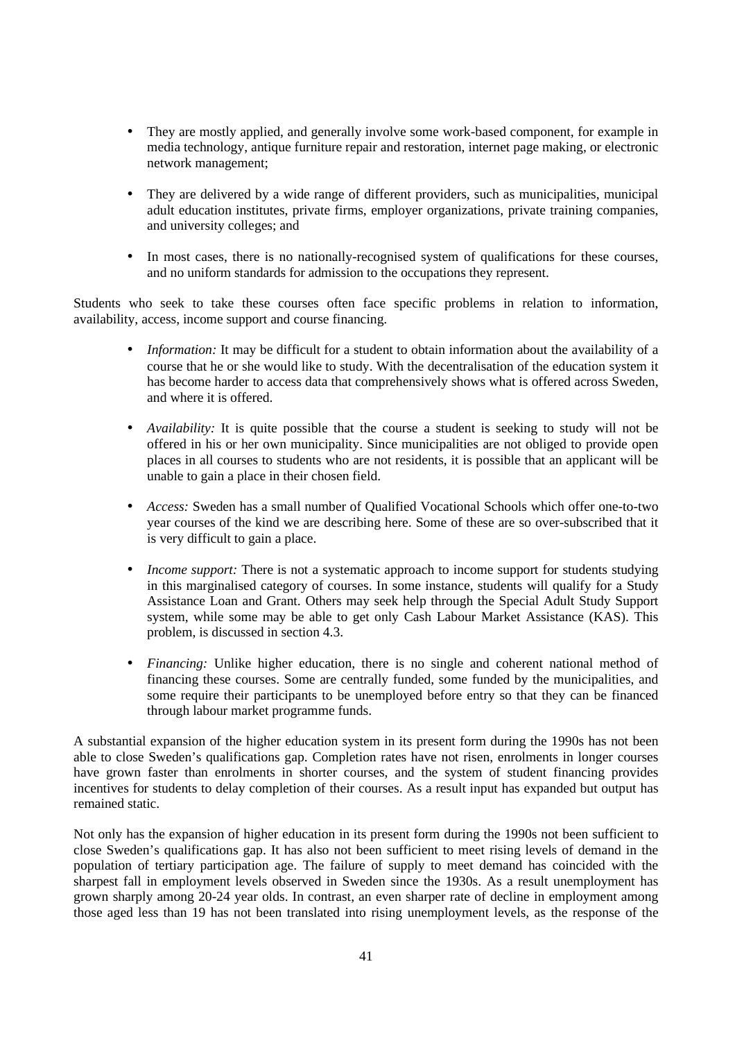- They are mostly applied, and generally involve some work-based component, for example in media technology, antique furniture repair and restoration, internet page making, or electronic network management;

- They are delivered by a wide range of different providers, such as municipalities, municipal adult education institutes, private firms, employer organizations, private training companies, and university colleges; and

- In most cases, there is no nationally-recognised system of qualifications for these courses, and no uniform standards for admission to the occupations they represent.

Students who seek to take these courses often face specific problems in relation to information, availability, access, income support and course financing.

- *Information:* It may be difficult for a student to obtain information about the availability of a course that he or she would like to study. With the decentralisation of the education system it has become harder to access data that comprehensively shows what is offered across Sweden, and where it is offered.

- *Availability:* It is quite possible that the course a student is seeking to study will not be offered in his or her own municipality. Since municipalities are not obliged to provide open places in all courses to students who are not residents, it is possible that an applicant will be unable to gain a place in their chosen field.

- *Access:* Sweden has a small number of Qualified Vocational Schools which offer one-to-two year courses of the kind we are describing here. Some of these are so over-subscribed that it is very difficult to gain a place.

- *Income support:* There is not a systematic approach to income support for students studying in this marginalised category of courses. In some instance, students will qualify for a Study Assistance Loan and Grant. Others may seek help through the Special Adult Study Support system, while some may be able to get only Cash Labour Market Assistance (KAS). This problem, is discussed in section 4.3.

- *Financing:* Unlike higher education, there is no single and coherent national method of financing these courses. Some are centrally funded, some funded by the municipalities, and some require their participants to be unemployed before entry so that they can be financed through labour market programme funds.

A substantial expansion of the higher education system in its present form during the 1990s has not been able to close Sweden's qualifications gap. Completion rates have not risen, enrolments in longer courses have grown faster than enrolments in shorter courses, and the system of student financing provides incentives for students to delay completion of their courses. As a result input has expanded but output has remained static.

Not only has the expansion of higher education in its present form during the 1990s not been sufficient to close Sweden's qualifications gap. It has also not been sufficient to meet rising levels of demand in the population of tertiary participation age. The failure of supply to meet demand has coincided with the sharpest fall in employment levels observed in Sweden since the 1930s. As a result unemployment has grown sharply among 20-24 year olds. In contrast, an even sharper rate of decline in employment among those aged less than 19 has not been translated into rising unemployment levels, as the response of the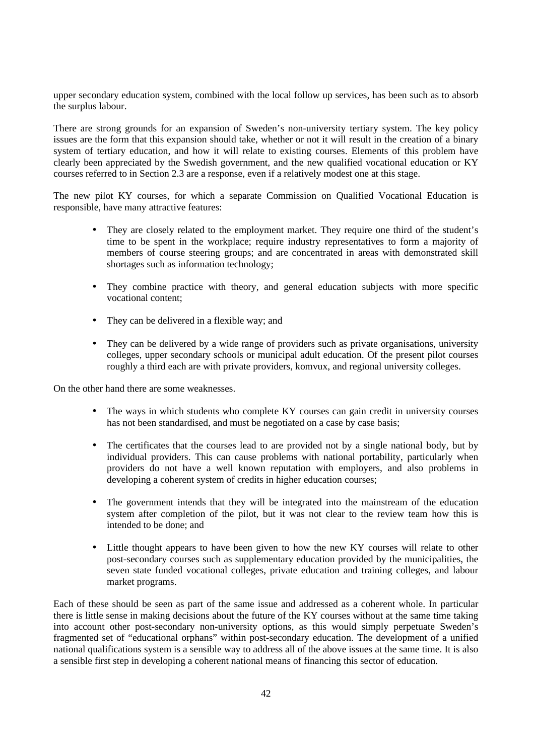upper secondary education system, combined with the local follow up services, has been such as to absorb the surplus labour.

There are strong grounds for an expansion of Sweden's non-university tertiary system. The key policy issues are the form that this expansion should take, whether or not it will result in the creation of a binary system of tertiary education, and how it will relate to existing courses. Elements of this problem have clearly been appreciated by the Swedish government, and the new qualified vocational education or KY courses referred to in Section 2.3 are a response, even if a relatively modest one at this stage.

The new pilot KY courses, for which a separate Commission on Qualified Vocational Education is responsible, have many attractive features:

- They are closely related to the employment market. They require one third of the student's time to be spent in the workplace; require industry representatives to form a majority of members of course steering groups; and are concentrated in areas with demonstrated skill shortages such as information technology;
- They combine practice with theory, and general education subjects with more specific vocational content;
- They can be delivered in a flexible way; and
- They can be delivered by a wide range of providers such as private organisations, university colleges, upper secondary schools or municipal adult education. Of the present pilot courses roughly a third each are with private providers, komvux, and regional university colleges.

On the other hand there are some weaknesses.

- The ways in which students who complete KY courses can gain credit in university courses has not been standardised, and must be negotiated on a case by case basis;
- The certificates that the courses lead to are provided not by a single national body, but by individual providers. This can cause problems with national portability, particularly when providers do not have a well known reputation with employers, and also problems in developing a coherent system of credits in higher education courses;
- The government intends that they will be integrated into the mainstream of the education system after completion of the pilot, but it was not clear to the review team how this is intended to be done; and
- Little thought appears to have been given to how the new KY courses will relate to other post-secondary courses such as supplementary education provided by the municipalities, the seven state funded vocational colleges, private education and training colleges, and labour market programs.

Each of these should be seen as part of the same issue and addressed as a coherent whole. In particular there is little sense in making decisions about the future of the KY courses without at the same time taking into account other post-secondary non-university options, as this would simply perpetuate Sweden's fragmented set of "educational orphans" within post-secondary education. The development of a unified national qualifications system is a sensible way to address all of the above issues at the same time. It is also a sensible first step in developing a coherent national means of financing this sector of education.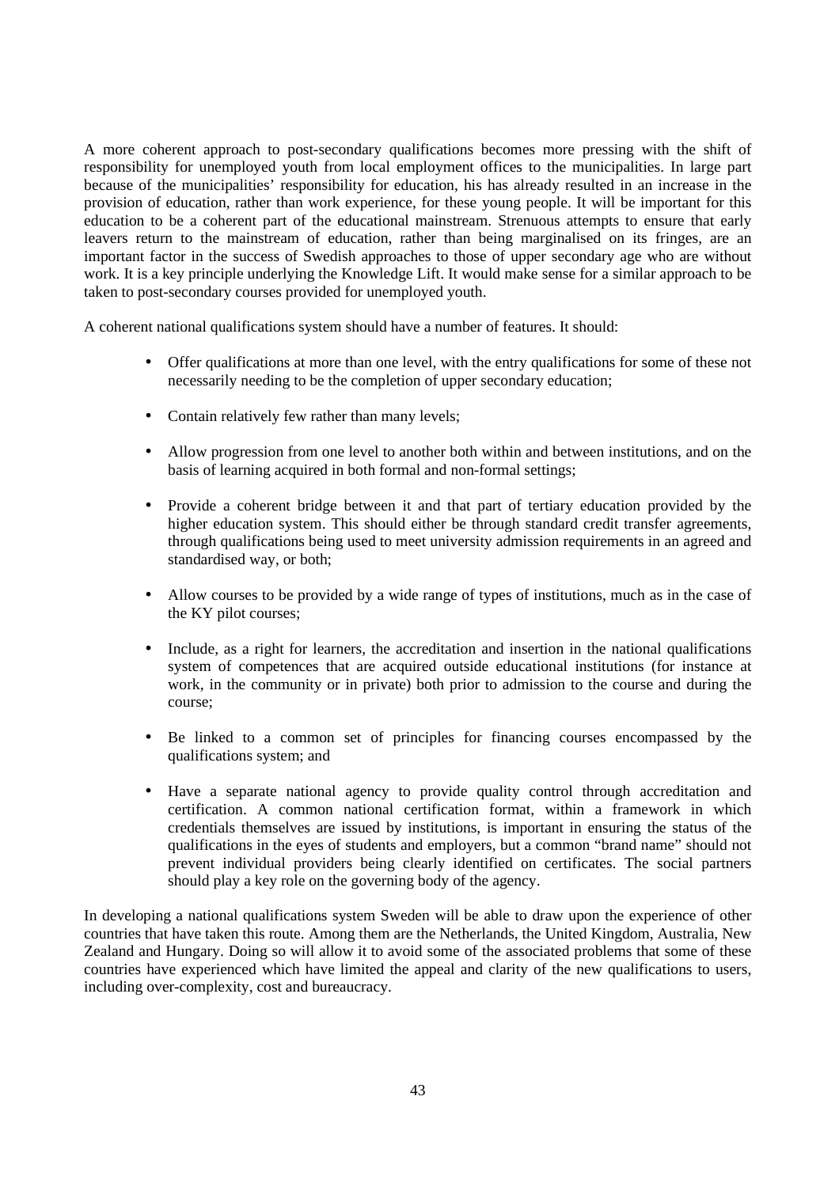A more coherent approach to post-secondary qualifications becomes more pressing with the shift of responsibility for unemployed youth from local employment offices to the municipalities. In large part because of the municipalities' responsibility for education, his has already resulted in an increase in the provision of education, rather than work experience, for these young people. It will be important for this education to be a coherent part of the educational mainstream. Strenuous attempts to ensure that early leavers return to the mainstream of education, rather than being marginalised on its fringes, are an important factor in the success of Swedish approaches to those of upper secondary age who are without work. It is a key principle underlying the Knowledge Lift. It would make sense for a similar approach to be taken to post-secondary courses provided for unemployed youth.

A coherent national qualifications system should have a number of features. It should:

- Offer qualifications at more than one level, with the entry qualifications for some of these not necessarily needing to be the completion of upper secondary education;
- Contain relatively few rather than many levels;
- Allow progression from one level to another both within and between institutions, and on the basis of learning acquired in both formal and non-formal settings;
- Provide a coherent bridge between it and that part of tertiary education provided by the higher education system. This should either be through standard credit transfer agreements, through qualifications being used to meet university admission requirements in an agreed and standardised way, or both;
- Allow courses to be provided by a wide range of types of institutions, much as in the case of the KY pilot courses;
- Include, as a right for learners, the accreditation and insertion in the national qualifications system of competences that are acquired outside educational institutions (for instance at work, in the community or in private) both prior to admission to the course and during the course;
- Be linked to a common set of principles for financing courses encompassed by the qualifications system; and
- Have a separate national agency to provide quality control through accreditation and certification. A common national certification format, within a framework in which credentials themselves are issued by institutions, is important in ensuring the status of the qualifications in the eyes of students and employers, but a common "brand name" should not prevent individual providers being clearly identified on certificates. The social partners should play a key role on the governing body of the agency.

In developing a national qualifications system Sweden will be able to draw upon the experience of other countries that have taken this route. Among them are the Netherlands, the United Kingdom, Australia, New Zealand and Hungary. Doing so will allow it to avoid some of the associated problems that some of these countries have experienced which have limited the appeal and clarity of the new qualifications to users, including over-complexity, cost and bureaucracy.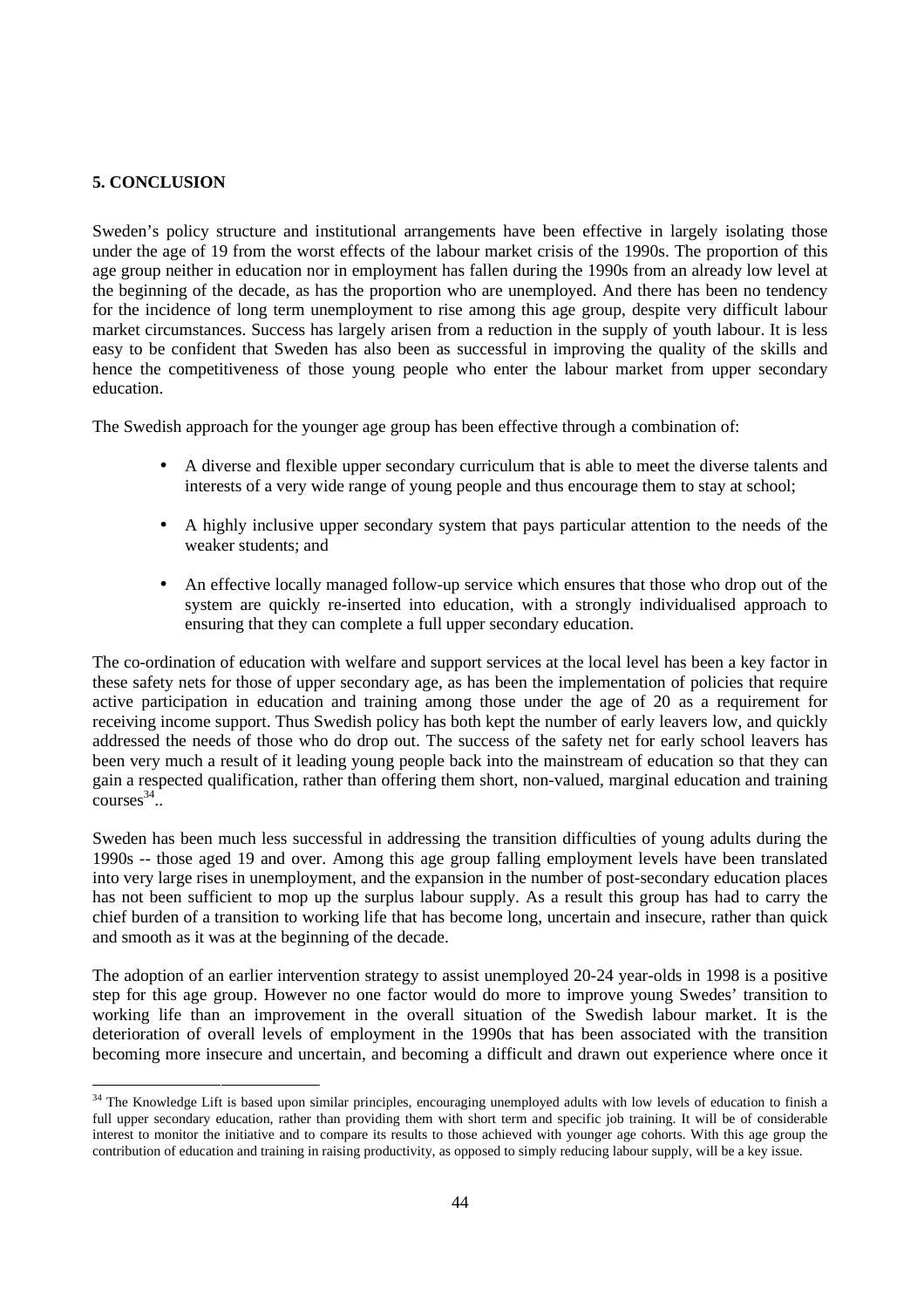## 5. CONCLUSION

Sweden's policy structure and institutional arrangements have been effective in largely isolating those under the age of 19 from the worst effects of the labour market crisis of the 1990s. The proportion of this age group neither in education nor in employment has fallen during the 1990s from an already low level at the beginning of the decade, as has the proportion who are unemployed. And there has been no tendency for the incidence of long term unemployment to rise among this age group, despite very difficult labour market circumstances. Success has largely arisen from a reduction in the supply of youth labour. It is less easy to be confident that Sweden has also been as successful in improving the quality of the skills and hence the competitiveness of those young people who enter the labour market from upper secondary education.

The Swedish approach for the younger age group has been effective through a combination of:

- A diverse and flexible upper secondary curriculum that is able to meet the diverse talents and interests of a very wide range of young people and thus encourage them to stay at school;
- A highly inclusive upper secondary system that pays particular attention to the needs of the weaker students; and
- An effective locally managed follow-up service which ensures that those who drop out of the system are quickly re-inserted into education, with a strongly individualised approach to ensuring that they can complete a full upper secondary education.

The co-ordination of education with welfare and support services at the local level has been a key factor in these safety nets for those of upper secondary age, as has been the implementation of policies that require active participation in education and training among those under the age of 20 as a requirement for receiving income support. Thus Swedish policy has both kept the number of early leavers low, and quickly addressed the needs of those who do drop out. The success of the safety net for early school leavers has been very much a result of it leading young people back into the mainstream of education so that they can gain a respected qualification, rather than offering them short, non-valued, marginal education and training courses[34]..

Sweden has been much less successful in addressing the transition difficulties of young adults during the 1990s -- those aged 19 and over. Among this age group falling employment levels have been translated into very large rises in unemployment, and the expansion in the number of post-secondary education places has not been sufficient to mop up the surplus labour supply. As a result this group has had to carry the chief burden of a transition to working life that has become long, uncertain and insecure, rather than quick and smooth as it was at the beginning of the decade.

The adoption of an earlier intervention strategy to assist unemployed 20-24 year-olds in 1998 is a positive step for this age group. However no one factor would do more to improve young Swedes' transition to working life than an improvement in the overall situation of the Swedish labour market. It is the deterioration of overall levels of employment in the 1990s that has been associated with the transition becoming more insecure and uncertain, and becoming a difficult and drawn out experience where once it

[34] The Knowledge Lift is based upon similar principles, encouraging unemployed adults with low levels of education to finish a full upper secondary education, rather than providing them with short term and specific job training. It will be of considerable interest to monitor the initiative and to compare its results to those achieved with younger age cohorts. With this age group the contribution of education and training in raising productivity, as opposed to simply reducing labour supply, will be a key issue.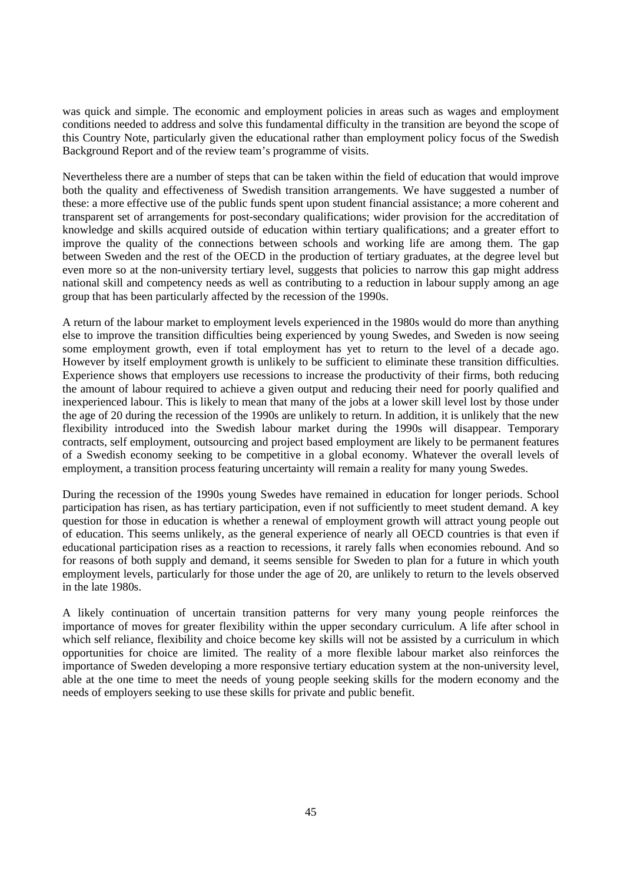was quick and simple. The economic and employment policies in areas such as wages and employment conditions needed to address and solve this fundamental difficulty in the transition are beyond the scope of this Country Note, particularly given the educational rather than employment policy focus of the Swedish Background Report and of the review team's programme of visits.

Nevertheless there are a number of steps that can be taken within the field of education that would improve both the quality and effectiveness of Swedish transition arrangements. We have suggested a number of these: a more effective use of the public funds spent upon student financial assistance; a more coherent and transparent set of arrangements for post-secondary qualifications; wider provision for the accreditation of knowledge and skills acquired outside of education within tertiary qualifications; and a greater effort to improve the quality of the connections between schools and working life are among them. The gap between Sweden and the rest of the OECD in the production of tertiary graduates, at the degree level but even more so at the non-university tertiary level, suggests that policies to narrow this gap might address national skill and competency needs as well as contributing to a reduction in labour supply among an age group that has been particularly affected by the recession of the 1990s.

A return of the labour market to employment levels experienced in the 1980s would do more than anything else to improve the transition difficulties being experienced by young Swedes, and Sweden is now seeing some employment growth, even if total employment has yet to return to the level of a decade ago. However by itself employment growth is unlikely to be sufficient to eliminate these transition difficulties. Experience shows that employers use recessions to increase the productivity of their firms, both reducing the amount of labour required to achieve a given output and reducing their need for poorly qualified and inexperienced labour. This is likely to mean that many of the jobs at a lower skill level lost by those under the age of 20 during the recession of the 1990s are unlikely to return. In addition, it is unlikely that the new flexibility introduced into the Swedish labour market during the 1990s will disappear. Temporary contracts, self employment, outsourcing and project based employment are likely to be permanent features of a Swedish economy seeking to be competitive in a global economy. Whatever the overall levels of employment, a transition process featuring uncertainty will remain a reality for many young Swedes.

During the recession of the 1990s young Swedes have remained in education for longer periods. School participation has risen, as has tertiary participation, even if not sufficiently to meet student demand. A key question for those in education is whether a renewal of employment growth will attract young people out of education. This seems unlikely, as the general experience of nearly all OECD countries is that even if educational participation rises as a reaction to recessions, it rarely falls when economies rebound. And so for reasons of both supply and demand, it seems sensible for Sweden to plan for a future in which youth employment levels, particularly for those under the age of 20, are unlikely to return to the levels observed in the late 1980s.

A likely continuation of uncertain transition patterns for very many young people reinforces the importance of moves for greater flexibility within the upper secondary curriculum. A life after school in which self reliance, flexibility and choice become key skills will not be assisted by a curriculum in which opportunities for choice are limited. The reality of a more flexible labour market also reinforces the importance of Sweden developing a more responsive tertiary education system at the non-university level, able at the one time to meet the needs of young people seeking skills for the modern economy and the needs of employers seeking to use these skills for private and public benefit.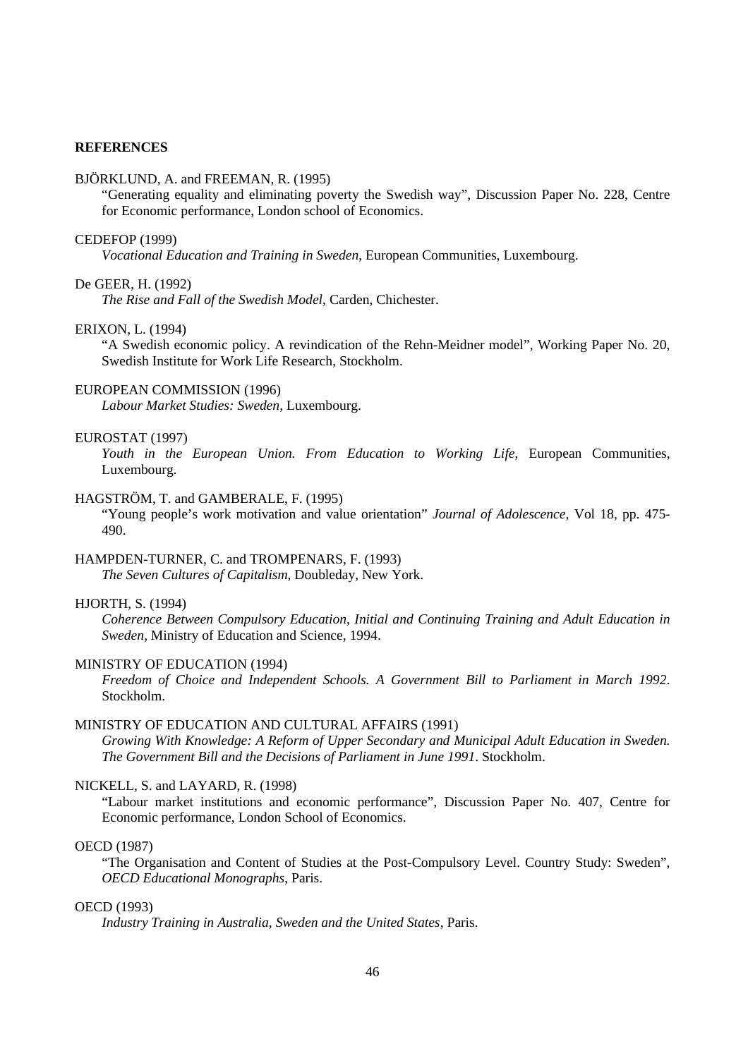**REFERENCES**

BJÖRKLUND, A. and FREEMAN, R. (1995)
"Generating equality and eliminating poverty the Swedish way", Discussion Paper No. 228, Centre for Economic performance, London school of Economics.

CEDEFOP (1999)
*Vocational Education and Training in Sweden*, European Communities, Luxembourg.

De GEER, H. (1992)
*The Rise and Fall of the Swedish Model*, Carden, Chichester.

ERIXON, L. (1994)
"A Swedish economic policy. A revindication of the Rehn-Meidner model", Working Paper No. 20, Swedish Institute for Work Life Research, Stockholm.

EUROPEAN COMMISSION (1996)
*Labour Market Studies: Sweden*, Luxembourg.

EUROSTAT (1997)
*Youth in the European Union. From Education to Working Life*, European Communities, Luxembourg.

HAGSTRÖM, T. and GAMBERALE, F. (1995)
"Young people's work motivation and value orientation" *Journal of Adolescence*, Vol 18, pp. 475-490.

HAMPDEN-TURNER, C. and TROMPENARS, F. (1993)
*The Seven Cultures of Capitalism*, Doubleday, New York.

HJORTH, S. (1994)
*Coherence Between Compulsory Education, Initial and Continuing Training and Adult Education in Sweden*, Ministry of Education and Science, 1994.

MINISTRY OF EDUCATION (1994)
*Freedom of Choice and Independent Schools. A Government Bill to Parliament in March 1992*. Stockholm.

MINISTRY OF EDUCATION AND CULTURAL AFFAIRS (1991)
*Growing With Knowledge: A Reform of Upper Secondary and Municipal Adult Education in Sweden. The Government Bill and the Decisions of Parliament in June 1991*. Stockholm.

NICKELL, S. and LAYARD, R. (1998)
"Labour market institutions and economic performance", Discussion Paper No. 407, Centre for Economic performance, London School of Economics.

OECD (1987)
"The Organisation and Content of Studies at the Post-Compulsory Level. Country Study: Sweden", *OECD Educational Monographs*, Paris.

OECD (1993)
*Industry Training in Australia, Sweden and the United States*, Paris.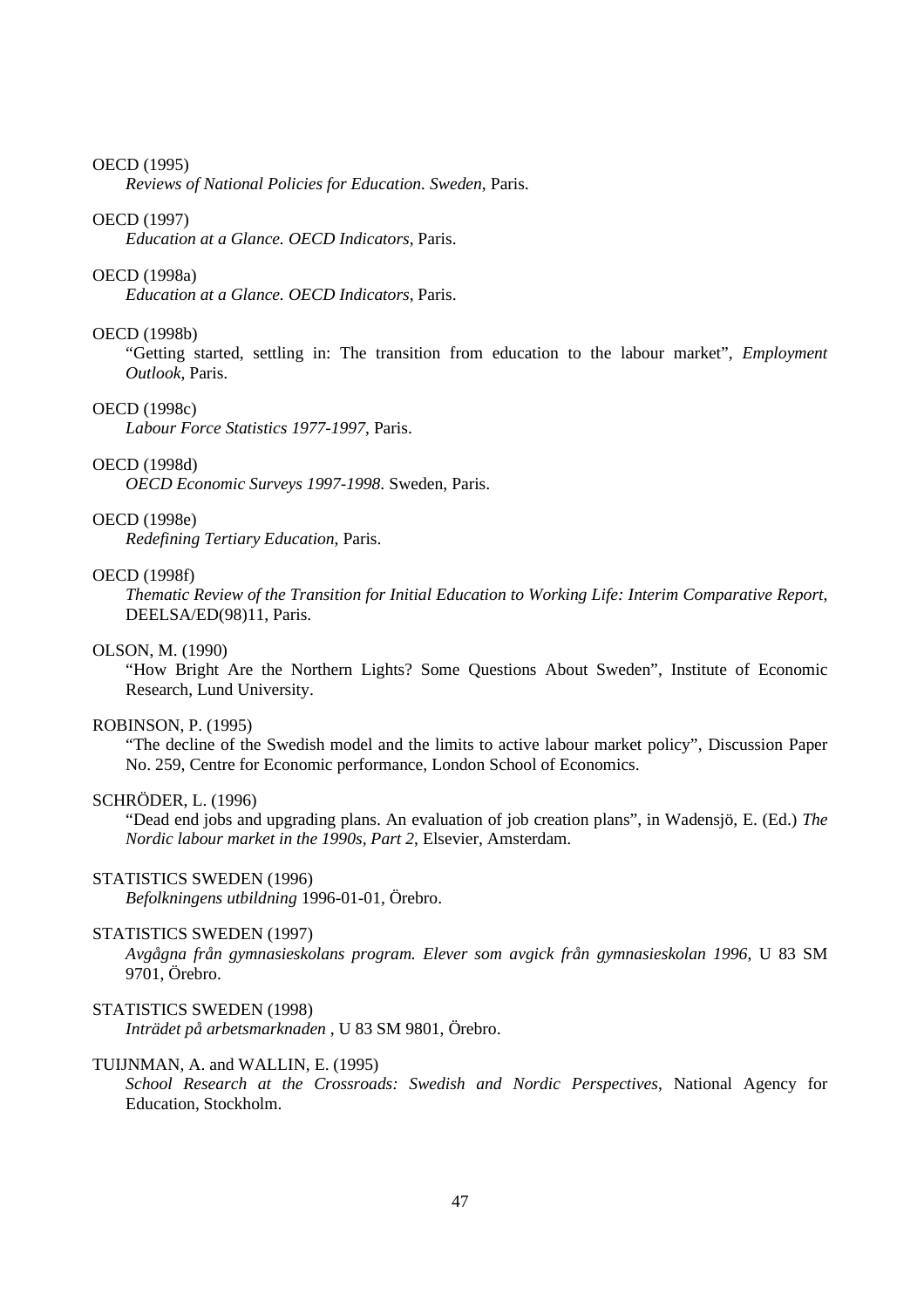OECD (1995)
*Reviews of National Policies for Education. Sweden*, Paris.

OECD (1997)
*Education at a Glance. OECD Indicators*, Paris.

OECD (1998a)
*Education at a Glance. OECD Indicators*, Paris.

OECD (1998b)
"Getting started, settling in: The transition from education to the labour market", *Employment Outlook*, Paris.

OECD (1998c)
*Labour Force Statistics 1977-1997*, Paris.

OECD (1998d)
*OECD Economic Surveys 1997-1998*. Sweden, Paris.

OECD (1998e)
*Redefining Tertiary Education*, Paris.

OECD (1998f)
*Thematic Review of the Transition for Initial Education to Working Life: Interim Comparative Report*, DEELSA/ED(98)11, Paris.

OLSON, M. (1990)
"How Bright Are the Northern Lights? Some Questions About Sweden", Institute of Economic Research, Lund University.

ROBINSON, P. (1995)
"The decline of the Swedish model and the limits to active labour market policy", Discussion Paper No. 259, Centre for Economic performance, London School of Economics.

SCHRÖDER, L. (1996)
"Dead end jobs and upgrading plans. An evaluation of job creation plans", in Wadensjö, E. (Ed.) *The Nordic labour market in the 1990s, Part 2*, Elsevier, Amsterdam.

STATISTICS SWEDEN (1996)
*Befolkningens utbildning* 1996-01-01, Örebro.

STATISTICS SWEDEN (1997)
*Avgågna från gymnasieskolans program. Elever som avgick från gymnasieskolan 1996*, U 83 SM 9701, Örebro.

STATISTICS SWEDEN (1998)
*Inträdet på arbetsmarknaden* , U 83 SM 9801, Örebro.

TUIJNMAN, A. and WALLIN, E. (1995)
*School Research at the Crossroads: Swedish and Nordic Perspectives*, National Agency for Education, Stockholm.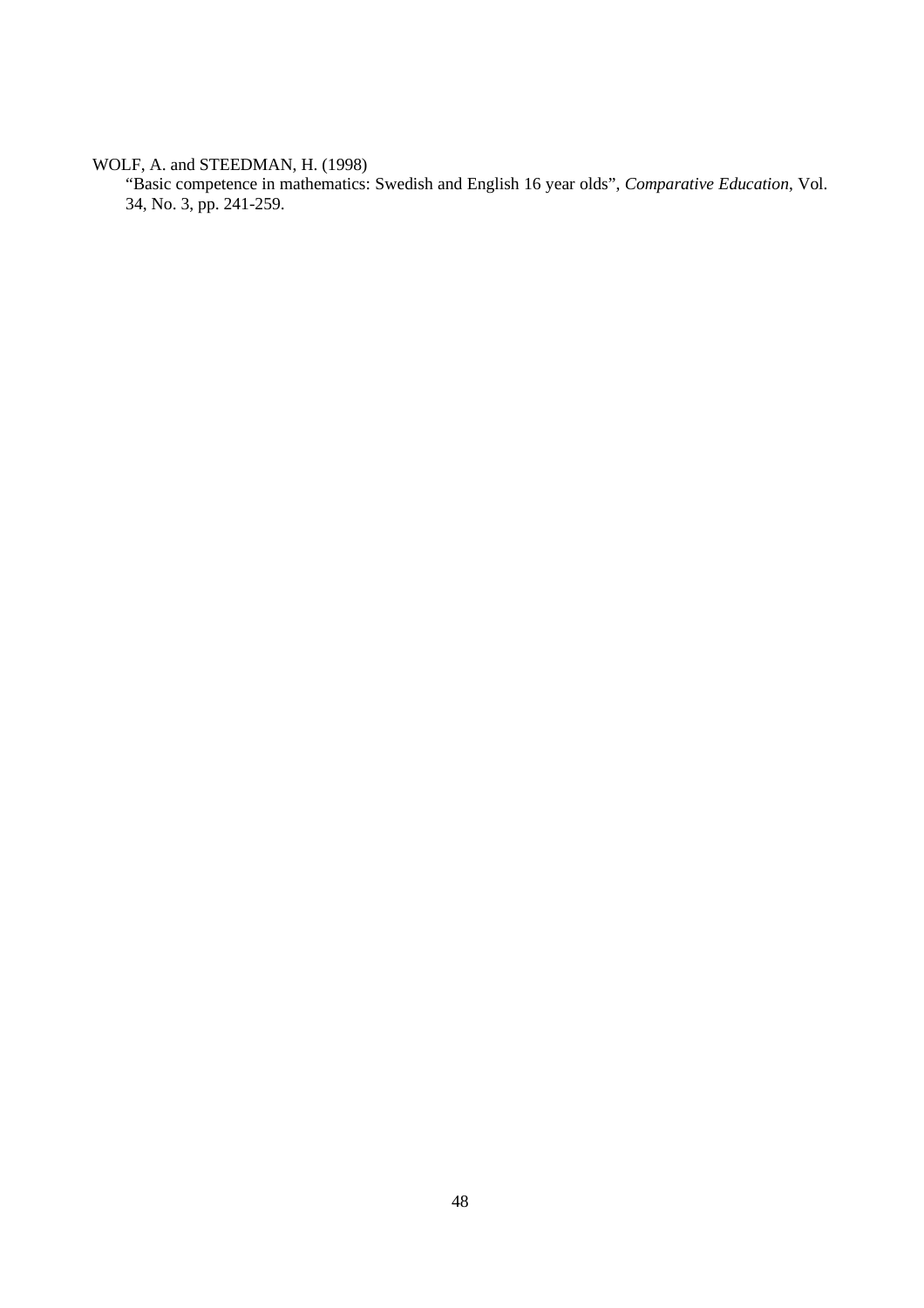WOLF, A. and STEEDMAN, H. (1998)
"Basic competence in mathematics: Swedish and English 16 year olds", *Comparative Education*, Vol. 34, No. 3, pp. 241-259.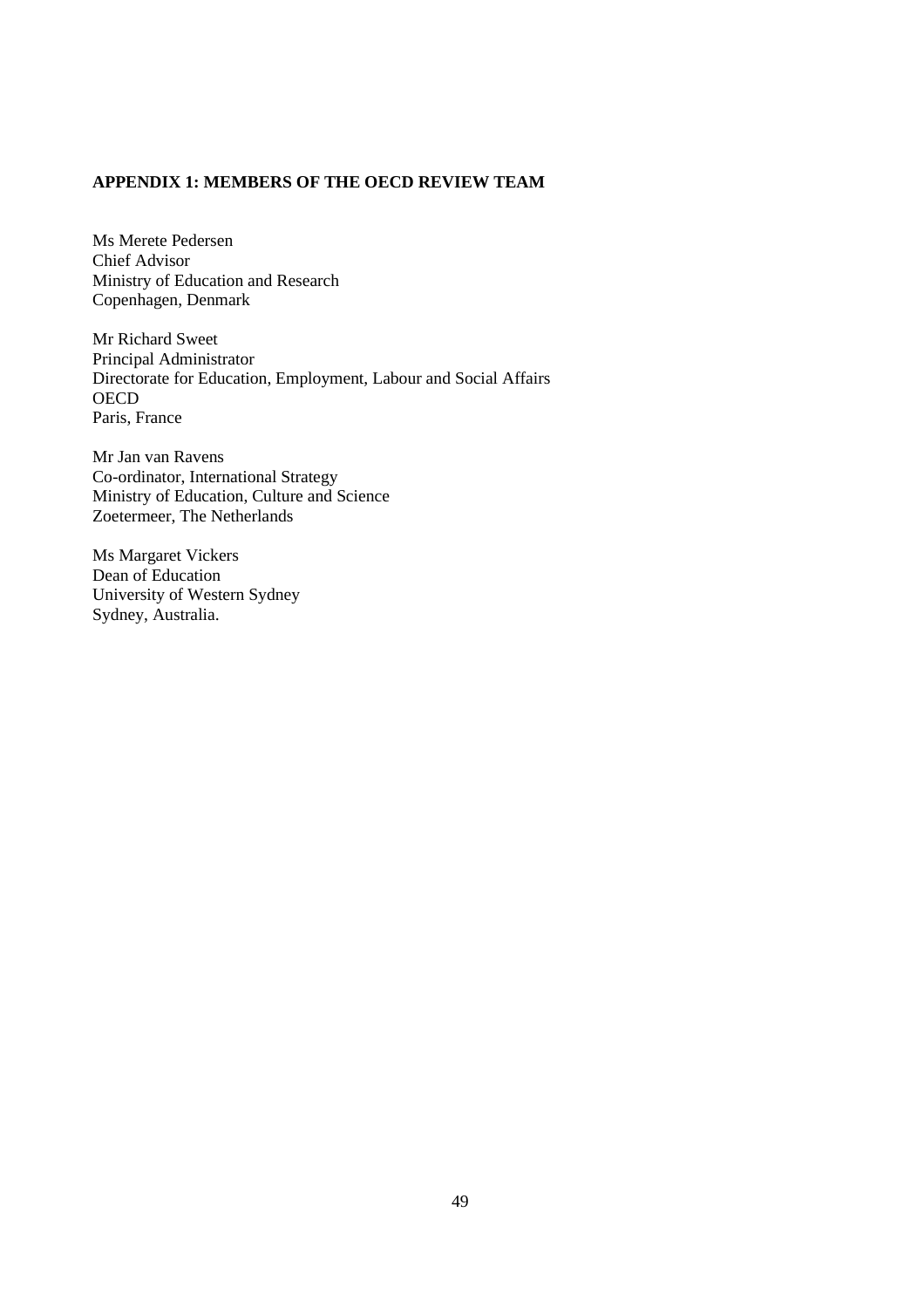## APPENDIX 1: MEMBERS OF THE OECD REVIEW TEAM

Ms Merete Pedersen
Chief Advisor
Ministry of Education and Research
Copenhagen, Denmark

Mr Richard Sweet
Principal Administrator
Directorate for Education, Employment, Labour and Social Affairs
OECD
Paris, France

Mr Jan van Ravens
Co-ordinator, International Strategy
Ministry of Education, Culture and Science
Zoetermeer, The Netherlands

Ms Margaret Vickers
Dean of Education
University of Western Sydney
Sydney, Australia.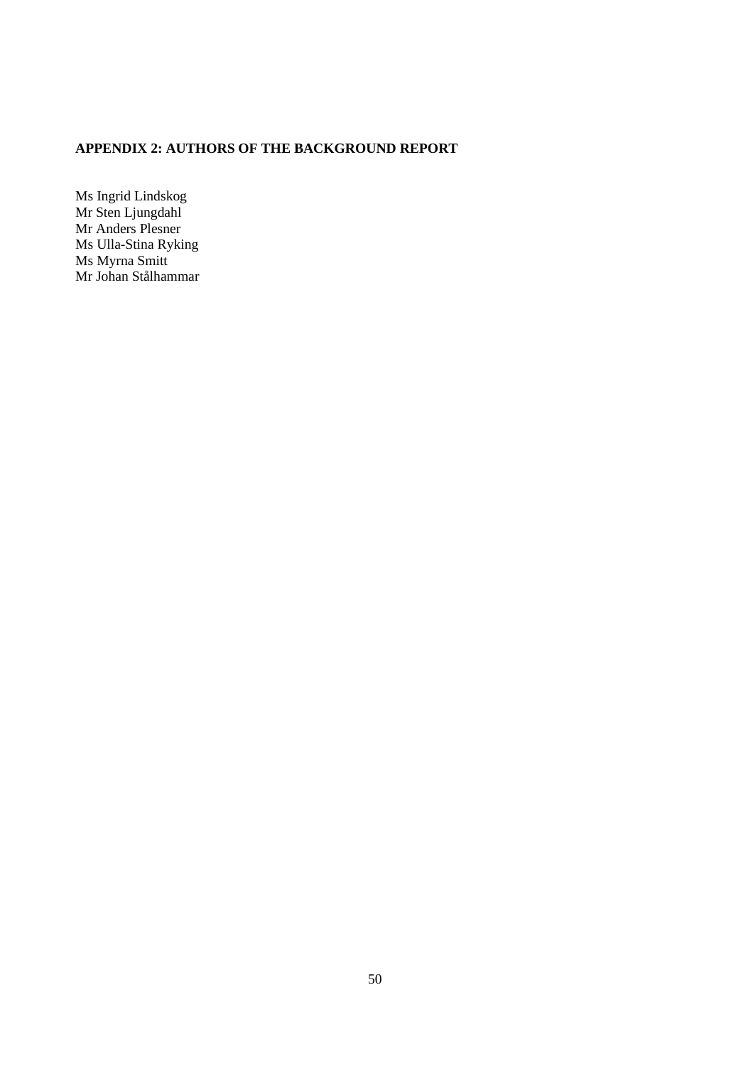**APPENDIX 2: AUTHORS OF THE BACKGROUND REPORT**

Ms Ingrid Lindskog  
Mr Sten Ljungdahl  
Mr Anders Plesner  
Ms Ulla-Stina Ryking  
Ms Myrna Smitt  
Mr Johan Stålhammar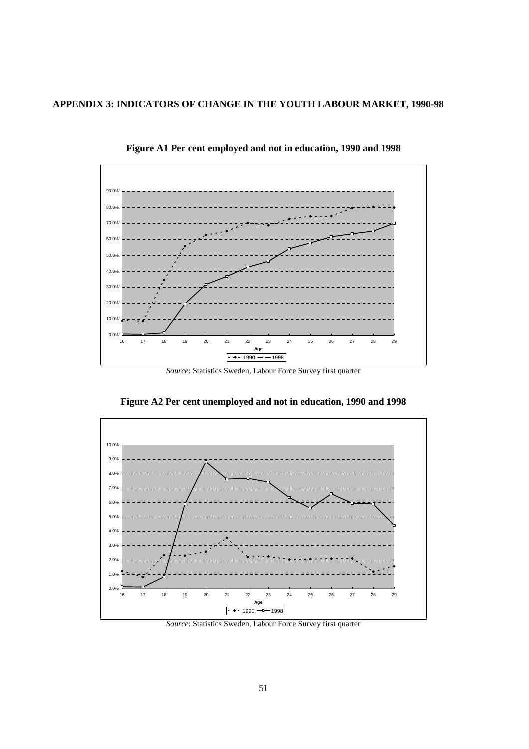# APPENDIX 3: INDICATORS OF CHANGE IN THE YOUTH LABOUR MARKET, 1990-98

**Figure A1 Per cent employed and not in education, 1990 and 1998**

*Source*: Statistics Sweden, Labour Force Survey first quarter

**Figure A2 Per cent unemployed and not in education, 1990 and 1998**

*Source*: Statistics Sweden, Labour Force Survey first quarter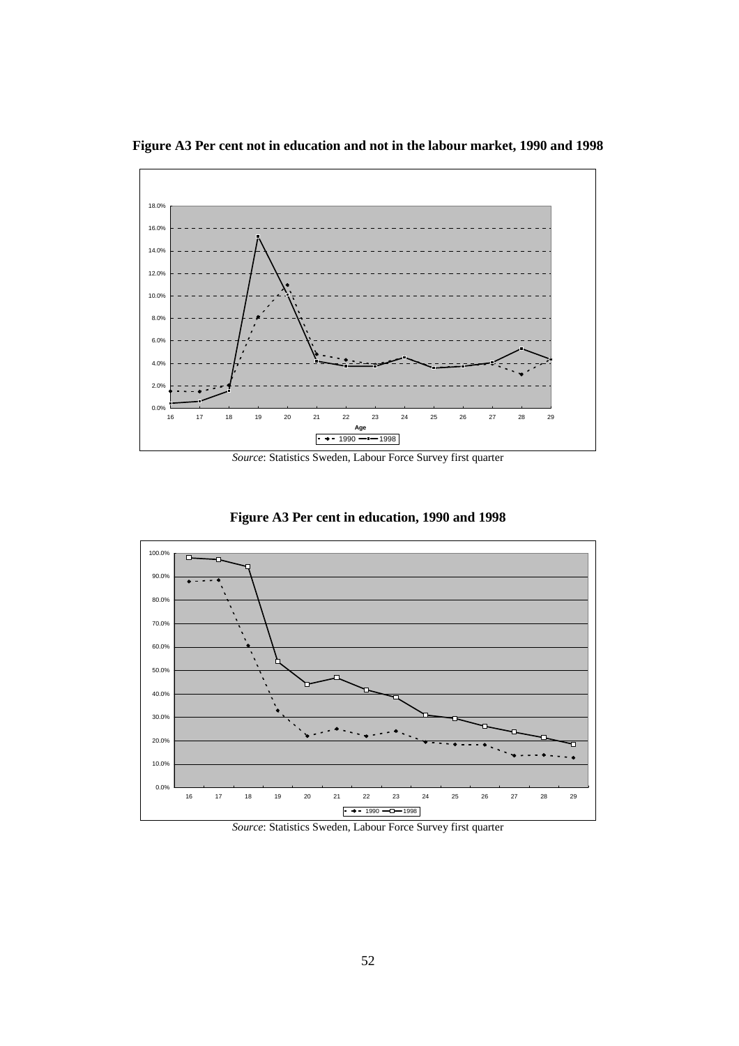**Figure A3 Per cent not in education and not in the labour market, 1990 and 1998**

18.0%
16.0%
14.0%
12.0%
10.0%
8.0%
6.0%
4.0%
2.0%
0.0%

16 17 18 19 20 21 22 23 24 25 26 27 28 29

Age

1990 1998

*Source*: Statistics Sweden, Labour Force Survey first quarter

**Figure A3 Per cent in education, 1990 and 1998**

100.0%
90.0%
80.0%
70.0%
60.0%
50.0%
40.0%
30.0%
20.0%
10.0%
0.0%

16 17 18 19 20 21 22 23 24 25 26 27 28 29

1990 1998

*Source*: Statistics Sweden, Labour Force Survey first quarter